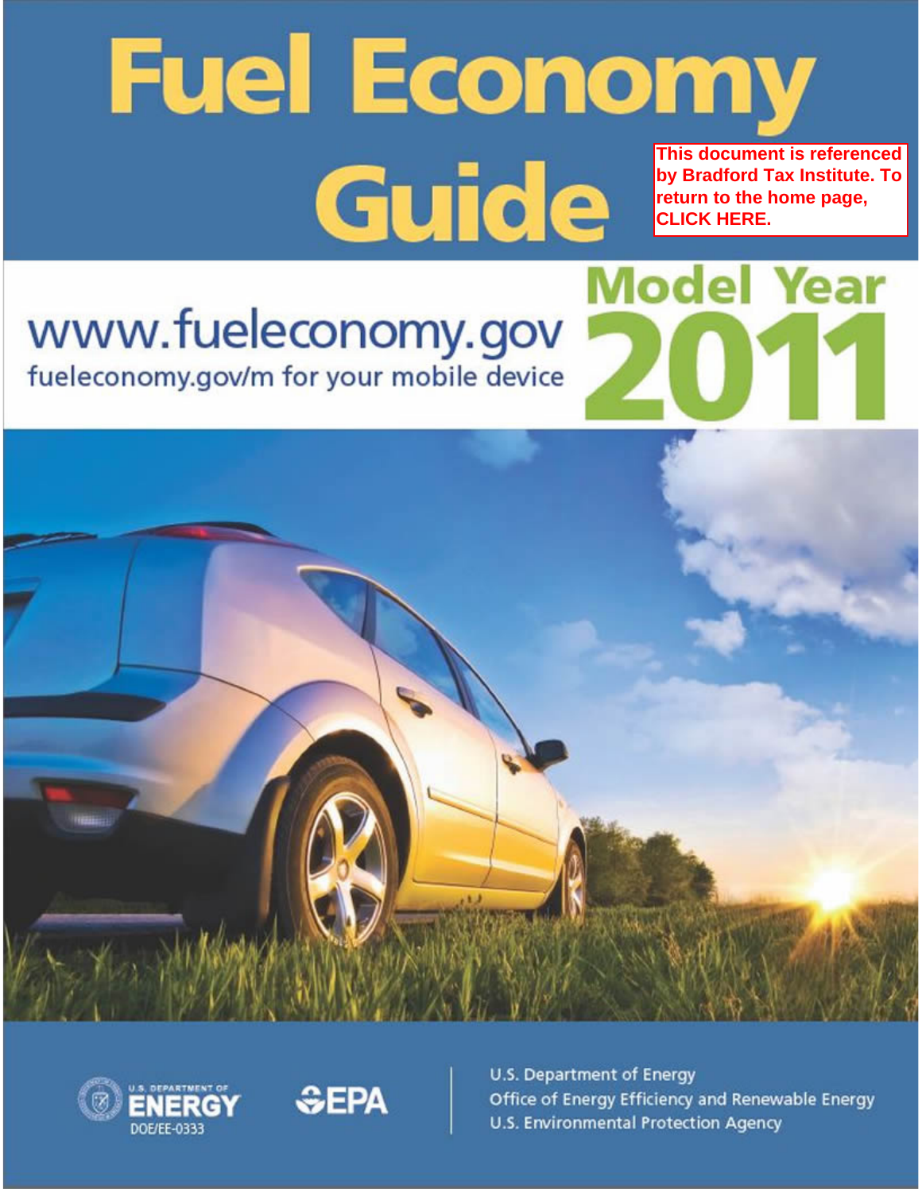# Fuel Economy Guide

This document is referenced by Bradford Tax Institute. To return to the home page, CLICK HERE.

## Model Year 2011

www.fueleconomy.gov

fueleconomy.gov/m for your mobile device

U.S. DEPARTMENT OF ENERGY

DOE/EE-0333

EPA

U.S. Department of Energy

Office of Energy Efficiency and Renewable Energy

U.S. Environmental Protection Agency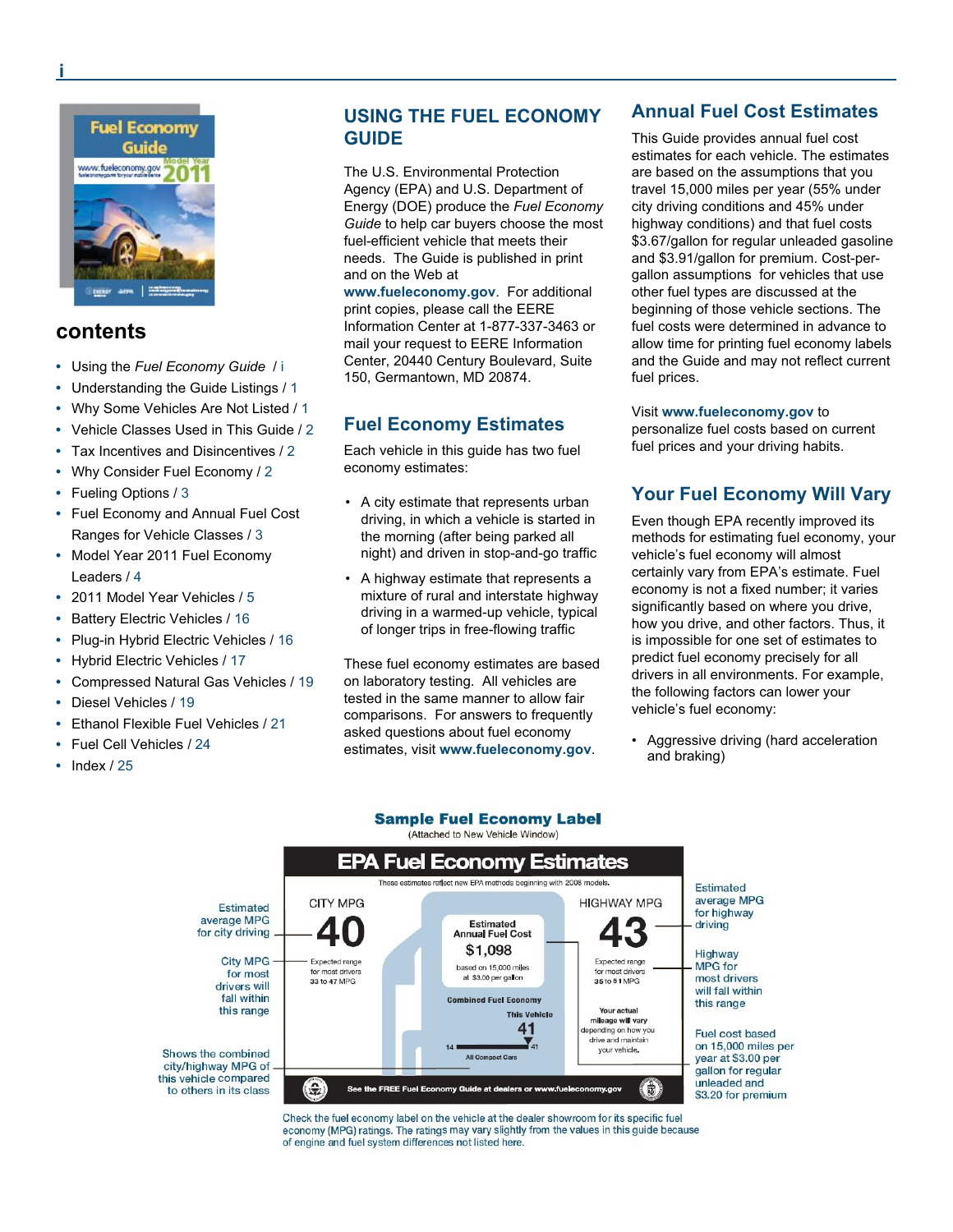## contents

- Using the *Fuel Economy Guide* / i
- Understanding the Guide Listings / 1
- Why Some Vehicles Are Not Listed / 1
- Vehicle Classes Used in This Guide / 2
- Tax Incentives and Disincentives / 2
- Why Consider Fuel Economy / 2
- Fueling Options / 3
- Fuel Economy and Annual Fuel Cost Ranges for Vehicle Classes / 3
- Model Year 2011 Fuel Economy Leaders / 4
- 2011 Model Year Vehicles / 5
- Battery Electric Vehicles / 16
- Plug-in Hybrid Electric Vehicles / 16
- Hybrid Electric Vehicles / 17
- Compressed Natural Gas Vehicles / 19
- Diesel Vehicles / 19
- Ethanol Flexible Fuel Vehicles / 21
- Fuel Cell Vehicles / 24
- Index / 25

## USING THE FUEL ECONOMY GUIDE

The U.S. Environmental Protection Agency (EPA) and U.S. Department of Energy (DOE) produce the *Fuel Economy Guide* to help car buyers choose the most fuel-efficient vehicle that meets their needs. The Guide is published in print and on the Web at **www.fueleconomy.gov**. For additional print copies, please call the EERE Information Center at 1-877-337-3463 or mail your request to EERE Information Center, 20440 Century Boulevard, Suite 150, Germantown, MD 20874.

## Fuel Economy Estimates

Each vehicle in this guide has two fuel economy estimates:

- A city estimate that represents urban driving, in which a vehicle is started in the morning (after being parked all night) and driven in stop-and-go traffic
- A highway estimate that represents a mixture of rural and interstate highway driving in a warmed-up vehicle, typical of longer trips in free-flowing traffic

These fuel economy estimates are based on laboratory testing. All vehicles are tested in the same manner to allow fair comparisons. For answers to frequently asked questions about fuel economy estimates, visit **www.fueleconomy.gov**.

## Annual Fuel Cost Estimates

This Guide provides annual fuel cost estimates for each vehicle. The estimates are based on the assumptions that you travel 15,000 miles per year (55% under city driving conditions and 45% under highway conditions) and that fuel costs $3.67/gallon for regular unleaded gasoline and $3.91/gallon for premium. Cost-per-gallon assumptions for vehicles that use other fuel types are discussed at the beginning of those vehicle sections. The fuel costs were determined in advance to allow time for printing fuel economy labels and the Guide and may not reflect current fuel prices.

Visit **www.fueleconomy.gov** to personalize fuel costs based on current fuel prices and your driving habits.

## Your Fuel Economy Will Vary

Even though EPA recently improved its methods for estimating fuel economy, your vehicle's fuel economy will almost certainly vary from EPA's estimate. Fuel economy is not a fixed number; it varies significantly based on where you drive, how you drive, and other factors. Thus, it is impossible for one set of estimates to predict fuel economy precisely for all drivers in all environments. For example, the following factors can lower your vehicle's fuel economy:

- Aggressive driving (hard acceleration and braking)

### Sample Fuel Economy Label

(Attached to New Vehicle Window)

**EPA Fuel Economy Estimates**

These estimates reflect new EPA methods beginning with 2008 models.

- CITY MPG: 40 — Expected range for most drivers 33 to 47 MPG
- HIGHWAY MPG: 43 — Expected range for most drivers 35 to 51 MPG
- Estimated Annual Fuel Cost: $1,098 — based on 15,000 miles at $3.00 per gallon
- Combined Fuel Economy: This Vehicle 41 (All Compact Cars range 14 to 41)
- Your actual mileage will vary depending on how you drive and maintain your vehicle.
- See the FREE Fuel Economy Guide at dealers or www.fueleconomy.gov

Label callouts:

- Estimated average MPG for city driving
- City MPG for most drivers will fall within this range
- Shows the combined city/highway MPG of this vehicle compared to others in its class
- Estimated average MPG for highway driving
- Highway MPG for most drivers will fall within this range
- Fuel cost based on 15,000 miles per year at $3.00 per gallon for regular unleaded and $3.20 for premium

Check the fuel economy label on the vehicle at the dealer showroom for its specific fuel economy (MPG) ratings. The ratings may vary slightly from the values in this guide because of engine and fuel system differences not listed here.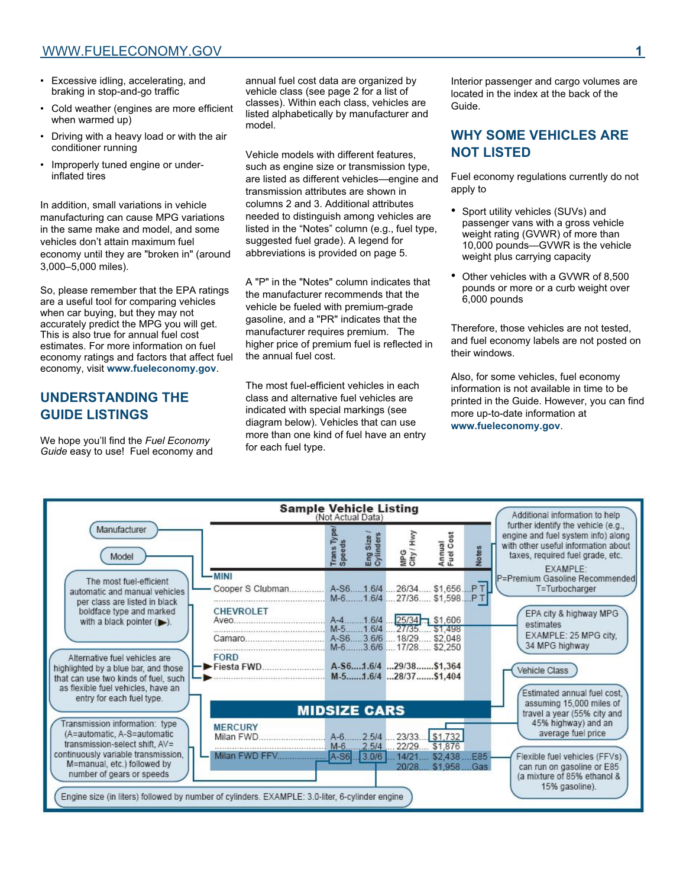- Excessive idling, accelerating, and braking in stop-and-go traffic
- Cold weather (engines are more efficient when warmed up)
- Driving with a heavy load or with the air conditioner running
- Improperly tuned engine or under-inflated tires

In addition, small variations in vehicle manufacturing can cause MPG variations in the same make and model, and some vehicles don't attain maximum fuel economy until they are "broken in" (around 3,000–5,000 miles).

So, please remember that the EPA ratings are a useful tool for comparing vehicles when car buying, but they may not accurately predict the MPG you will get. This is also true for annual fuel cost estimates. For more information on fuel economy ratings and factors that affect fuel economy, visit **www.fueleconomy.gov**.

## UNDERSTANDING THE GUIDE LISTINGS

We hope you'll find the *Fuel Economy Guide* easy to use! Fuel economy and annual fuel cost data are organized by vehicle class (see page 2 for a list of classes). Within each class, vehicles are listed alphabetically by manufacturer and model.

Vehicle models with different features, such as engine size or transmission type, are listed as different vehicles—engine and transmission attributes are shown in columns 2 and 3. Additional attributes needed to distinguish among vehicles are listed in the "Notes" column (e.g., fuel type, suggested fuel grade). A legend for abbreviations is provided on page 5.

A "P" in the "Notes" column indicates that the manufacturer recommends that the vehicle be fueled with premium-grade gasoline, and a "PR" indicates that the manufacturer requires premium. The higher price of premium fuel is reflected in the annual fuel cost.

The most fuel-efficient vehicles in each class and alternative fuel vehicles are indicated with special markings (see diagram below). Vehicles that can use more than one kind of fuel have an entry for each fuel type.

Interior passenger and cargo volumes are located in the index at the back of the Guide.

## WHY SOME VEHICLES ARE NOT LISTED

Fuel economy regulations currently do not apply to

- Sport utility vehicles (SUVs) and passenger vans with a gross vehicle weight rating (GVWR) of more than 10,000 pounds—GVWR is the vehicle weight plus carrying capacity
- Other vehicles with a GVWR of 8,500 pounds or more or a curb weight over 6,000 pounds

Therefore, those vehicles are not tested, and fuel economy labels are not posted on their windows.

Also, for some vehicles, fuel economy information is not available in time to be printed in the Guide. However, you can find more up-to-date information at **www.fueleconomy.gov**.

### Sample Vehicle Listing
(Not Actual Data)

| | Trans Type/ Speeds | Eng Size / Cylinders | MPG City / Hwy | Annual Fuel Cost | Notes |
|---|---|---|---|---|---|
| **MINI** | | | | | |
| Cooper S Clubman | A-S6 | 1.6/4 | 26/34 | $1,656 | P T |
| | M-6 | 1.6/4 | 27/36 | $1,598 | P T |
| **CHEVROLET** | | | | | |
| Aveo | A-4 | 1.6/4 | 25/34 | $1,606 | |
| | M-5 | 1.6/4 | 27/35 | $1,498 | |
| Camaro | A-S6 | 3.6/6 | 18/29 | $2,048 | |
| | M-6 | 3.6/6 | 17/28 | $2,250 | |
| **FORD** | | | | | |
| ► **Fiesta FWD** | **A-S6** | **1.6/4** | **29/38** | **$1,364** | |
| ► | **M-5** | **1.6/4** | **28/37** | **$1,404** | |
| **MIDSIZE CARS** | | | | | |
| **MERCURY** | | | | | |
| Milan FWD | A-6 | 2.5/4 | 23/33 | $1,732 | |
| | M-6 | 2.5/4 | 22/29 | $1,876 | |
| Milan FWD FFV | A-S6 | 3.0/6 | 14/21 | $2,438 | E85 |
| | | | 20/28 | $1,958 | Gas |

- Manufacturer
- Model
- The most fuel-efficient automatic and manual vehicles per class are listed in black boldface type and marked with a black pointer (►).
- Alternative fuel vehicles are highlighted by a blue bar, and those that can use two kinds of fuel, such as flexible fuel vehicles, have an entry for each fuel type.
- Transmission information: type (A=automatic, A-S=automatic transmission-select shift, AV= continuously variable transmission, M=manual, etc.) followed by number of gears or speeds
- Engine size (in liters) followed by number of cylinders. EXAMPLE: 3.0-liter, 6-cylinder engine
- Additional information to help further identify the vehicle (e.g., engine and fuel system info) along with other useful information about taxes, required fuel grade, etc. EXAMPLE: P=Premium Gasoline Recommended T=Turbocharger
- EPA city & highway MPG estimates EXAMPLE: 25 MPG city, 34 MPG highway
- Vehicle Class
- Estimated annual fuel cost, assuming 15,000 miles of travel a year (55% city and 45% highway) and an average fuel price
- Flexible fuel vehicles (FFVs) can run on gasoline or E85 (a mixture of 85% ethanol & 15% gasoline).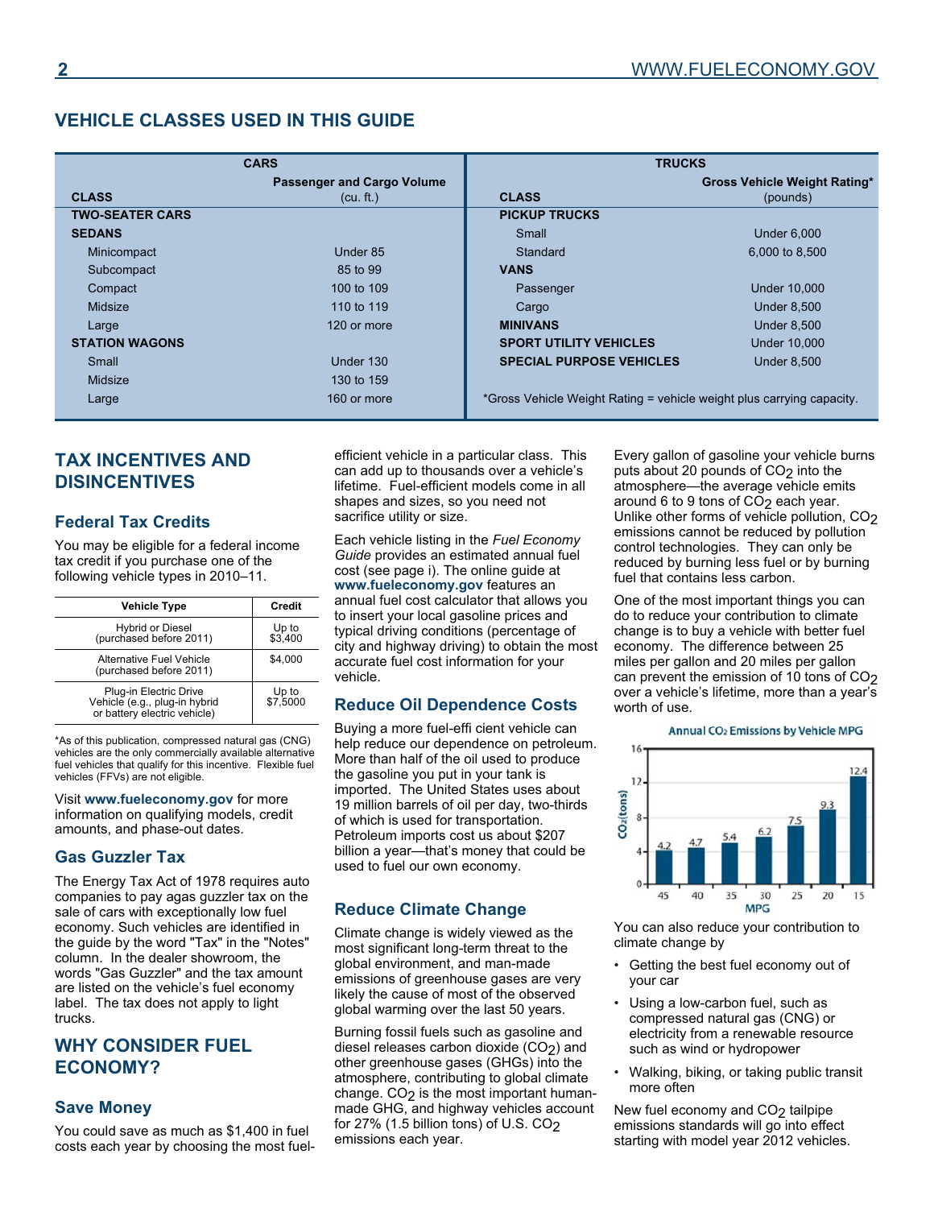## VEHICLE CLASSES USED IN THIS GUIDE

| CARS | | TRUCKS | |
|---|---|---|---|
| CLASS | Passenger and Cargo Volume (cu. ft.) | CLASS | Gross Vehicle Weight Rating* (pounds) |
| **TWO-SEATER CARS** | | **PICKUP TRUCKS** | |
| **SEDANS** | | Small | Under 6,000 |
| Minicompact | Under 85 | Standard | 6,000 to 8,500 |
| Subcompact | 85 to 99 | **VANS** | |
| Compact | 100 to 109 | Passenger | Under 10,000 |
| Midsize | 110 to 119 | Cargo | Under 8,500 |
| Large | 120 or more | **MINIVANS** | Under 8,500 |
| **STATION WAGONS** | | **SPORT UTILITY VEHICLES** | Under 10,000 |
| Small | Under 130 | **SPECIAL PURPOSE VEHICLES** | Under 8,500 |
| Midsize | 130 to 159 | | |
| Large | 160 or more | | |

*Gross Vehicle Weight Rating = vehicle weight plus carrying capacity.

## TAX INCENTIVES AND DISINCENTIVES

### Federal Tax Credits

You may be eligible for a federal income tax credit if you purchase one of the following vehicle types in 2010–11.

| Vehicle Type | Credit |
|---|---|
| Hybrid or Diesel (purchased before 2011) | Up to $3,400 |
| Alternative Fuel Vehicle (purchased before 2011) | $4,000 |
| Plug-in Electric Drive Vehicle (e.g., plug-in hybrid or battery electric vehicle) | Up to $7,5000 |

*As of this publication, compressed natural gas (CNG) vehicles are the only commercially available alternative fuel vehicles that qualify for this incentive. Flexible fuel vehicles (FFVs) are not eligible.

Visit **www.fueleconomy.gov** for more information on qualifying models, credit amounts, and phase-out dates.

### Gas Guzzler Tax

The Energy Tax Act of 1978 requires auto companies to pay agas guzzler tax on the sale of cars with exceptionally low fuel economy. Such vehicles are identified in the guide by the word "Tax" in the "Notes" column. In the dealer showroom, the words "Gas Guzzler" and the tax amount are listed on the vehicle's fuel economy label. The tax does not apply to light trucks.

## WHY CONSIDER FUEL ECONOMY?

### Save Money

You could save as much as $1,400 in fuel costs each year by choosing the most fuel-efficient vehicle in a particular class. This can add up to thousands over a vehicle's lifetime. Fuel-efficient models come in all shapes and sizes, so you need not sacrifice utility or size.

Each vehicle listing in the *Fuel Economy Guide* provides an estimated annual fuel cost (see page i). The online guide at **www.fueleconomy.gov** features an annual fuel cost calculator that allows you to insert your local gasoline prices and typical driving conditions (percentage of city and highway driving) to obtain the most accurate fuel cost information for your vehicle.

### Reduce Oil Dependence Costs

Buying a more fuel-effi cient vehicle can help reduce our dependence on petroleum. More than half of the oil used to produce the gasoline you put in your tank is imported. The United States uses about 19 million barrels of oil per day, two-thirds of which is used for transportation. Petroleum imports cost us about $207 billion a year—that's money that could be used to fuel our own economy.

### Reduce Climate Change

Climate change is widely viewed as the most significant long-term threat to the global environment, and man-made emissions of greenhouse gases are very likely the cause of most of the observed global warming over the last 50 years.

Burning fossil fuels such as gasoline and diesel releases carbon dioxide ($CO_2$) and other greenhouse gases (GHGs) into the atmosphere, contributing to global climate change. $CO_2$ is the most important human-made GHG, and highway vehicles account for 27% (1.5 billion tons) of U.S. $CO_2$ emissions each year.

Every gallon of gasoline your vehicle burns puts about 20 pounds of $CO_2$ into the atmosphere—the average vehicle emits around 6 to 9 tons of $CO_2$ each year. Unlike other forms of vehicle pollution, $CO_2$ emissions cannot be reduced by pollution control technologies. They can only be reduced by burning less fuel or by burning fuel that contains less carbon.

One of the most important things you can do to reduce your contribution to climate change is to buy a vehicle with better fuel economy. The difference between 25 miles per gallon and 20 miles per gallon can prevent the emission of 10 tons of $CO_2$ over a vehicle's lifetime, more than a year's worth of use.

**Annual $CO_2$ Emissions by Vehicle MPG**

| MPG | $CO_2$ (tons) |
|---|---|
| 45 | 4.2 |
| 40 | 4.7 |
| 35 | 5.4 |
| 30 | 6.2 |
| 25 | 7.5 |
| 20 | 9.3 |
| 15 | 12.4 |

You can also reduce your contribution to climate change by

- Getting the best fuel economy out of your car
- Using a low-carbon fuel, such as compressed natural gas (CNG) or electricity from a renewable resource such as wind or hydropower
- Walking, biking, or taking public transit more often

New fuel economy and $CO_2$ tailpipe emissions standards will go into effect starting with model year 2012 vehicles.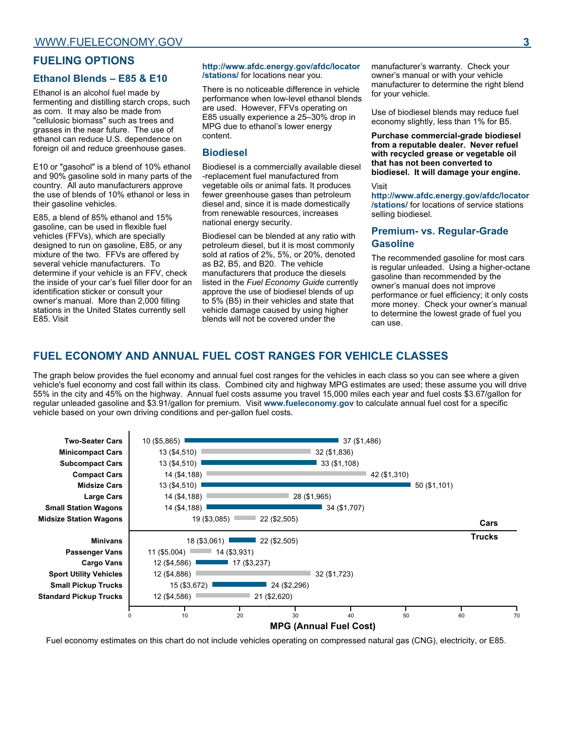## FUELING OPTIONS

### Ethanol Blends – E85 & E10

Ethanol is an alcohol fuel made by fermenting and distilling starch crops, such as corn. It may also be made from "cellulosic biomass" such as trees and grasses in the near future. The use of ethanol can reduce U.S. dependence on foreign oil and reduce greenhouse gases.

E10 or "gasohol" is a blend of 10% ethanol and 90% gasoline sold in many parts of the country. All auto manufacturers approve the use of blends of 10% ethanol or less in their gasoline vehicles.

E85, a blend of 85% ethanol and 15% gasoline, can be used in flexible fuel vehicles (FFVs), which are specially designed to run on gasoline, E85, or any mixture of the two. FFVs are offered by several vehicle manufacturers. To determine if your vehicle is an FFV, check the inside of your car's fuel filler door for an identification sticker or consult your owner's manual. More than 2,000 filling stations in the United States currently sell E85. Visit **http://www.afdc.energy.gov/afdc/locator/stations/** for locations near you.

There is no noticeable difference in vehicle performance when low-level ethanol blends are used. However, FFVs operating on E85 usually experience a 25–30% drop in MPG due to ethanol's lower energy content.

### Biodiesel

Biodiesel is a commercially available diesel-replacement fuel manufactured from vegetable oils or animal fats. It produces fewer greenhouse gases than petroleum diesel and, since it is made domestically from renewable resources, increases national energy security.

Biodiesel can be blended at any ratio with petroleum diesel, but it is most commonly sold at ratios of 2%, 5%, or 20%, denoted as B2, B5, and B20. The vehicle manufacturers that produce the diesels listed in the *Fuel Economy Guide* currently approve the use of biodiesel blends of up to 5% (B5) in their vehicles and state that vehicle damage caused by using higher blends will not be covered under the manufacturer's warranty. Check your owner's manual or with your vehicle manufacturer to determine the right blend for your vehicle.

Use of biodiesel blends may reduce fuel economy slightly, less than 1% for B5.

**Purchase commercial-grade biodiesel from a reputable dealer. Never refuel with recycled grease or vegetable oil that has not been converted to biodiesel. It will damage your engine.**

Visit **http://www.afdc.energy.gov/afdc/locator/stations/** for locations of service stations selling biodiesel.

### Premium- vs. Regular-Grade Gasoline

The recommended gasoline for most cars is regular unleaded. Using a higher-octane gasoline than recommended by the owner's manual does not improve performance or fuel efficiency; it only costs more money. Check your owner's manual to determine the lowest grade of fuel you can use.

## FUEL ECONOMY AND ANNUAL FUEL COST RANGES FOR VEHICLE CLASSES

The graph below provides the fuel economy and annual fuel cost ranges for the vehicles in each class so you can see where a given vehicle's fuel economy and cost fall within its class. Combined city and highway MPG estimates are used; these assume you will drive 55% in the city and 45% on the highway. Annual fuel costs assume you travel 15,000 miles each year and fuel costs $3.67/gallon for regular unleaded gasoline and $3.91/gallon for premium. Visit **www.fueleconomy.gov** to calculate annual fuel cost for a specific vehicle based on your own driving conditions and per-gallon fuel costs.

| Vehicle Class | Group | Low MPG (Annual Fuel Cost) | High MPG (Annual Fuel Cost) |
|---|---|---|---|
| Two-Seater Cars | Cars | 10 ($5,865) | 37 ($1,486) |
| Minicompact Cars | Cars | 13 ($4,510) | 32 ($1,836) |
| Subcompact Cars | Cars | 13 ($4,510) | 33 ($1,108) |
| Compact Cars | Cars | 14 ($4,188) | 42 ($1,310) |
| Midsize Cars | Cars | 13 ($4,510) | 50 ($1,101) |
| Large Cars | Cars | 14 ($4,188) | 28 ($1,965) |
| Small Station Wagons | Cars | 14 ($4,188) | 34 ($1,707) |
| Midsize Station Wagons | Cars | 19 ($3,085) | 22 ($2,505) |
| Minivans | Trucks | 18 ($3,061) | 22 ($2,505) |
| Passenger Vans | Trucks | 11 ($5,004) | 14 ($3,931) |
| Cargo Vans | Trucks | 12 ($4,586) | 17 ($3,237) |
| Sport Utility Vehicles | Trucks | 12 ($4,886) | 32 ($1,723) |
| Small Pickup Trucks | Trucks | 15 ($3,672) | 24 ($2,296) |
| Standard Pickup Trucks | Trucks | 12 ($4,586) | 21 ($2,620) |

MPG (Annual Fuel Cost)

Fuel economy estimates on this chart do not include vehicles operating on compressed natural gas (CNG), electricity, or E85.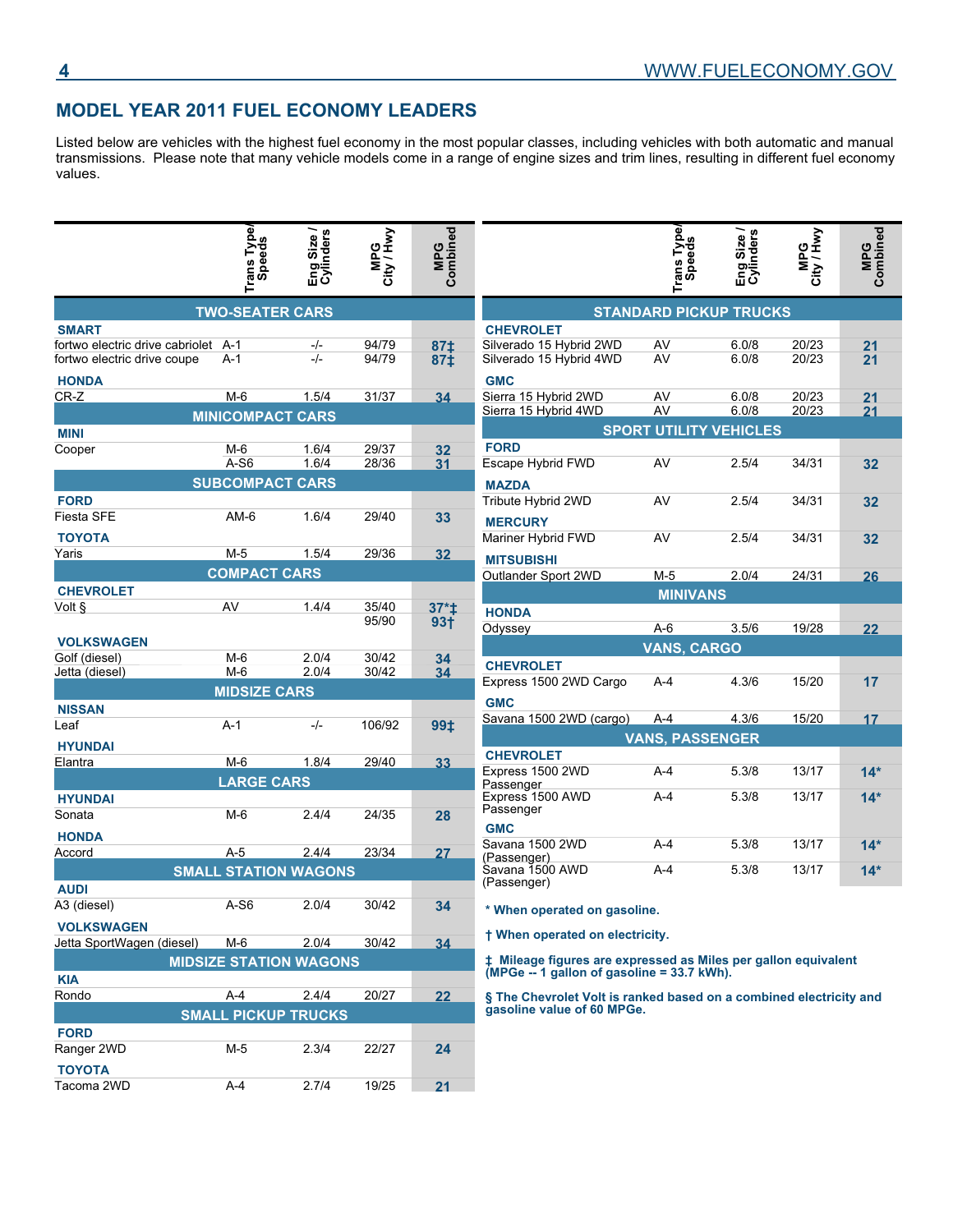## MODEL YEAR 2011 FUEL ECONOMY LEADERS

Listed below are vehicles with the highest fuel economy in the most popular classes, including vehicles with both automatic and manual transmissions. Please note that many vehicle models come in a range of engine sizes and trim lines, resulting in different fuel economy values.

| | Trans Type/ Speeds | Eng Size / Cylinders | MPG City / Hwy | MPG Combined |
|---|---|---|---|---|
| **TWO-SEATER CARS** | | | | |
| **SMART** | | | | |
| fortwo electric drive cabriolet | A-1 | -/- | 94/79 | **87‡** |
| fortwo electric drive coupe | A-1 | -/- | 94/79 | **87‡** |
| **HONDA** | | | | |
| CR-Z | M-6 | 1.5/4 | 31/37 | **34** |
| **MINICOMPACT CARS** | | | | |
| **MINI** | | | | |
| Cooper | M-6 | 1.6/4 | 29/37 | **32** |
| | A-S6 | 1.6/4 | 28/36 | **31** |
| **SUBCOMPACT CARS** | | | | |
| **FORD** | | | | |
| Fiesta SFE | AM-6 | 1.6/4 | 29/40 | **33** |
| **TOYOTA** | | | | |
| Yaris | M-5 | 1.5/4 | 29/36 | **32** |
| **COMPACT CARS** | | | | |
| **CHEVROLET** | | | | |
| Volt § | AV | 1.4/4 | 35/40 | **37*‡** |
| | | | 95/90 | **93†** |
| **VOLKSWAGEN** | | | | |
| Golf (diesel) | M-6 | 2.0/4 | 30/42 | **34** |
| Jetta (diesel) | M-6 | 2.0/4 | 30/42 | **34** |
| **MIDSIZE CARS** | | | | |
| **NISSAN** | | | | |
| Leaf | A-1 | -/- | 106/92 | **99‡** |
| **HYUNDAI** | | | | |
| Elantra | M-6 | 1.8/4 | 29/40 | **33** |
| **LARGE CARS** | | | | |
| **HYUNDAI** | | | | |
| Sonata | M-6 | 2.4/4 | 24/35 | **28** |
| **HONDA** | | | | |
| Accord | A-5 | 2.4/4 | 23/34 | **27** |
| **SMALL STATION WAGONS** | | | | |
| **AUDI** | | | | |
| A3 (diesel) | A-S6 | 2.0/4 | 30/42 | **34** |
| **VOLKSWAGEN** | | | | |
| Jetta SportWagen (diesel) | M-6 | 2.0/4 | 30/42 | **34** |
| **MIDSIZE STATION WAGONS** | | | | |
| **KIA** | | | | |
| Rondo | A-4 | 2.4/4 | 20/27 | **22** |
| **SMALL PICKUP TRUCKS** | | | | |
| **FORD** | | | | |
| Ranger 2WD | M-5 | 2.3/4 | 22/27 | **24** |
| **TOYOTA** | | | | |
| Tacoma 2WD | A-4 | 2.7/4 | 19/25 | **21** |

| | Trans Type/ Speeds | Eng Size / Cylinders | MPG City / Hwy | MPG Combined |
|---|---|---|---|---|
| **STANDARD PICKUP TRUCKS** | | | | |
| **CHEVROLET** | | | | |
| Silverado 15 Hybrid 2WD | AV | 6.0/8 | 20/23 | **21** |
| Silverado 15 Hybrid 4WD | AV | 6.0/8 | 20/23 | **21** |
| **GMC** | | | | |
| Sierra 15 Hybrid 2WD | AV | 6.0/8 | 20/23 | **21** |
| Sierra 15 Hybrid 4WD | AV | 6.0/8 | 20/23 | **21** |
| **SPORT UTILITY VEHICLES** | | | | |
| **FORD** | | | | |
| Escape Hybrid FWD | AV | 2.5/4 | 34/31 | **32** |
| **MAZDA** | | | | |
| Tribute Hybrid 2WD | AV | 2.5/4 | 34/31 | **32** |
| **MERCURY** | | | | |
| Mariner Hybrid FWD | AV | 2.5/4 | 34/31 | **32** |
| **MITSUBISHI** | | | | |
| Outlander Sport 2WD | M-5 | 2.0/4 | 24/31 | **26** |
| **MINIVANS** | | | | |
| **HONDA** | | | | |
| Odyssey | A-6 | 3.5/6 | 19/28 | **22** |
| **VANS, CARGO** | | | | |
| **CHEVROLET** | | | | |
| Express 1500 2WD Cargo | A-4 | 4.3/6 | 15/20 | **17** |
| **GMC** | | | | |
| Savana 1500 2WD (cargo) | A-4 | 4.3/6 | 15/20 | **17** |
| **VANS, PASSENGER** | | | | |
| **CHEVROLET** | | | | |
| Express 1500 2WD Passenger | A-4 | 5.3/8 | 13/17 | **14*** |
| Express 1500 AWD Passenger | A-4 | 5.3/8 | 13/17 | **14*** |
| **GMC** | | | | |
| Savana 1500 2WD (Passenger) | A-4 | 5.3/8 | 13/17 | **14*** |
| Savana 1500 AWD (Passenger) | A-4 | 5.3/8 | 13/17 | **14*** |

**\* When operated on gasoline.**

**† When operated on electricity.**

**‡ Mileage figures are expressed as Miles per gallon equivalent (MPGe -- 1 gallon of gasoline = 33.7 kWh).**

**§ The Chevrolet Volt is ranked based on a combined electricity and gasoline value of 60 MPGe.**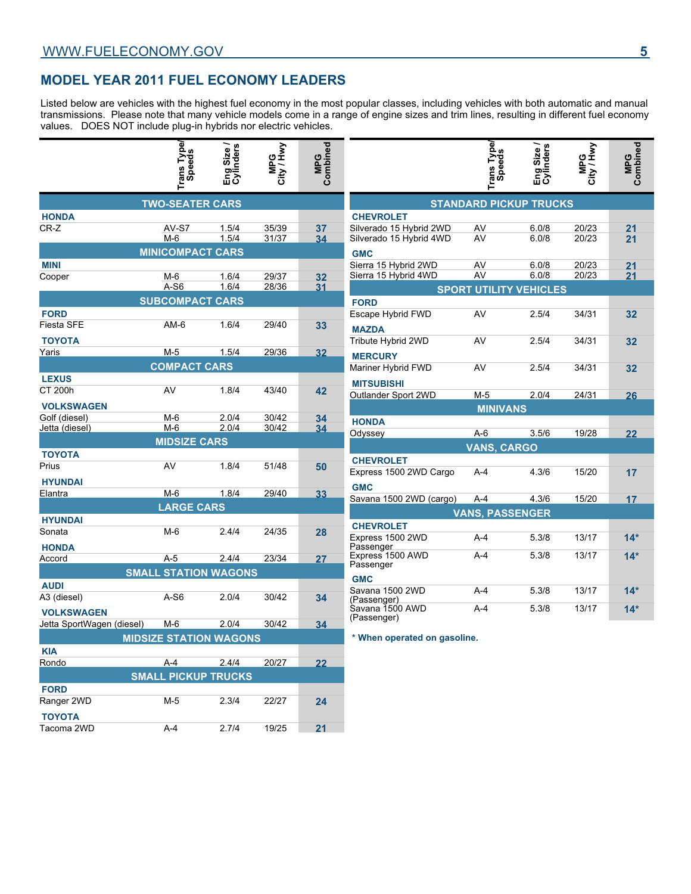## MODEL YEAR 2011 FUEL ECONOMY LEADERS

Listed below are vehicles with the highest fuel economy in the most popular classes, including vehicles with both automatic and manual transmissions. Please note that many vehicle models come in a range of engine sizes and trim lines, resulting in different fuel economy values. DOES NOT include plug-in hybrids nor electric vehicles.

| | Trans Type/ Speeds | Eng Size / Cylinders | MPG City / Hwy | MPG Combined |
|---|---|---|---|---|
| **TWO-SEATER CARS** | | | | |
| **HONDA** | | | | |
| CR-Z | AV-S7 | 1.5/4 | 35/39 | **37** |
| | M-6 | 1.5/4 | 31/37 | **34** |
| **MINICOMPACT CARS** | | | | |
| **MINI** | | | | |
| Cooper | M-6 | 1.6/4 | 29/37 | **32** |
| | A-S6 | 1.6/4 | 28/36 | **31** |
| **SUBCOMPACT CARS** | | | | |
| **FORD** | | | | |
| Fiesta SFE | AM-6 | 1.6/4 | 29/40 | **33** |
| **TOYOTA** | | | | |
| Yaris | M-5 | 1.5/4 | 29/36 | **32** |
| **COMPACT CARS** | | | | |
| **LEXUS** | | | | |
| CT 200h | AV | 1.8/4 | 43/40 | **42** |
| **VOLKSWAGEN** | | | | |
| Golf (diesel) | M-6 | 2.0/4 | 30/42 | **34** |
| Jetta (diesel) | M-6 | 2.0/4 | 30/42 | **34** |
| **MIDSIZE CARS** | | | | |
| **TOYOTA** | | | | |
| Prius | AV | 1.8/4 | 51/48 | **50** |
| **HYUNDAI** | | | | |
| Elantra | M-6 | 1.8/4 | 29/40 | **33** |
| **LARGE CARS** | | | | |
| **HYUNDAI** | | | | |
| Sonata | M-6 | 2.4/4 | 24/35 | **28** |
| **HONDA** | | | | |
| Accord | A-5 | 2.4/4 | 23/34 | **27** |
| **SMALL STATION WAGONS** | | | | |
| **AUDI** | | | | |
| A3 (diesel) | A-S6 | 2.0/4 | 30/42 | **34** |
| **VOLKSWAGEN** | | | | |
| Jetta SportWagen (diesel) | M-6 | 2.0/4 | 30/42 | **34** |
| **MIDSIZE STATION WAGONS** | | | | |
| **KIA** | | | | |
| Rondo | A-4 | 2.4/4 | 20/27 | **22** |
| **SMALL PICKUP TRUCKS** | | | | |
| **FORD** | | | | |
| Ranger 2WD | M-5 | 2.3/4 | 22/27 | **24** |
| **TOYOTA** | | | | |
| Tacoma 2WD | A-4 | 2.7/4 | 19/25 | **21** |
| **STANDARD PICKUP TRUCKS** | | | | |
| **CHEVROLET** | | | | |
| Silverado 15 Hybrid 2WD | AV | 6.0/8 | 20/23 | **21** |
| Silverado 15 Hybrid 4WD | AV | 6.0/8 | 20/23 | **21** |
| **GMC** | | | | |
| Sierra 15 Hybrid 2WD | AV | 6.0/8 | 20/23 | **21** |
| Sierra 15 Hybrid 4WD | AV | 6.0/8 | 20/23 | **21** |
| **SPORT UTILITY VEHICLES** | | | | |
| **FORD** | | | | |
| Escape Hybrid FWD | AV | 2.5/4 | 34/31 | **32** |
| **MAZDA** | | | | |
| Tribute Hybrid 2WD | AV | 2.5/4 | 34/31 | **32** |
| **MERCURY** | | | | |
| Mariner Hybrid FWD | AV | 2.5/4 | 34/31 | **32** |
| **MITSUBISHI** | | | | |
| Outlander Sport 2WD | M-5 | 2.0/4 | 24/31 | **26** |
| **MINIVANS** | | | | |
| **HONDA** | | | | |
| Odyssey | A-6 | 3.5/6 | 19/28 | **22** |
| **VANS, CARGO** | | | | |
| **CHEVROLET** | | | | |
| Express 1500 2WD Cargo | A-4 | 4.3/6 | 15/20 | **17** |
| **GMC** | | | | |
| Savana 1500 2WD (cargo) | A-4 | 4.3/6 | 15/20 | **17** |
| **VANS, PASSENGER** | | | | |
| **CHEVROLET** | | | | |
| Express 1500 2WD Passenger | A-4 | 5.3/8 | 13/17 | **14*** |
| Express 1500 AWD Passenger | A-4 | 5.3/8 | 13/17 | **14*** |
| **GMC** | | | | |
| Savana 1500 2WD (Passenger) | A-4 | 5.3/8 | 13/17 | **14*** |
| Savana 1500 AWD (Passenger) | A-4 | 5.3/8 | 13/17 | **14*** |

**\* When operated on gasoline.**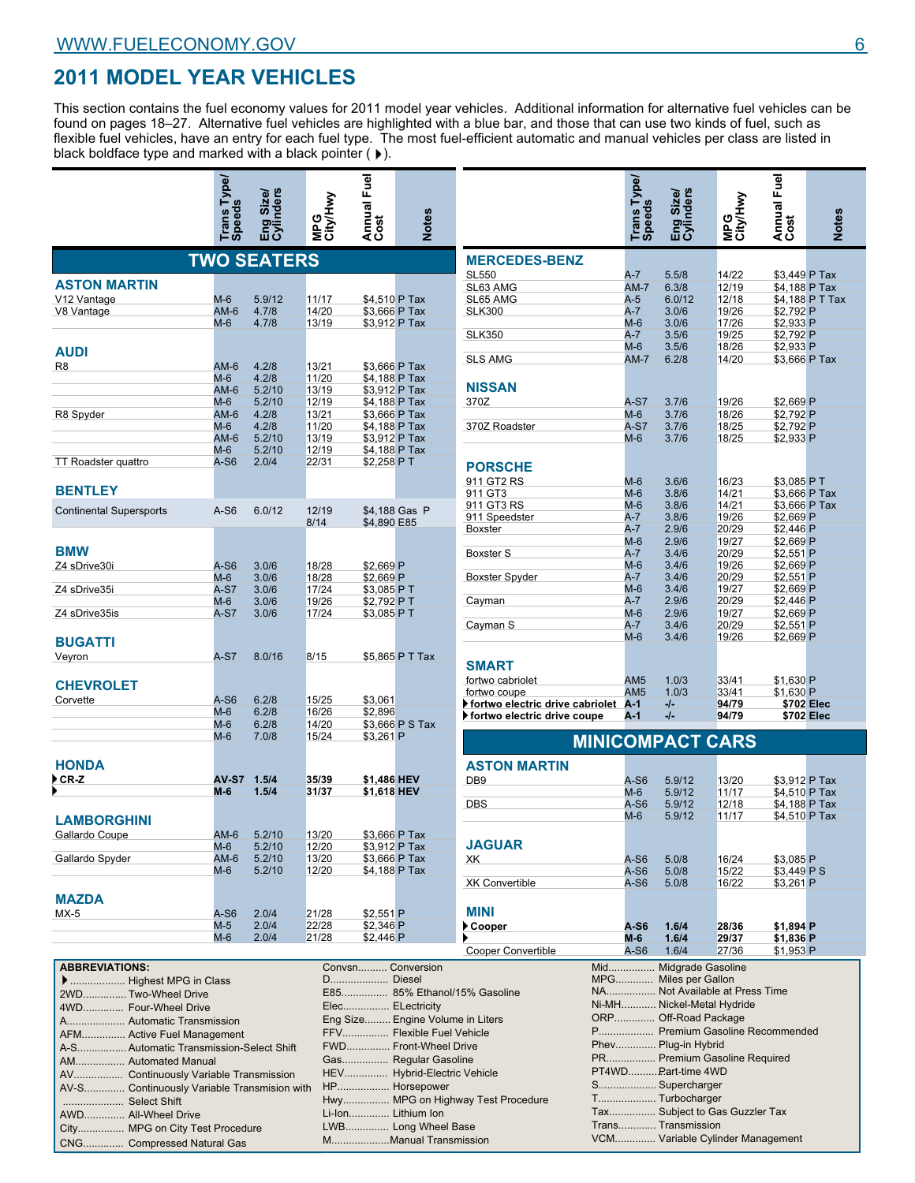## 2011 MODEL YEAR VEHICLES

This section contains the fuel economy values for 2011 model year vehicles. Additional information for alternative fuel vehicles can be found on pages 18–27. Alternative fuel vehicles are highlighted with a blue bar, and those that can use two kinds of fuel, such as flexible fuel vehicles, have an entry for each fuel type. The most fuel-efficient automatic and manual vehicles per class are listed in black boldface type and marked with a black pointer ( ▸).

### TWO SEATERS

| | Trans Type/ Speeds | Eng Size/ Cylinders | MPG City/Hwy | Annual Fuel Cost | Notes |
|---|---|---|---|---|---|
| **ASTON MARTIN** | | | | | |
| V12 Vantage | M-6 | 5.9/12 | 11/17 | $4,510 | P Tax |
| V8 Vantage | AM-6 | 4.7/8 | 14/20 | $3,666 | P Tax |
| | M-6 | 4.7/8 | 13/19 | $3,912 | P Tax |
| **AUDI** | | | | | |
| R8 | AM-6 | 4.2/8 | 13/21 | $3,666 | P Tax |
| | M-6 | 4.2/8 | 11/20 | $4,188 | P Tax |
| | AM-6 | 5.2/10 | 13/19 | $3,912 | P Tax |
| | M-6 | 5.2/10 | 12/19 | $4,188 | P Tax |
| R8 Spyder | AM-6 | 4.2/8 | 13/21 | $3,666 | P Tax |
| | M-6 | 4.2/8 | 11/20 | $4,188 | P Tax |
| | AM-6 | 5.2/10 | 13/19 | $3,912 | P Tax |
| | M-6 | 5.2/10 | 12/19 | $4,188 | P Tax |
| TT Roadster quattro | A-S6 | 2.0/4 | 22/31 | $2,258 | P T |
| **BENTLEY** | | | | | |
| Continental Supersports | A-S6 | 6.0/12 | 12/19 | $4,188 | Gas P |
| | | | 8/14 | $4,890 | E85 |
| **BMW** | | | | | |
| Z4 sDrive30i | A-S6 | 3.0/6 | 18/28 | $2,669 | P |
| | M-6 | 3.0/6 | 18/28 | $2,669 | P |
| Z4 sDrive35i | A-S7 | 3.0/6 | 17/24 | $3,085 | P T |
| | M-6 | 3.0/6 | 19/26 | $2,792 | P T |
| Z4 sDrive35is | A-S7 | 3.0/6 | 17/24 | $3,085 | P T |
| **BUGATTI** | | | | | |
| Veyron | A-S7 | 8.0/16 | 8/15 | $5,865 | P T Tax |
| **CHEVROLET** | | | | | |
| Corvette | A-S6 | 6.2/8 | 15/25 | $3,061 | |
| | M-6 | 6.2/8 | 16/26 | $2,896 | |
| | M-6 | 6.2/8 | 14/20 | $3,666 | P S Tax |
| | M-6 | 7.0/8 | 15/24 | $3,261 | P |
| **HONDA** | | | | | |
| ▸ **CR-Z** | **AV-S7** | **1.5/4** | **35/39** | **$1,486** | **HEV** |
| ▸ | **M-6** | **1.5/4** | **31/37** | **$1,618** | **HEV** |
| **LAMBORGHINI** | | | | | |
| Gallardo Coupe | AM-6 | 5.2/10 | 13/20 | $3,666 | P Tax |
| | M-6 | 5.2/10 | 12/20 | $3,912 | P Tax |
| Gallardo Spyder | AM-6 | 5.2/10 | 13/20 | $3,666 | P Tax |
| | M-6 | 5.2/10 | 12/20 | $4,188 | P Tax |
| **MAZDA** | | | | | |
| MX-5 | A-S6 | 2.0/4 | 21/28 | $2,551 | P |
| | M-5 | 2.0/4 | 22/28 | $2,346 | P |
| | M-6 | 2.0/4 | 21/28 | $2,446 | P |
| **MERCEDES-BENZ** | | | | | |
| SL550 | A-7 | 5.5/8 | 14/22 | $3,449 | P Tax |
| SL63 AMG | AM-7 | 6.3/8 | 12/19 | $4,188 | P Tax |
| SL65 AMG | A-5 | 6.0/12 | 12/18 | $4,188 | P T Tax |
| SLK300 | A-7 | 3.0/6 | 19/26 | $2,792 | P |
| | M-6 | 3.0/6 | 17/26 | $2,933 | P |
| SLK350 | A-7 | 3.5/6 | 19/25 | $2,792 | P |
| | M-6 | 3.5/6 | 18/26 | $2,933 | P |
| SLS AMG | AM-7 | 6.2/8 | 14/20 | $3,666 | P Tax |
| **NISSAN** | | | | | |
| 370Z | A-S7 | 3.7/6 | 19/26 | $2,669 | P |
| | M-6 | 3.7/6 | 18/26 | $2,792 | P |
| 370Z Roadster | A-S7 | 3.7/6 | 18/25 | $2,792 | P |
| | M-6 | 3.7/6 | 18/25 | $2,933 | P |
| **PORSCHE** | | | | | |
| 911 GT2 RS | M-6 | 3.6/6 | 16/23 | $3,085 | P T |
| 911 GT3 | M-6 | 3.8/6 | 14/21 | $3,666 | P Tax |
| 911 GT3 RS | M-6 | 3.8/6 | 14/21 | $3,666 | P Tax |
| 911 Speedster | A-7 | 3.8/6 | 19/26 | $2,669 | P |
| Boxster | A-7 | 2.9/6 | 20/29 | $2,446 | P |
| | M-6 | 2.9/6 | 19/27 | $2,669 | P |
| Boxster S | A-7 | 3.4/6 | 20/29 | $2,551 | P |
| | M-6 | 3.4/6 | 19/26 | $2,669 | P |
| Boxster Spyder | A-7 | 3.4/6 | 20/29 | $2,551 | P |
| | M-6 | 3.4/6 | 19/27 | $2,669 | P |
| Cayman | A-7 | 2.9/6 | 20/29 | $2,446 | P |
| | M-6 | 2.9/6 | 19/27 | $2,669 | P |
| Cayman S | A-7 | 3.4/6 | 20/29 | $2,551 | P |
| | M-6 | 3.4/6 | 19/26 | $2,669 | P |
| **SMART** | | | | | |
| fortwo cabriolet | AM5 | 1.0/3 | 33/41 | $1,630 | P |
| fortwo coupe | AM5 | 1.0/3 | 33/41 | $1,630 | P |
| ▸ **fortwo electric drive cabriolet** | **A-1** | **-/-** | **94/79** | **$702** | **Elec** |
| ▸ **fortwo electric drive coupe** | **A-1** | **-/-** | **94/79** | **$702** | **Elec** |

### MINICOMPACT CARS

| | Trans Type/ Speeds | Eng Size/ Cylinders | MPG City/Hwy | Annual Fuel Cost | Notes |
|---|---|---|---|---|---|
| **ASTON MARTIN** | | | | | |
| DB9 | A-S6 | 5.9/12 | 13/20 | $3,912 | P Tax |
| | M-6 | 5.9/12 | 11/17 | $4,510 | P Tax |
| DBS | A-S6 | 5.9/12 | 12/18 | $4,188 | P Tax |
| | M-6 | 5.9/12 | 11/17 | $4,510 | P Tax |
| **JAGUAR** | | | | | |
| XK | A-S6 | 5.0/8 | 16/24 | $3,085 | P |
| | A-S6 | 5.0/8 | 15/22 | $3,449 | P S |
| XK Convertible | A-S6 | 5.0/8 | 16/22 | $3,261 | P |
| **MINI** | | | | | |
| ▸ **Cooper** | **A-S6** | **1.6/4** | **28/36** | **$1,894** | **P** |
| ▸ | **M-6** | **1.6/4** | **29/37** | **$1,836** | **P** |
| Cooper Convertible | A-S6 | 1.6/4 | 27/36 | $1,953 | P |

**ABBREVIATIONS:**

- ▸ .................. Highest MPG in Class
- 2WD.............. Two-Wheel Drive
- 4WD.............. Four-Wheel Drive
- A.................... Automatic Transmission
- AFM............... Active Fuel Management
- A-S................. Automatic Transmission-Select Shift
- AM................. Automated Manual
- AV.................. Continuously Variable Transmission
- AV-S............... Continuously Variable Transmision with Select Shift
- AWD............... All-Wheel Drive
- City................ MPG on City Test Procedure
- CNG............... Compressed Natural Gas
- Convsn.......... Conversion
- D................... Diesel
- E85............... 85% Ethanol/15% Gasoline
- Elec............... ELectricity
- Eng Size......... Engine Volume in Liters
- FFV................ Flexible Fuel Vehicle
- FWD............... Front-Wheel Drive
- Gas................ Regular Gasoline
- HEV................ Hybrid-Electric Vehicle
- HP.................. Horsepower
- Hwy............... MPG on Highway Test Procedure
- Li-Ion............. Lithium Ion
- LWB............... Long Wheel Base
- M.................... Manual Transmission
- Mid................. Midgrade Gasoline
- MPG............... Miles per Gallon
- NA.................. Not Available at Press Time
- Ni-MH............ Nickel-Metal Hydride
- ORP............... Off-Road Package
- P..................... Premium Gasoline Recommended
- Phev............... Plug-in Hybrid
- PR.................. Premium Gasoline Required
- PT4WD........... Part-time 4WD
- S..................... Supercharger
- T..................... Turbocharger
- Tax................. Subject to Gas Guzzler Tax
- Trans.............. Transmission
- VCM............... Variable Cylinder Management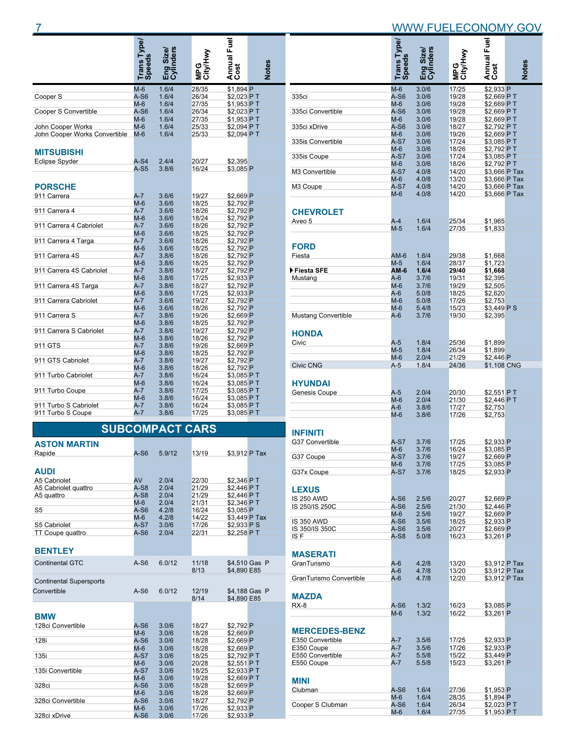| | Trans Type/ Speeds | Eng Size/ Cylinders | MPG City/Hwy | Annual Fuel Cost | Notes |
|---|---|---|---|---|---|
| | M-6 | 1.6/4 | 28/35 | $1,894 | P |
| Cooper S | A-S6 | 1.6/4 | 26/34 | $2,023 | P T |
| | M-6 | 1.6/4 | 27/35 | $1,953 | P T |
| Cooper S Convertible | A-S6 | 1.6/4 | 26/34 | $2,023 | P T |
| | M-6 | 1.6/4 | 27/35 | $1,953 | P T |
| John Cooper Works | M-6 | 1.6/4 | 25/33 | $2,094 | P T |
| John Cooper Works Convertible | M-6 | 1.6/4 | 25/33 | $2,094 | P T |
| **MITSUBISHI** | | | | | |
| Eclipse Spyder | A-S4 | 2.4/4 | 20/27 | $2,395 | |
| | A-S5 | 3.8/6 | 16/24 | $3,085 | P |
| **PORSCHE** | | | | | |
| 911 Carrera | A-7 | 3.6/6 | 19/27 | $2,669 | P |
| | M-6 | 3.6/6 | 18/25 | $2,792 | P |
| 911 Carrera 4 | A-7 | 3.6/6 | 18/26 | $2,792 | P |
| | M-6 | 3.6/6 | 18/24 | $2,792 | P |
| 911 Carrera 4 Cabriolet | A-7 | 3.6/6 | 18/26 | $2,792 | P |
| | M-6 | 3.6/6 | 18/25 | $2,792 | P |
| 911 Carrera 4 Targa | A-7 | 3.6/6 | 18/26 | $2,792 | P |
| | M-6 | 3.6/6 | 18/25 | $2,792 | P |
| 911 Carrera 4S | A-7 | 3.8/6 | 18/26 | $2,792 | P |
| | M-6 | 3.8/6 | 18/25 | $2,792 | P |
| 911 Carrera 4S Cabriolet | A-7 | 3.8/6 | 18/27 | $2,792 | P |
| | M-6 | 3.8/6 | 17/25 | $2,933 | P |
| 911 Carrera 4S Targa | A-7 | 3.8/6 | 18/27 | $2,792 | P |
| | M-6 | 3.8/6 | 17/25 | $2,933 | P |
| 911 Carrera Cabriolet | A-7 | 3.6/6 | 19/27 | $2,792 | P |
| | M-6 | 3.6/6 | 18/26 | $2,792 | P |
| 911 Carrera S | A-7 | 3.8/6 | 19/26 | $2,669 | P |
| | M-6 | 3.8/6 | 18/25 | $2,792 | P |
| 911 Carrera S Cabriolet | A-7 | 3.8/6 | 19/27 | $2,792 | P |
| | M-6 | 3.8/6 | 18/26 | $2,792 | P |
| 911 GTS | A-7 | 3.8/6 | 19/26 | $2,669 | P |
| | M-6 | 3.8/6 | 18/25 | $2,792 | P |
| 911 GTS Cabriolet | A-7 | 3.8/6 | 19/27 | $2,792 | P |
| | M-6 | 3.8/6 | 18/26 | $2,792 | P |
| 911 Turbo Cabriolet | A-7 | 3.8/6 | 16/24 | $3,085 | P T |
| | M-6 | 3.8/6 | 16/24 | $3,085 | P T |
| 911 Turbo Coupe | A-7 | 3.8/6 | 17/25 | $3,085 | P T |
| | M-6 | 3.8/6 | 16/24 | $3,085 | P T |
| 911 Turbo S Cabriolet | A-7 | 3.8/6 | 16/24 | $3,085 | P T |
| 911 Turbo S Coupe | A-7 | 3.8/6 | 17/25 | $3,085 | P T |

## SUBCOMPACT CARS

| | Trans Type/ Speeds | Eng Size/ Cylinders | MPG City/Hwy | Annual Fuel Cost | Notes |
|---|---|---|---|---|---|
| **ASTON MARTIN** | | | | | |
| Rapide | A-S6 | 5.9/12 | 13/19 | $3,912 | P Tax |
| **AUDI** | | | | | |
| A5 Cabriolet | AV | 2.0/4 | 22/30 | $2,346 | P T |
| A5 Cabriolet quattro | A-S8 | 2.0/4 | 21/29 | $2,446 | P T |
| A5 quattro | A-S8 | 2.0/4 | 21/29 | $2,446 | P T |
| | M-6 | 2.0/4 | 21/31 | $2,346 | P T |
| S5 | A-S6 | 4.2/8 | 16/24 | $3,085 | P |
| | M-6 | 4.2/8 | 14/22 | $3,449 | P Tax |
| S5 Cabriolet | A-S7 | 3.0/6 | 17/26 | $2,933 | P S |
| TT Coupe quattro | A-S6 | 2.0/4 | 22/31 | $2,258 | P T |
| **BENTLEY** | | | | | |
| Continental GTC | A-S6 | 6.0/12 | 11/18<br>8/13 | $4,510 Gas<br>$4,890 E85 | P |
| Continental Supersports Convertible | A-S6 | 6.0/12 | 12/19<br>8/14 | $4,188 Gas<br>$4,890 E85 | P |
| **BMW** | | | | | |
| 128ci Convertible | A-S6 | 3.0/6 | 18/27 | $2,792 | P |
| | M-6 | 3.0/6 | 18/28 | $2,669 | P |
| 128i | A-S6 | 3.0/6 | 18/28 | $2,669 | P |
| | M-6 | 3.0/6 | 18/28 | $2,669 | P |
| 135i | A-S7 | 3.0/6 | 18/25 | $2,792 | P T |
| | M-6 | 3.0/6 | 20/28 | $2,551 | P T |
| 135i Convertible | A-S7 | 3.0/6 | 18/25 | $2,933 | P T |
| | M-6 | 3.0/6 | 19/28 | $2,669 | P T |
| 328ci | A-S6 | 3.0/6 | 18/28 | $2,669 | P |
| | M-6 | 3.0/6 | 18/28 | $2,669 | P |
| 328ci Convertible | A-S6 | 3.0/6 | 18/27 | $2,792 | P |
| | M-6 | 3.0/6 | 17/26 | $2,933 | P |
| 328ci xDrive | A-S6 | 3.0/6 | 17/26 | $2,933 | P |
| | M-6 | 3.0/6 | 17/25 | $2,933 | P |
| 335ci | A-S6 | 3.0/6 | 19/28 | $2,669 | P T |
| | M-6 | 3.0/6 | 19/28 | $2,669 | P T |
| 335ci Convertible | A-S6 | 3.0/6 | 19/28 | $2,669 | P T |
| | M-6 | 3.0/6 | 19/28 | $2,669 | P T |
| 335ci xDrive | A-S6 | 3.0/6 | 18/27 | $2,792 | P T |
| | M-6 | 3.0/6 | 19/26 | $2,669 | P T |
| 335is Convertible | A-S7 | 3.0/6 | 17/24 | $3,085 | P T |
| | M-6 | 3.0/6 | 18/26 | $2,792 | P T |
| 335is Coupe | A-S7 | 3.0/6 | 17/24 | $3,085 | P T |
| | M-6 | 3.0/6 | 18/26 | $2,792 | P T |
| M3 Convertible | A-S7 | 4.0/8 | 14/20 | $3,666 | P Tax |
| | M-6 | 4.0/8 | 13/20 | $3,666 | P Tax |
| M3 Coupe | A-S7 | 4.0/8 | 14/20 | $3,666 | P Tax |
| | M-6 | 4.0/8 | 14/20 | $3,666 | P Tax |
| **CHEVROLET** | | | | | |
| Aveo 5 | A-4 | 1.6/4 | 25/34 | $1,965 | |
| | M-5 | 1.6/4 | 27/35 | $1,833 | |
| **FORD** | | | | | |
| Fiesta | AM-6 | 1.6/4 | 29/38 | $1,668 | |
| | M-5 | 1.6/4 | 28/37 | $1,723 | |
| **▶ Fiesta SFE** | **AM-6** | **1.6/4** | **29/40** | **$1,668** | |
| Mustang | A-6 | 3.7/6 | 19/31 | $2,395 | |
| | M-6 | 3.7/6 | 19/29 | $2,505 | |
| | A-6 | 5.0/8 | 18/25 | $2,620 | |
| | M-6 | 5.0/8 | 17/26 | $2,753 | |
| | M-6 | 5.4/8 | 15/23 | $3,449 | P S |
| Mustang Convertible | A-6 | 3.7/6 | 19/30 | $2,395 | |
| **HONDA** | | | | | |
| Civic | A-5 | 1.8/4 | 25/36 | $1,899 | |
| | M-5 | 1.8/4 | 26/34 | $1,899 | |
| | M-6 | 2.0/4 | 21/29 | $2,446 | P |
| Civic CNG | A-5 | 1.8/4 | 24/36 | $1,108 | CNG |
| **HYUNDAI** | | | | | |
| Genesis Coupe | A-5 | 2.0/4 | 20/30 | $2,551 | P T |
| | M-6 | 2.0/4 | 21/30 | $2,446 | P T |
| | A-6 | 3.8/6 | 17/27 | $2,753 | |
| | M-6 | 3.8/6 | 17/26 | $2,753 | |
| **INFINITI** | | | | | |
| G37 Convertible | A-S7 | 3.7/6 | 17/25 | $2,933 | P |
| | M-6 | 3.7/6 | 16/24 | $3,085 | P |
| G37 Coupe | A-S7 | 3.7/6 | 19/27 | $2,669 | P |
| | M-6 | 3.7/6 | 17/25 | $3,085 | P |
| G37x Coupe | A-S7 | 3.7/6 | 18/25 | $2,933 | P |
| **LEXUS** | | | | | |
| IS 250 AWD | A-S6 | 2.5/6 | 20/27 | $2,669 | P |
| IS 250/IS 250C | A-S6 | 2.5/6 | 21/30 | $2,446 | P |
| | M-6 | 2.5/6 | 19/27 | $2,669 | P |
| IS 350 AWD | A-S6 | 3.5/6 | 18/25 | $2,933 | P |
| IS 350/IS 350C | A-S6 | 3.5/6 | 20/27 | $2,669 | P |
| IS F | A-S8 | 5.0/8 | 16/23 | $3,261 | P |
| **MASERATI** | | | | | |
| GranTurismo | A-6 | 4.2/8 | 13/20 | $3,912 | P Tax |
| | A-6 | 4.7/8 | 13/20 | $3,912 | P Tax |
| GranTurismo Convertible | A-6 | 4.7/8 | 12/20 | $3,912 | P Tax |
| **MAZDA** | | | | | |
| RX-8 | A-S6 | 1.3/2 | 16/23 | $3,085 | P |
| | M-6 | 1.3/2 | 16/22 | $3,261 | P |
| **MERCEDES-BENZ** | | | | | |
| E350 Convertible | A-7 | 3.5/6 | 17/25 | $2,933 | P |
| E350 Coupe | A-7 | 3.5/6 | 17/26 | $2,933 | P |
| E550 Convertible | A-7 | 5.5/8 | 15/22 | $3,449 | P |
| E550 Coupe | A-7 | 5.5/8 | 15/23 | $3,261 | P |
| **MINI** | | | | | |
| Clubman | A-S6 | 1.6/4 | 27/36 | $1,953 | P |
| | M-6 | 1.6/4 | 28/35 | $1,894 | P |
| Cooper S Clubman | A-S6 | 1.6/4 | 26/34 | $2,023 | P T |
| | M-6 | 1.6/4 | 27/35 | $1,953 | P T |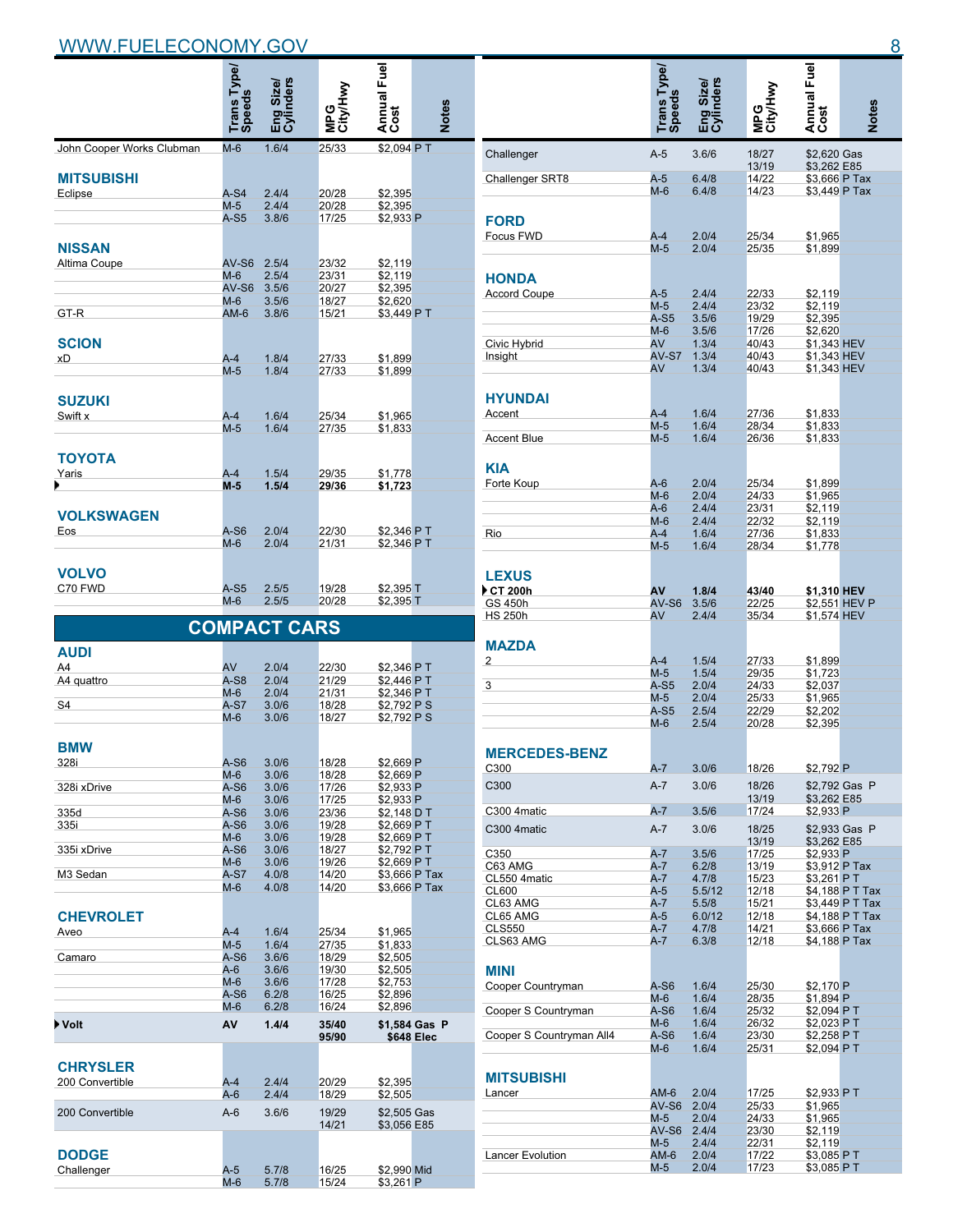| | Trans Type/ Speeds | Eng Size/ Cylinders | MPG City/Hwy | Annual Fuel Cost | Notes |
|---|---|---|---|---|---|
| John Cooper Works Clubman | M-6 | 1.6/4 | 25/33 | $2,094 | P T |
| **MITSUBISHI** | | | | | |
| Eclipse | A-S4 | 2.4/4 | 20/28 | $2,395 | |
| | M-5 | 2.4/4 | 20/28 | $2,395 | |
| | A-S5 | 3.8/6 | 17/25 | $2,933 | P |
| **NISSAN** | | | | | |
| Altima Coupe | AV-S6 | 2.5/4 | 23/32 | $2,119 | |
| | M-6 | 2.5/4 | 23/31 | $2,119 | |
| | AV-S6 | 3.5/6 | 20/27 | $2,395 | |
| | M-6 | 3.5/6 | 18/27 | $2,620 | |
| GT-R | AM-6 | 3.8/6 | 15/21 | $3,449 | P T |
| **SCION** | | | | | |
| xD | A-4 | 1.8/4 | 27/33 | $1,899 | |
| | M-5 | 1.8/4 | 27/33 | $1,899 | |
| **SUZUKI** | | | | | |
| Swift x | A-4 | 1.6/4 | 25/34 | $1,965 | |
| | M-5 | 1.6/4 | 27/35 | $1,833 | |
| **TOYOTA** | | | | | |
| Yaris | A-4 | 1.5/4 | 29/35 | $1,778 | |
| ▶ | **M-5** | **1.5/4** | **29/36** | **$1,723** | |
| **VOLKSWAGEN** | | | | | |
| Eos | A-S6 | 2.0/4 | 22/30 | $2,346 | P T |
| | M-6 | 2.0/4 | 21/31 | $2,346 | P T |
| **VOLVO** | | | | | |
| C70 FWD | A-S5 | 2.5/5 | 19/28 | $2,395 | T |
| | M-6 | 2.5/5 | 20/28 | $2,395 | T |

## COMPACT CARS

| | Trans Type/ Speeds | Eng Size/ Cylinders | MPG City/Hwy | Annual Fuel Cost | Notes |
|---|---|---|---|---|---|
| **AUDI** | | | | | |
| A4 | AV | 2.0/4 | 22/30 | $2,346 | P T |
| A4 quattro | A-S8 | 2.0/4 | 21/29 | $2,446 | P T |
| | M-6 | 2.0/4 | 21/31 | $2,346 | P T |
| S4 | A-S7 | 3.0/6 | 18/28 | $2,792 | P S |
| | M-6 | 3.0/6 | 18/27 | $2,792 | P S |
| **BMW** | | | | | |
| 328i | A-S6 | 3.0/6 | 18/28 | $2,669 | P |
| | M-6 | 3.0/6 | 18/28 | $2,669 | P |
| 328i xDrive | A-S6 | 3.0/6 | 17/26 | $2,933 | P |
| | M-6 | 3.0/6 | 17/25 | $2,933 | P |
| 335d | A-S6 | 3.0/6 | 23/36 | $2,148 | D T |
| 335i | A-S6 | 3.0/6 | 19/28 | $2,669 | P T |
| | M-6 | 3.0/6 | 19/28 | $2,669 | P T |
| 335i xDrive | A-S6 | 3.0/6 | 18/27 | $2,792 | P T |
| | M-6 | 3.0/6 | 19/26 | $2,669 | P T |
| M3 Sedan | A-S7 | 4.0/8 | 14/20 | $3,666 | P Tax |
| | M-6 | 4.0/8 | 14/20 | $3,666 | P Tax |
| **CHEVROLET** | | | | | |
| Aveo | A-4 | 1.6/4 | 25/34 | $1,965 | |
| | M-5 | 1.6/4 | 27/35 | $1,833 | |
| Camaro | A-S6 | 3.6/6 | 18/29 | $2,505 | |
| | A-6 | 3.6/6 | 19/30 | $2,505 | |
| | M-6 | 3.6/6 | 17/28 | $2,753 | |
| | A-S6 | 6.2/8 | 16/25 | $2,896 | |
| | M-6 | 6.2/8 | 16/24 | $2,896 | |
| ▶ **Volt** | **AV** | **1.4/4** | **35/40** 95/90 | **$1,584** Gas **$648** Elec | **P** |
| **CHRYSLER** | | | | | |
| 200 Convertible | A-4 | 2.4/4 | 20/29 | $2,395 | |
| | A-6 | 2.4/4 | 18/29 | $2,505 | |
| 200 Convertible | A-6 | 3.6/6 | 19/29 14/21 | $2,505 Gas $3,056 E85 | |
| **DODGE** | | | | | |
| Challenger | A-5 | 5.7/8 | 16/25 | $2,990 | Mid |
| | M-6 | 5.7/8 | 15/24 | $3,261 | P |
| Challenger | A-5 | 3.6/6 | 18/27 13/19 | $2,620 Gas $3,262 E85 | |
| Challenger SRT8 | A-5 | 6.4/8 | 14/22 | $3,666 | P Tax |
| | M-6 | 6.4/8 | 14/23 | $3,449 | P Tax |
| **FORD** | | | | | |
| Focus FWD | A-4 | 2.0/4 | 25/34 | $1,965 | |
| | M-5 | 2.0/4 | 25/35 | $1,899 | |
| **HONDA** | | | | | |
| Accord Coupe | A-5 | 2.4/4 | 22/33 | $2,119 | |
| | M-5 | 2.4/4 | 23/32 | $2,119 | |
| | A-S5 | 3.5/6 | 19/29 | $2,395 | |
| | M-6 | 3.5/6 | 17/26 | $2,620 | |
| Civic Hybrid | AV | 1.3/4 | 40/43 | $1,343 | HEV |
| Insight | AV-S7 | 1.3/4 | 40/43 | $1,343 | HEV |
| | AV | 1.3/4 | 40/43 | $1,343 | HEV |
| **HYUNDAI** | | | | | |
| Accent | A-4 | 1.6/4 | 27/36 | $1,833 | |
| | M-5 | 1.6/4 | 28/34 | $1,833 | |
| Accent Blue | M-5 | 1.6/4 | 26/36 | $1,833 | |
| **KIA** | | | | | |
| Forte Koup | A-6 | 2.0/4 | 25/34 | $1,899 | |
| | M-6 | 2.0/4 | 24/33 | $1,965 | |
| | A-6 | 2.4/4 | 23/31 | $2,119 | |
| | M-6 | 2.4/4 | 22/32 | $2,119 | |
| Rio | A-4 | 1.6/4 | 27/36 | $1,833 | |
| | M-5 | 1.6/4 | 28/34 | $1,778 | |
| **LEXUS** | | | | | |
| ▶ **CT 200h** | **AV** | **1.8/4** | **43/40** | **$1,310** | **HEV** |
| GS 450h | AV-S6 | 3.5/6 | 22/25 | $2,551 | HEV P |
| HS 250h | AV | 2.4/4 | 35/34 | $1,574 | HEV |
| **MAZDA** | | | | | |
| 2 | A-4 | 1.5/4 | 27/33 | $1,899 | |
| | M-5 | 1.5/4 | 29/35 | $1,723 | |
| 3 | A-S5 | 2.0/4 | 24/33 | $2,037 | |
| | M-5 | 2.0/4 | 25/33 | $1,965 | |
| | A-S5 | 2.5/4 | 22/29 | $2,202 | |
| | M-6 | 2.5/4 | 20/28 | $2,395 | |
| **MERCEDES-BENZ** | | | | | |
| C300 | A-7 | 3.0/6 | 18/26 | $2,792 | P |
| C300 | A-7 | 3.0/6 | 18/26 13/19 | $2,792 Gas $3,262 E85 | P |
| C300 4matic | A-7 | 3.5/6 | 17/24 | $2,933 | P |
| C300 4matic | A-7 | 3.0/6 | 18/25 13/19 | $2,933 Gas $3,262 E85 | P |
| C350 | A-7 | 3.5/6 | 17/25 | $2,933 | P |
| C63 AMG | A-7 | 6.2/8 | 13/19 | $3,912 | P Tax |
| CL550 4matic | A-7 | 4.7/8 | 15/23 | $3,261 | P T |
| CL600 | A-5 | 5.5/12 | 12/18 | $4,188 | P T Tax |
| CL63 AMG | A-7 | 5.5/8 | 15/21 | $3,449 | P T Tax |
| CL65 AMG | A-5 | 6.0/12 | 12/18 | $4,188 | P T Tax |
| CLS550 | A-7 | 4.7/8 | 14/21 | $3,666 | P Tax |
| CLS63 AMG | A-7 | 6.3/8 | 12/18 | $4,188 | P Tax |
| **MINI** | | | | | |
| Cooper Countryman | A-S6 | 1.6/4 | 25/30 | $2,170 | P |
| | M-6 | 1.6/4 | 28/35 | $1,894 | P |
| Cooper S Countryman | A-S6 | 1.6/4 | 25/32 | $2,094 | P T |
| | M-6 | 1.6/4 | 26/32 | $2,023 | P T |
| Cooper S Countryman All4 | A-S6 | 1.6/4 | 23/30 | $2,258 | P T |
| | M-6 | 1.6/4 | 25/31 | $2,094 | P T |
| **MITSUBISHI** | | | | | |
| Lancer | AM-6 | 2.0/4 | 17/25 | $2,933 | P T |
| | AV-S6 | 2.0/4 | 25/33 | $1,965 | |
| | M-5 | 2.0/4 | 24/33 | $1,965 | |
| | AV-S6 | 2.4/4 | 23/30 | $2,119 | |
| | M-5 | 2.4/4 | 22/31 | $2,119 | |
| Lancer Evolution | AM-6 | 2.0/4 | 17/22 | $3,085 | P T |
| | M-5 | 2.0/4 | 17/23 | $3,085 | P T |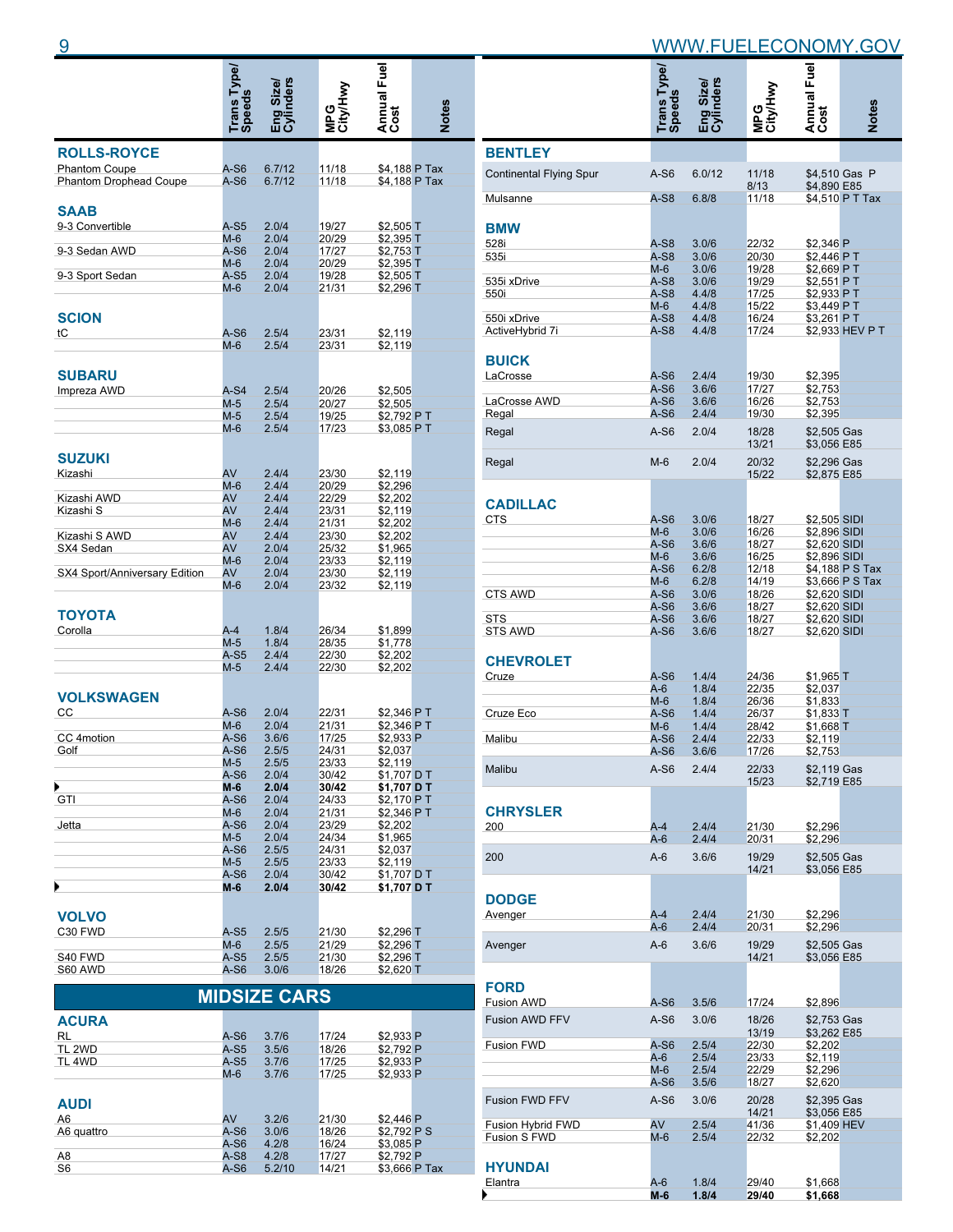| | Trans Type/ Speeds | Eng Size/ Cylinders | MPG City/Hwy | Annual Fuel Cost | Notes |
|---|---|---|---|---|---|
| **ROLLS-ROYCE** | | | | | |
| Phantom Coupe | A-S6 | 6.7/12 | 11/18 | $4,188 | P Tax |
| Phantom Drophead Coupe | A-S6 | 6.7/12 | 11/18 | $4,188 | P Tax |
| **SAAB** | | | | | |
| 9-3 Convertible | A-S5 | 2.0/4 | 19/27 | $2,505 | T |
| | M-6 | 2.0/4 | 20/29 | $2,395 | T |
| 9-3 Sedan AWD | A-S6 | 2.0/4 | 17/27 | $2,753 | T |
| | M-6 | 2.0/4 | 20/29 | $2,395 | T |
| 9-3 Sport Sedan | A-S5 | 2.0/4 | 19/28 | $2,505 | T |
| | M-6 | 2.0/4 | 21/31 | $2,296 | T |
| **SCION** | | | | | |
| tC | A-S6 | 2.5/4 | 23/31 | $2,119 | |
| | M-6 | 2.5/4 | 23/31 | $2,119 | |
| **SUBARU** | | | | | |
| Impreza AWD | A-S4 | 2.5/4 | 20/26 | $2,505 | |
| | M-5 | 2.5/4 | 20/27 | $2,505 | |
| | M-5 | 2.5/4 | 19/25 | $2,792 | P T |
| | M-6 | 2.5/4 | 17/23 | $3,085 | P T |
| **SUZUKI** | | | | | |
| Kizashi | AV | 2.4/4 | 23/30 | $2,119 | |
| | M-6 | 2.4/4 | 20/29 | $2,296 | |
| Kizashi AWD | AV | 2.4/4 | 22/29 | $2,202 | |
| Kizashi S | AV | 2.4/4 | 23/31 | $2,119 | |
| | M-6 | 2.4/4 | 21/31 | $2,202 | |
| Kizashi S AWD | AV | 2.4/4 | 23/30 | $2,202 | |
| SX4 Sedan | AV | 2.0/4 | 25/32 | $1,965 | |
| | M-6 | 2.0/4 | 23/33 | $2,119 | |
| SX4 Sport/Anniversary Edition | AV | 2.0/4 | 23/30 | $2,119 | |
| | M-6 | 2.0/4 | 23/32 | $2,119 | |
| **TOYOTA** | | | | | |
| Corolla | A-4 | 1.8/4 | 26/34 | $1,899 | |
| | M-5 | 1.8/4 | 28/35 | $1,778 | |
| | A-S5 | 2.4/4 | 22/30 | $2,202 | |
| | M-5 | 2.4/4 | 22/30 | $2,202 | |
| **VOLKSWAGEN** | | | | | |
| CC | A-S6 | 2.0/4 | 22/31 | $2,346 | P T |
| | M-6 | 2.0/4 | 21/31 | $2,346 | P T |
| CC 4motion | A-S6 | 3.6/6 | 17/25 | $2,933 | P |
| Golf | A-S6 | 2.5/5 | 24/31 | $2,037 | |
| | M-5 | 2.5/5 | 23/33 | $2,119 | |
| | A-S6 | 2.0/4 | 30/42 | $1,707 | D T |
| ▶ | **M-6** | **2.0/4** | **30/42** | **$1,707** | **D T** |
| GTI | A-S6 | 2.0/4 | 24/33 | $2,170 | P T |
| | M-6 | 2.0/4 | 21/31 | $2,346 | P T |
| Jetta | A-S6 | 2.0/4 | 23/29 | $2,202 | |
| | M-5 | 2.0/4 | 24/34 | $1,965 | |
| | A-S6 | 2.5/5 | 24/31 | $2,037 | |
| | M-5 | 2.5/5 | 23/33 | $2,119 | |
| | A-S6 | 2.0/4 | 30/42 | $1,707 | D T |
| ▶ | **M-6** | **2.0/4** | **30/42** | **$1,707** | **D T** |
| **VOLVO** | | | | | |
| C30 FWD | A-S5 | 2.5/5 | 21/30 | $2,296 | T |
| | M-6 | 2.5/5 | 21/29 | $2,296 | T |
| S40 FWD | A-S5 | 2.5/5 | 21/30 | $2,296 | T |
| S60 AWD | A-S6 | 3.0/6 | 18/26 | $2,620 | T |

## MIDSIZE CARS

| | Trans Type/ Speeds | Eng Size/ Cylinders | MPG City/Hwy | Annual Fuel Cost | Notes |
|---|---|---|---|---|---|
| **ACURA** | | | | | |
| RL | A-S6 | 3.7/6 | 17/24 | $2,933 | P |
| TL 2WD | A-S5 | 3.5/6 | 18/26 | $2,792 | P |
| TL 4WD | A-S5 | 3.7/6 | 17/25 | $2,933 | P |
| | M-6 | 3.7/6 | 17/25 | $2,933 | P |
| **AUDI** | | | | | |
| A6 | AV | 3.2/6 | 21/30 | $2,446 | P |
| A6 quattro | A-S6 | 3.0/6 | 18/26 | $2,792 | P S |
| | A-S6 | 4.2/8 | 16/24 | $3,085 | P |
| A8 | A-S8 | 4.2/8 | 17/27 | $2,792 | P |
| S6 | A-S6 | 5.2/10 | 14/21 | $3,666 | P Tax |
| **BENTLEY** | | | | | |
| Continental Flying Spur | A-S6 | 6.0/12 | 11/18<br>8/13 | $4,510 Gas<br>$4,890 E85 | P |
| Mulsanne | A-S8 | 6.8/8 | 11/18 | $4,510 | P T Tax |
| **BMW** | | | | | |
| 528i | A-S8 | 3.0/6 | 22/32 | $2,346 | P |
| 535i | A-S8 | 3.0/6 | 20/30 | $2,446 | P T |
| | M-6 | 3.0/6 | 19/28 | $2,669 | P T |
| 535i xDrive | A-S8 | 3.0/6 | 19/29 | $2,551 | P T |
| 550i | A-S8 | 4.4/8 | 17/25 | $2,933 | P T |
| | M-6 | 4.4/8 | 15/22 | $3,449 | P T |
| 550i xDrive | A-S8 | 4.4/8 | 16/24 | $3,261 | P T |
| ActiveHybrid 7i | A-S8 | 4.4/8 | 17/24 | $2,933 | HEV P T |
| **BUICK** | | | | | |
| LaCrosse | A-S6 | 2.4/4 | 19/30 | $2,395 | |
| | A-S6 | 3.6/6 | 17/27 | $2,753 | |
| LaCrosse AWD | A-S6 | 3.6/6 | 16/26 | $2,753 | |
| Regal | A-S6 | 2.4/4 | 19/30 | $2,395 | |
| Regal | A-S6 | 2.0/4 | 18/28<br>13/21 | $2,505 Gas<br>$3,056 E85 | |
| Regal | M-6 | 2.0/4 | 20/32<br>15/22 | $2,296 Gas<br>$2,875 E85 | |
| **CADILLAC** | | | | | |
| CTS | A-S6 | 3.0/6 | 18/27 | $2,505 | SIDI |
| | M-6 | 3.0/6 | 16/26 | $2,896 | SIDI |
| | A-S6 | 3.6/6 | 18/27 | $2,620 | SIDI |
| | M-6 | 3.6/6 | 16/25 | $2,896 | SIDI |
| | A-S6 | 6.2/8 | 12/18 | $4,188 | P S Tax |
| | M-6 | 6.2/8 | 14/19 | $3,666 | P S Tax |
| CTS AWD | A-S6 | 3.0/6 | 18/26 | $2,620 | SIDI |
| | A-S6 | 3.6/6 | 18/27 | $2,620 | SIDI |
| STS | A-S6 | 3.6/6 | 18/27 | $2,620 | SIDI |
| STS AWD | A-S6 | 3.6/6 | 18/27 | $2,620 | SIDI |
| **CHEVROLET** | | | | | |
| Cruze | A-S6 | 1.4/4 | 24/36 | $1,965 | T |
| | A-6 | 1.8/4 | 22/35 | $2,037 | |
| | M-6 | 1.8/4 | 26/36 | $1,833 | |
| Cruze Eco | A-S6 | 1.4/4 | 26/37 | $1,833 | T |
| | M-6 | 1.4/4 | 28/42 | $1,668 | T |
| Malibu | A-S6 | 2.4/4 | 22/33 | $2,119 | |
| | A-S6 | 3.6/6 | 17/26 | $2,753 | |
| Malibu | A-S6 | 2.4/4 | 22/33<br>15/23 | $2,119 Gas<br>$2,719 E85 | |
| **CHRYSLER** | | | | | |
| 200 | A-4 | 2.4/4 | 21/30 | $2,296 | |
| | A-6 | 2.4/4 | 20/31 | $2,296 | |
| 200 | A-6 | 3.6/6 | 19/29<br>14/21 | $2,505 Gas<br>$3,056 E85 | |
| **DODGE** | | | | | |
| Avenger | A-4 | 2.4/4 | 21/30 | $2,296 | |
| | A-6 | 2.4/4 | 20/31 | $2,296 | |
| Avenger | A-6 | 3.6/6 | 19/29<br>14/21 | $2,505 Gas<br>$3,056 E85 | |
| **FORD** | | | | | |
| Fusion AWD | A-S6 | 3.5/6 | 17/24 | $2,896 | |
| Fusion AWD FFV | A-S6 | 3.0/6 | 18/26<br>13/19 | $2,753 Gas<br>$3,262 E85 | |
| Fusion FWD | A-S6 | 2.5/4 | 22/30 | $2,202 | |
| | A-6 | 2.5/4 | 23/33 | $2,119 | |
| | M-6 | 2.5/4 | 22/29 | $2,296 | |
| | A-S6 | 3.5/6 | 18/27 | $2,620 | |
| Fusion FWD FFV | A-S6 | 3.0/6 | 20/28<br>14/21 | $2,395 Gas<br>$3,056 E85 | |
| Fusion Hybrid FWD | AV | 2.5/4 | 41/36 | $1,409 | HEV |
| Fusion S FWD | M-6 | 2.5/4 | 22/32 | $2,202 | |
| **HYUNDAI** | | | | | |
| Elantra | A-6 | 1.8/4 | 29/40 | $1,668 | |
| ▶ | **M-6** | **1.8/4** | **29/40** | **$1,668** | |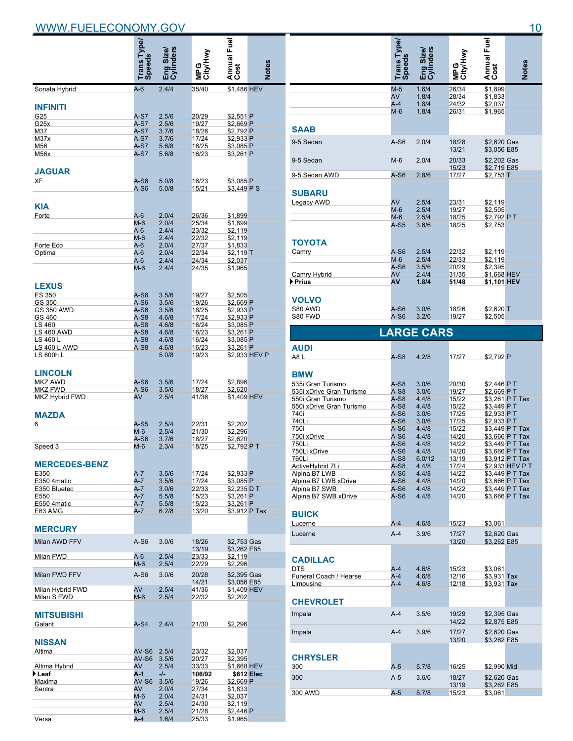| | Trans Type/ Speeds | Eng Size/ Cylinders | MPG City/Hwy | Annual Fuel Cost | Notes |
|---|---|---|---|---|---|
| Sonata Hybrid | A-6 | 2.4/4 | 35/40 | $1,486 | HEV |
| **INFINITI** | | | | | |
| G25 | A-S7 | 2.5/6 | 20/29 | $2,551 | P |
| G25x | A-S7 | 2.5/6 | 19/27 | $2,669 | P |
| M37 | A-S7 | 3.7/6 | 18/26 | $2,792 | P |
| M37x | A-S7 | 3.7/6 | 17/24 | $2,933 | P |
| M56 | A-S7 | 5.6/8 | 16/25 | $3,085 | P |
| M56x | A-S7 | 5.6/8 | 16/23 | $3,261 | P |
| **JAGUAR** | | | | | |
| XF | A-S6 | 5.0/8 | 16/23 | $3,085 | P |
| | A-S6 | 5.0/8 | 15/21 | $3,449 | P S |
| **KIA** | | | | | |
| Forte | A-6 | 2.0/4 | 26/36 | $1,899 | |
| | M-6 | 2.0/4 | 25/34 | $1,899 | |
| | A-6 | 2.4/4 | 23/32 | $2,119 | |
| | M-6 | 2.4/4 | 22/32 | $2,119 | |
| Forte Eco | A-6 | 2.0/4 | 27/37 | $1,833 | |
| Optima | A-6 | 2.0/4 | 22/34 | $2,119 | T |
| | A-6 | 2.4/4 | 24/34 | $2,037 | |
| | M-6 | 2.4/4 | 24/35 | $1,965 | |
| **LEXUS** | | | | | |
| ES 350 | A-S6 | 3.5/6 | 19/27 | $2,505 | |
| GS 350 | A-S6 | 3.5/6 | 19/26 | $2,669 | P |
| GS 350 AWD | A-S6 | 3.5/6 | 18/25 | $2,933 | P |
| GS 460 | A-S8 | 4.6/8 | 17/24 | $2,933 | P |
| LS 460 | A-S8 | 4.6/8 | 16/24 | $3,085 | P |
| LS 460 AWD | A-S8 | 4.6/8 | 16/23 | $3,261 | P |
| LS 460 L | A-S8 | 4.6/8 | 16/24 | $3,085 | P |
| LS 460 L AWD | A-S8 | 4.6/8 | 16/23 | $3,261 | P |
| LS 600h L | | 5.0/8 | 19/23 | $2,933 | HEV P |
| **LINCOLN** | | | | | |
| MKZ AWD | A-S6 | 3.5/6 | 17/24 | $2,896 | |
| MKZ FWD | A-S6 | 3.5/6 | 18/27 | $2,620 | |
| MKZ Hybrid FWD | AV | 2.5/4 | 41/36 | $1,409 | HEV |
| **MAZDA** | | | | | |
| 6 | A-S5 | 2.5/4 | 22/31 | $2,202 | |
| | M-6 | 2.5/4 | 21/30 | $2,296 | |
| | A-S6 | 3.7/6 | 18/27 | $2,620 | |
| Speed 3 | M-6 | 2.3/4 | 18/25 | $2,792 | P T |
| **MERCEDES-BENZ** | | | | | |
| E350 | A-7 | 3.5/6 | 17/24 | $2,933 | P |
| E350 4matic | A-7 | 3.5/6 | 17/24 | $3,085 | P |
| E350 Bluetec | A-7 | 3.0/6 | 22/33 | $2,235 | D T |
| E550 | A-7 | 5.5/8 | 15/23 | $3,261 | P |
| E550 4matic | A-7 | 5.5/8 | 15/23 | $3,261 | P |
| E63 AMG | A-7 | 6.2/8 | 13/20 | $3,912 | P Tax |
| **MERCURY** | | | | | |
| Milan AWD FFV | A-S6 | 3.0/6 | 18/26<br>13/19 | $2,753<br>$3,262 | Gas<br>E85 |
| Milan FWD | A-6 | 2.5/4 | 23/33 | $2,119 | |
| | M-6 | 2.5/4 | 22/29 | $2,296 | |
| Milan FWD FFV | A-S6 | 3.0/6 | 20/28<br>14/21 | $2,395<br>$3,056 | Gas<br>E85 |
| Milan Hybrid FWD | AV | 2.5/4 | 41/36 | $1,409 | HEV |
| Milan S FWD | M-6 | 2.5/4 | 22/32 | $2,202 | |
| **MITSUBISHI** | | | | | |
| Galant | A-S4 | 2.4/4 | 21/30 | $2,296 | |
| **NISSAN** | | | | | |
| Altima | AV-S6 | 2.5/4 | 23/32 | $2,037 | |
| | AV-S6 | 3.5/6 | 20/27 | $2,395 | |
| Altima Hybrid | AV | 2.5/4 | 33/33 | $1,668 | HEV |
| **▶ Leaf** | **A-1** | **-/-** | **106/92** | **$612** | **Elec** |
| Maxima | AV-S6 | 3.5/6 | 19/26 | $2,669 | P |
| Sentra | AV | 2.0/4 | 27/34 | $1,833 | |
| | M-6 | 2.0/4 | 24/31 | $2,037 | |
| | AV | 2.5/4 | 24/30 | $2,119 | |
| | M-6 | 2.5/4 | 21/28 | $2,446 | P |
| Versa | A-4 | 1.6/4 | 25/33 | $1,965 | |
| | M-5 | 1.6/4 | 26/34 | $1,899 | |
| | AV | 1.8/4 | 28/34 | $1,833 | |
| | A-4 | 1.8/4 | 24/32 | $2,037 | |
| | M-6 | 1.8/4 | 26/31 | $1,965 | |
| **SAAB** | | | | | |
| 9-5 Sedan | A-S6 | 2.0/4 | 18/28<br>13/21 | $2,620<br>$3,056 | Gas<br>E85 |
| 9-5 Sedan | M-6 | 2.0/4 | 20/33<br>15/23 | $2,202<br>$2,719 | Gas<br>E85 |
| 9-5 Sedan AWD | A-S6 | 2.8/6 | 17/27 | $2,753 | T |
| **SUBARU** | | | | | |
| Legacy AWD | AV | 2.5/4 | 23/31 | $2,119 | |
| | M-6 | 2.5/4 | 19/27 | $2,505 | |
| | M-6 | 2.5/4 | 18/25 | $2,792 | P T |
| | A-S5 | 3.6/6 | 18/25 | $2,753 | |
| **TOYOTA** | | | | | |
| Camry | A-S6 | 2.5/4 | 22/32 | $2,119 | |
| | M-6 | 2.5/4 | 22/33 | $2,119 | |
| | A-S6 | 3.5/6 | 20/29 | $2,395 | |
| Camry Hybrid | AV | 2.4/4 | 31/35 | $1,668 | HEV |
| **▶ Prius** | **AV** | **1.8/4** | **51/48** | **$1,101** | **HEV** |
| **VOLVO** | | | | | |
| S80 AWD | A-S6 | 3.0/6 | 18/26 | $2,620 | T |
| S80 FWD | A-S6 | 3.2/6 | 19/27 | $2,505 | |

## LARGE CARS

| | Trans Type/ Speeds | Eng Size/ Cylinders | MPG City/Hwy | Annual Fuel Cost | Notes |
|---|---|---|---|---|---|
| **AUDI** | | | | | |
| A8 L | A-S8 | 4.2/8 | 17/27 | $2,792 | P |
| **BMW** | | | | | |
| 535i Gran Turismo | A-S8 | 3.0/6 | 20/30 | $2,446 | P T |
| 535i xDrive Gran Turismo | A-S8 | 3.0/6 | 19/27 | $2,669 | P T |
| 550i Gran Turismo | A-S8 | 4.4/8 | 15/22 | $3,261 | P T Tax |
| 550i xDrive Gran Turismo | A-S8 | 4.4/8 | 15/22 | $3,449 | P T |
| 740i | A-S6 | 3.0/6 | 17/25 | $2,933 | P T |
| 740Li | A-S6 | 3.0/6 | 17/25 | $2,933 | P T |
| 750i | A-S6 | 4.4/8 | 15/22 | $3,449 | P T Tax |
| 750i xDrive | A-S6 | 4.4/8 | 14/20 | $3,666 | P T Tax |
| 750Li | A-S6 | 4.4/8 | 14/22 | $3,449 | P T Tax |
| 750Li xDrive | A-S6 | 4.4/8 | 14/20 | $3,666 | P T Tax |
| 760Li | A-S8 | 6.0/12 | 13/19 | $3,912 | P T Tax |
| ActiveHybrid 7Li | A-S8 | 4.4/8 | 17/24 | $2,933 | HEV P T |
| Alpina B7 LWB | A-S6 | 4.4/8 | 14/22 | $3,449 | P T Tax |
| Alpina B7 LWB xDrive | A-S6 | 4.4/8 | 14/20 | $3,666 | P T Tax |
| Alpina B7 SWB | A-S6 | 4.4/8 | 14/22 | $3,449 | P T Tax |
| Alpina B7 SWB xDrive | A-S6 | 4.4/8 | 14/20 | $3,666 | P T Tax |
| **BUICK** | | | | | |
| Lucerne | A-4 | 4.6/8 | 15/23 | $3,061 | |
| Lucerne | A-4 | 3.9/6 | 17/27<br>13/20 | $2,620<br>$3,262 | Gas<br>E85 |
| **CADILLAC** | | | | | |
| DTS | A-4 | 4.6/8 | 15/23 | $3,061 | |
| Funeral Coach / Hearse | A-4 | 4.6/8 | 12/16 | $3,931 | Tax |
| Limousine | A-4 | 4.6/8 | 12/18 | $3,931 | Tax |
| **CHEVROLET** | | | | | |
| Impala | A-4 | 3.5/6 | 19/29<br>14/22 | $2,395<br>$2,875 | Gas<br>E85 |
| Impala | A-4 | 3.9/6 | 17/27<br>13/20 | $2,620<br>$3,262 | Gas<br>E85 |
| **CHRYSLER** | | | | | |
| 300 | A-5 | 5.7/8 | 16/25 | $2,990 | Mid |
| 300 | A-5 | 3.6/6 | 18/27<br>13/19 | $2,620<br>$3,262 | Gas<br>E85 |
| 300 AWD | A-5 | 5.7/8 | 15/23 | $3,061 | |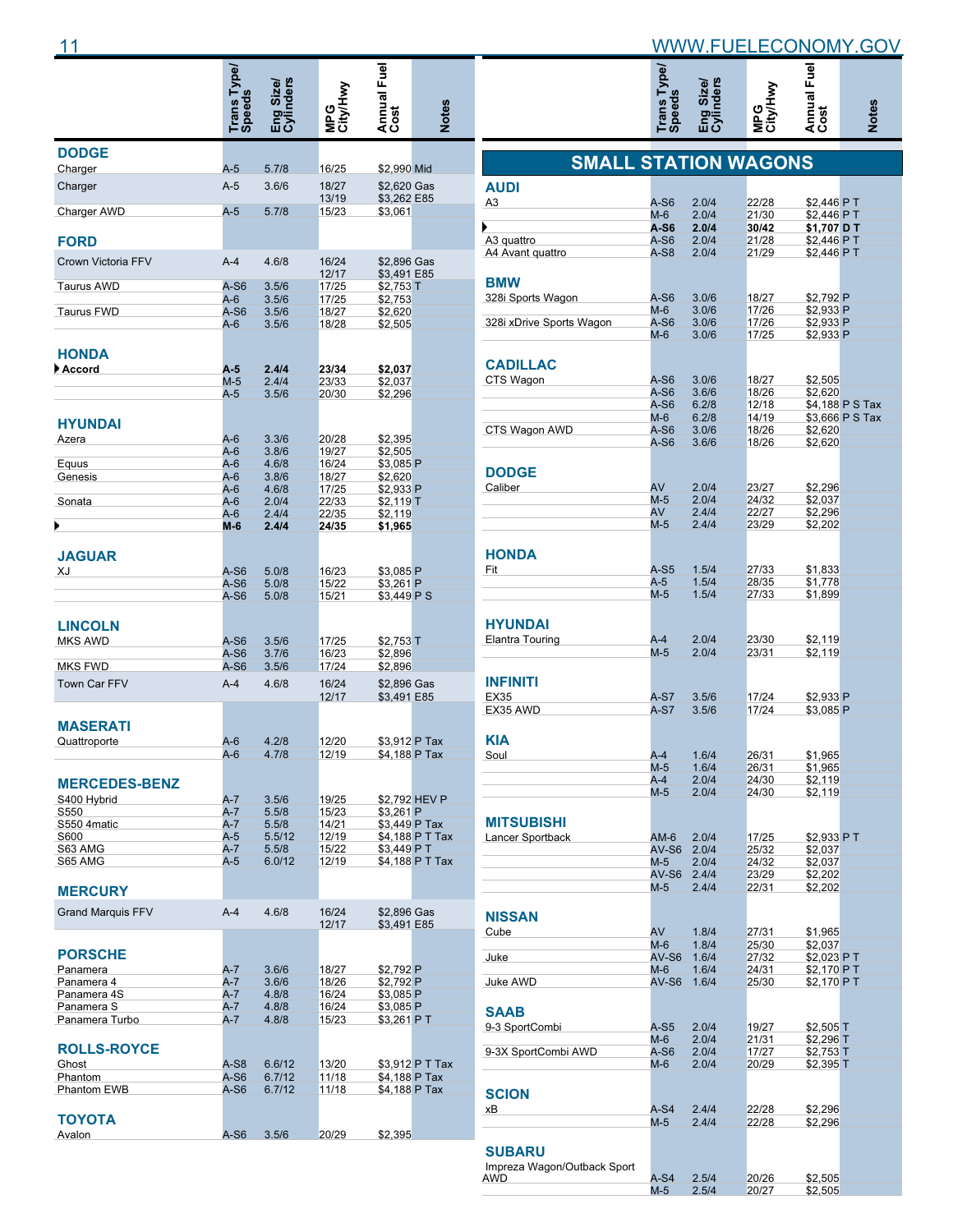| | Trans Type/ Speeds | Eng Size/ Cylinders | MPG City/Hwy | Annual Fuel Cost | Notes |
|---|---|---|---|---|---|
| **DODGE** | | | | | |
| Charger | A-5 | 5.7/8 | 16/25 | $2,990 | Mid |
| Charger | A-5 | 3.6/6 | 18/27 | $2,620 | Gas |
| | | | 13/19 | $3,262 | E85 |
| Charger AWD | A-5 | 5.7/8 | 15/23 | $3,061 | |
| **FORD** | | | | | |
| Crown Victoria FFV | A-4 | 4.6/8 | 16/24 | $2,896 | Gas |
| | | | 12/17 | $3,491 | E85 |
| Taurus AWD | A-S6 | 3.5/6 | 17/25 | $2,753 | T |
| | A-6 | 3.5/6 | 17/25 | $2,753 | |
| Taurus FWD | A-S6 | 3.5/6 | 18/27 | $2,620 | |
| | A-6 | 3.5/6 | 18/28 | $2,505 | |
| **HONDA** | | | | | |
| ▶ **Accord** | **A-5** | **2.4/4** | **23/34** | **$2,037** | |
| | M-5 | 2.4/4 | 23/33 | $2,037 | |
| | A-5 | 3.5/6 | 20/30 | $2,296 | |
| **HYUNDAI** | | | | | |
| Azera | A-6 | 3.3/6 | 20/28 | $2,395 | |
| | A-6 | 3.8/6 | 19/27 | $2,505 | |
| Equus | A-6 | 4.6/8 | 16/24 | $3,085 | P |
| Genesis | A-6 | 3.8/6 | 18/27 | $2,620 | |
| | A-6 | 4.6/8 | 17/25 | $2,933 | P |
| Sonata | A-6 | 2.0/4 | 22/33 | $2,119 | T |
| | A-6 | 2.4/4 | 22/35 | $2,119 | |
| ▶ | **M-6** | **2.4/4** | **24/35** | **$1,965** | |
| **JAGUAR** | | | | | |
| XJ | A-S6 | 5.0/8 | 16/23 | $3,085 | P |
| | A-S6 | 5.0/8 | 15/22 | $3,261 | P |
| | A-S6 | 5.0/8 | 15/21 | $3,449 | P S |
| **LINCOLN** | | | | | |
| MKS AWD | A-S6 | 3.5/6 | 17/25 | $2,753 | T |
| | A-S6 | 3.7/6 | 16/23 | $2,896 | |
| MKS FWD | A-S6 | 3.5/6 | 17/24 | $2,896 | |
| Town Car FFV | A-4 | 4.6/8 | 16/24 | $2,896 | Gas |
| | | | 12/17 | $3,491 | E85 |
| **MASERATI** | | | | | |
| Quattroporte | A-6 | 4.2/8 | 12/20 | $3,912 | P Tax |
| | A-6 | 4.7/8 | 12/19 | $4,188 | P Tax |
| **MERCEDES-BENZ** | | | | | |
| S400 Hybrid | A-7 | 3.5/6 | 19/25 | $2,792 | HEV P |
| S550 | A-7 | 5.5/8 | 15/23 | $3,261 | P |
| S550 4matic | A-7 | 5.5/8 | 14/21 | $3,449 | P Tax |
| S600 | A-5 | 5.5/12 | 12/19 | $4,188 | P T Tax |
| S63 AMG | A-7 | 5.5/8 | 15/22 | $3,449 | P T |
| S65 AMG | A-5 | 6.0/12 | 12/19 | $4,188 | P T Tax |
| **MERCURY** | | | | | |
| Grand Marquis FFV | A-4 | 4.6/8 | 16/24 | $2,896 | Gas |
| | | | 12/17 | $3,491 | E85 |
| **PORSCHE** | | | | | |
| Panamera | A-7 | 3.6/6 | 18/27 | $2,792 | P |
| Panamera 4 | A-7 | 3.6/6 | 18/26 | $2,792 | P |
| Panamera 4S | A-7 | 4.8/8 | 16/24 | $3,085 | P |
| Panamera S | A-7 | 4.8/8 | 16/24 | $3,085 | P |
| Panamera Turbo | A-7 | 4.8/8 | 15/23 | $3,261 | P T |
| **ROLLS-ROYCE** | | | | | |
| Ghost | A-S8 | 6.6/12 | 13/20 | $3,912 | P T Tax |
| Phantom | A-S6 | 6.7/12 | 11/18 | $4,188 | P Tax |
| Phantom EWB | A-S6 | 6.7/12 | 11/18 | $4,188 | P Tax |
| **TOYOTA** | | | | | |
| Avalon | A-S6 | 3.5/6 | 20/29 | $2,395 | |

## SMALL STATION WAGONS

| | Trans Type/ Speeds | Eng Size/ Cylinders | MPG City/Hwy | Annual Fuel Cost | Notes |
|---|---|---|---|---|---|
| **AUDI** | | | | | |
| A3 | A-S6 | 2.0/4 | 22/28 | $2,446 | P T |
| | M-6 | 2.0/4 | 21/30 | $2,446 | P T |
| ▶ | **A-S6** | **2.0/4** | **30/42** | **$1,707** | **D T** |
| A3 quattro | A-S6 | 2.0/4 | 21/28 | $2,446 | P T |
| A4 Avant quattro | A-S8 | 2.0/4 | 21/29 | $2,446 | P T |
| **BMW** | | | | | |
| 328i Sports Wagon | A-S6 | 3.0/6 | 18/27 | $2,792 | P |
| | M-6 | 3.0/6 | 17/26 | $2,933 | P |
| 328i xDrive Sports Wagon | A-S6 | 3.0/6 | 17/26 | $2,933 | P |
| | M-6 | 3.0/6 | 17/25 | $2,933 | P |
| **CADILLAC** | | | | | |
| CTS Wagon | A-S6 | 3.0/6 | 18/27 | $2,505 | |
| | A-S6 | 3.6/6 | 18/26 | $2,620 | |
| | A-S6 | 6.2/8 | 12/18 | $4,188 | P S Tax |
| | M-6 | 6.2/8 | 14/19 | $3,666 | P S Tax |
| CTS Wagon AWD | A-S6 | 3.0/6 | 18/26 | $2,620 | |
| | A-S6 | 3.6/6 | 18/26 | $2,620 | |
| **DODGE** | | | | | |
| Caliber | AV | 2.0/4 | 23/27 | $2,296 | |
| | M-5 | 2.0/4 | 24/32 | $2,037 | |
| | AV | 2.4/4 | 22/27 | $2,296 | |
| | M-5 | 2.4/4 | 23/29 | $2,202 | |
| **HONDA** | | | | | |
| Fit | A-S5 | 1.5/4 | 27/33 | $1,833 | |
| | A-5 | 1.5/4 | 28/35 | $1,778 | |
| | M-5 | 1.5/4 | 27/33 | $1,899 | |
| **HYUNDAI** | | | | | |
| Elantra Touring | A-4 | 2.0/4 | 23/30 | $2,119 | |
| | M-5 | 2.0/4 | 23/31 | $2,119 | |
| **INFINITI** | | | | | |
| EX35 | A-S7 | 3.5/6 | 17/24 | $2,933 | P |
| EX35 AWD | A-S7 | 3.5/6 | 17/24 | $3,085 | P |
| **KIA** | | | | | |
| Soul | A-4 | 1.6/4 | 26/31 | $1,965 | |
| | M-5 | 1.6/4 | 26/31 | $1,965 | |
| | A-4 | 2.0/4 | 24/30 | $2,119 | |
| | M-5 | 2.0/4 | 24/30 | $2,119 | |
| **MITSUBISHI** | | | | | |
| Lancer Sportback | AM-6 | 2.0/4 | 17/25 | $2,933 | P T |
| | AV-S6 | 2.0/4 | 25/32 | $2,037 | |
| | M-5 | 2.0/4 | 24/32 | $2,037 | |
| | AV-S6 | 2.4/4 | 23/29 | $2,202 | |
| | M-5 | 2.4/4 | 22/31 | $2,202 | |
| **NISSAN** | | | | | |
| Cube | AV | 1.8/4 | 27/31 | $1,965 | |
| | M-6 | 1.8/4 | 25/30 | $2,037 | |
| Juke | AV-S6 | 1.6/4 | 27/32 | $2,023 | P T |
| | M-6 | 1.6/4 | 24/31 | $2,170 | P T |
| Juke AWD | AV-S6 | 1.6/4 | 25/30 | $2,170 | P T |
| **SAAB** | | | | | |
| 9-3 SportCombi | A-S5 | 2.0/4 | 19/27 | $2,505 | T |
| | M-6 | 2.0/4 | 21/31 | $2,296 | T |
| 9-3X SportCombi AWD | A-S6 | 2.0/4 | 17/27 | $2,753 | T |
| | M-6 | 2.0/4 | 20/29 | $2,395 | T |
| **SCION** | | | | | |
| xB | A-S4 | 2.4/4 | 22/28 | $2,296 | |
| | M-5 | 2.4/4 | 22/28 | $2,296 | |
| **SUBARU** | | | | | |
| Impreza Wagon/Outback Sport AWD | A-S4 | 2.5/4 | 20/26 | $2,505 | |
| | M-5 | 2.5/4 | 20/27 | $2,505 | |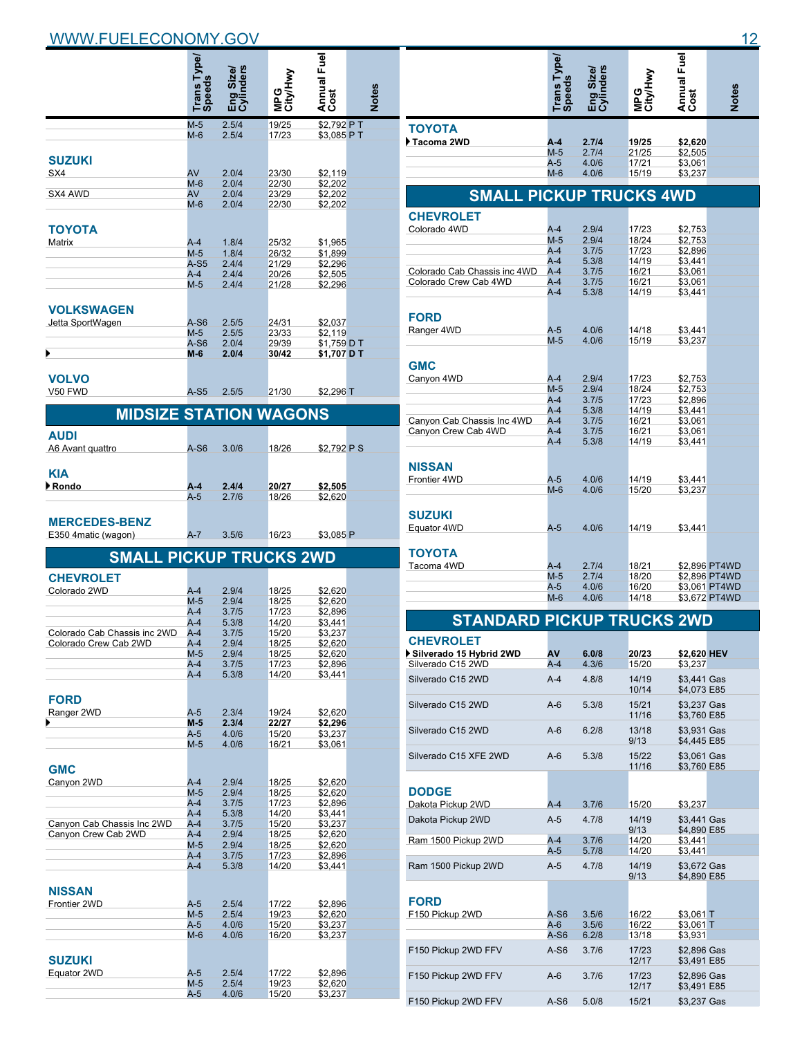| | Trans Type/ Speeds | Eng Size/ Cylinders | MPG City/Hwy | Annual Fuel Cost | Notes |
|---|---|---|---|---|---|
| | M-5 | 2.5/4 | 19/25 | $2,792 | P T |
| | M-6 | 2.5/4 | 17/23 | $3,085 | P T |
| **SUZUKI** | | | | | |
| SX4 | AV | 2.0/4 | 23/30 | $2,119 | |
| | M-6 | 2.0/4 | 22/30 | $2,202 | |
| SX4 AWD | AV | 2.0/4 | 23/29 | $2,202 | |
| | M-6 | 2.0/4 | 22/30 | $2,202 | |
| **TOYOTA** | | | | | |
| Matrix | A-4 | 1.8/4 | 25/32 | $1,965 | |
| | M-5 | 1.8/4 | 26/32 | $1,899 | |
| | A-S5 | 2.4/4 | 21/29 | $2,296 | |
| | A-4 | 2.4/4 | 20/26 | $2,505 | |
| | M-5 | 2.4/4 | 21/28 | $2,296 | |
| **VOLKSWAGEN** | | | | | |
| Jetta SportWagen | A-S6 | 2.5/5 | 24/31 | $2,037 | |
| | M-5 | 2.5/5 | 23/33 | $2,119 | |
| | A-S6 | 2.0/4 | 29/39 | $1,759 | D T |
| ▶ | **M-6** | **2.0/4** | **30/42** | **$1,707** | **D T** |
| **VOLVO** | | | | | |
| V50 FWD | A-S5 | 2.5/5 | 21/30 | $2,296 | T |

## MIDSIZE STATION WAGONS

| | Trans Type/ Speeds | Eng Size/ Cylinders | MPG City/Hwy | Annual Fuel Cost | Notes |
|---|---|---|---|---|---|
| **AUDI** | | | | | |
| A6 Avant quattro | A-S6 | 3.0/6 | 18/26 | $2,792 | P S |
| **KIA** | | | | | |
| ▶ **Rondo** | **A-4** | **2.4/4** | **20/27** | **$2,505** | |
| | A-5 | 2.7/6 | 18/26 | $2,620 | |
| **MERCEDES-BENZ** | | | | | |
| E350 4matic (wagon) | A-7 | 3.5/6 | 16/23 | $3,085 | P |

## SMALL PICKUP TRUCKS 2WD

| | Trans Type/ Speeds | Eng Size/ Cylinders | MPG City/Hwy | Annual Fuel Cost | Notes |
|---|---|---|---|---|---|
| **CHEVROLET** | | | | | |
| Colorado 2WD | A-4 | 2.9/4 | 18/25 | $2,620 | |
| | M-5 | 2.9/4 | 18/25 | $2,620 | |
| | A-4 | 3.7/5 | 17/23 | $2,896 | |
| | A-4 | 5.3/8 | 14/20 | $3,441 | |
| Colorado Cab Chassis inc 2WD | A-4 | 3.7/5 | 15/20 | $3,237 | |
| Colorado Crew Cab 2WD | A-4 | 2.9/4 | 18/25 | $2,620 | |
| | M-5 | 2.9/4 | 18/25 | $2,620 | |
| | A-4 | 3.7/5 | 17/23 | $2,896 | |
| | A-4 | 5.3/8 | 14/20 | $3,441 | |
| **FORD** | | | | | |
| Ranger 2WD | A-5 | 2.3/4 | 19/24 | $2,620 | |
| ▶ | **M-5** | **2.3/4** | **22/27** | **$2,296** | |
| | A-5 | 4.0/6 | 15/20 | $3,237 | |
| | M-5 | 4.0/6 | 16/21 | $3,061 | |
| **GMC** | | | | | |
| Canyon 2WD | A-4 | 2.9/4 | 18/25 | $2,620 | |
| | M-5 | 2.9/4 | 18/25 | $2,620 | |
| | A-4 | 3.7/5 | 17/23 | $2,896 | |
| | A-4 | 5.3/8 | 14/20 | $3,441 | |
| Canyon Cab Chassis Inc 2WD | A-4 | 3.7/5 | 15/20 | $3,237 | |
| Canyon Crew Cab 2WD | A-4 | 2.9/4 | 18/25 | $2,620 | |
| | M-5 | 2.9/4 | 18/25 | $2,620 | |
| | A-4 | 3.7/5 | 17/23 | $2,896 | |
| | A-4 | 5.3/8 | 14/20 | $3,441 | |
| **NISSAN** | | | | | |
| Frontier 2WD | A-5 | 2.5/4 | 17/22 | $2,896 | |
| | M-5 | 2.5/4 | 19/23 | $2,620 | |
| | A-5 | 4.0/6 | 15/20 | $3,237 | |
| | M-6 | 4.0/6 | 16/20 | $3,237 | |
| **SUZUKI** | | | | | |
| Equator 2WD | A-5 | 2.5/4 | 17/22 | $2,896 | |
| | M-5 | 2.5/4 | 19/23 | $2,620 | |
| | A-5 | 4.0/6 | 15/20 | $3,237 | |
| **TOYOTA** | | | | | |
| ▶ **Tacoma 2WD** | **A-4** | **2.7/4** | **19/25** | **$2,620** | |
| | M-5 | 2.7/4 | 21/25 | $2,505 | |
| | A-5 | 4.0/6 | 17/21 | $3,061 | |
| | M-6 | 4.0/6 | 15/19 | $3,237 | |

## SMALL PICKUP TRUCKS 4WD

| | Trans Type/ Speeds | Eng Size/ Cylinders | MPG City/Hwy | Annual Fuel Cost | Notes |
|---|---|---|---|---|---|
| **CHEVROLET** | | | | | |
| Colorado 4WD | A-4 | 2.9/4 | 17/23 | $2,753 | |
| | M-5 | 2.9/4 | 18/24 | $2,753 | |
| | A-4 | 3.7/5 | 17/23 | $2,896 | |
| | A-4 | 5.3/8 | 14/19 | $3,441 | |
| Colorado Cab Chassis inc 4WD | A-4 | 3.7/5 | 16/21 | $3,061 | |
| Colorado Crew Cab 4WD | A-4 | 3.7/5 | 16/21 | $3,061 | |
| | A-4 | 5.3/8 | 14/19 | $3,441 | |
| **FORD** | | | | | |
| Ranger 4WD | A-5 | 4.0/6 | 14/18 | $3,441 | |
| | M-5 | 4.0/6 | 15/19 | $3,237 | |
| **GMC** | | | | | |
| Canyon 4WD | A-4 | 2.9/4 | 17/23 | $2,753 | |
| | M-5 | 2.9/4 | 18/24 | $2,753 | |
| | A-4 | 3.7/5 | 17/23 | $2,896 | |
| | A-4 | 5.3/8 | 14/19 | $3,441 | |
| Canyon Cab Chassis Inc 4WD | A-4 | 3.7/5 | 16/21 | $3,061 | |
| Canyon Crew Cab 4WD | A-4 | 3.7/5 | 16/21 | $3,061 | |
| | A-4 | 5.3/8 | 14/19 | $3,441 | |
| **NISSAN** | | | | | |
| Frontier 4WD | A-5 | 4.0/6 | 14/19 | $3,441 | |
| | M-6 | 4.0/6 | 15/20 | $3,237 | |
| **SUZUKI** | | | | | |
| Equator 4WD | A-5 | 4.0/6 | 14/19 | $3,441 | |
| **TOYOTA** | | | | | |
| Tacoma 4WD | A-4 | 2.7/4 | 18/21 | $2,896 | PT4WD |
| | M-5 | 2.7/4 | 18/20 | $2,896 | PT4WD |
| | A-5 | 4.0/6 | 16/20 | $3,061 | PT4WD |
| | M-6 | 4.0/6 | 14/18 | $3,672 | PT4WD |

## STANDARD PICKUP TRUCKS 2WD

| | Trans Type/ Speeds | Eng Size/ Cylinders | MPG City/Hwy | Annual Fuel Cost | Notes |
|---|---|---|---|---|---|
| **CHEVROLET** | | | | | |
| ▶ **Silverado 15 Hybrid 2WD** | **AV** | **6.0/8** | **20/23** | **$2,620** | **HEV** |
| Silverado C15 2WD | A-4 | 4.3/6 | 15/20 | $3,237 | |
| Silverado C15 2WD | A-4 | 4.8/8 | 14/19 | $3,441 | Gas |
| | | | 10/14 | $4,073 | E85 |
| Silverado C15 2WD | A-6 | 5.3/8 | 15/21 | $3,237 | Gas |
| | | | 11/16 | $3,760 | E85 |
| Silverado C15 2WD | A-6 | 6.2/8 | 13/18 | $3,931 | Gas |
| | | | 9/13 | $4,445 | E85 |
| Silverado C15 XFE 2WD | A-6 | 5.3/8 | 15/22 | $3,061 | Gas |
| | | | 11/16 | $3,760 | E85 |
| **DODGE** | | | | | |
| Dakota Pickup 2WD | A-4 | 3.7/6 | 15/20 | $3,237 | |
| Dakota Pickup 2WD | A-5 | 4.7/8 | 14/19 | $3,441 | Gas |
| | | | 9/13 | $4,890 | E85 |
| Ram 1500 Pickup 2WD | A-4 | 3.7/6 | 14/20 | $3,441 | |
| | A-5 | 5.7/8 | 14/20 | $3,441 | |
| Ram 1500 Pickup 2WD | A-5 | 4.7/8 | 14/19 | $3,672 | Gas |
| | | | 9/13 | $4,890 | E85 |
| **FORD** | | | | | |
| F150 Pickup 2WD | A-S6 | 3.5/6 | 16/22 | $3,061 | T |
| | A-6 | 3.5/6 | 16/22 | $3,061 | T |
| | A-S6 | 6.2/8 | 13/18 | $3,931 | |
| F150 Pickup 2WD FFV | A-S6 | 3.7/6 | 17/23 | $2,896 | Gas |
| | | | 12/17 | $3,491 | E85 |
| F150 Pickup 2WD FFV | A-6 | 3.7/6 | 17/23 | $2,896 | Gas |
| | | | 12/17 | $3,491 | E85 |
| F150 Pickup 2WD FFV | A-S6 | 5.0/8 | 15/21 | $3,237 | Gas |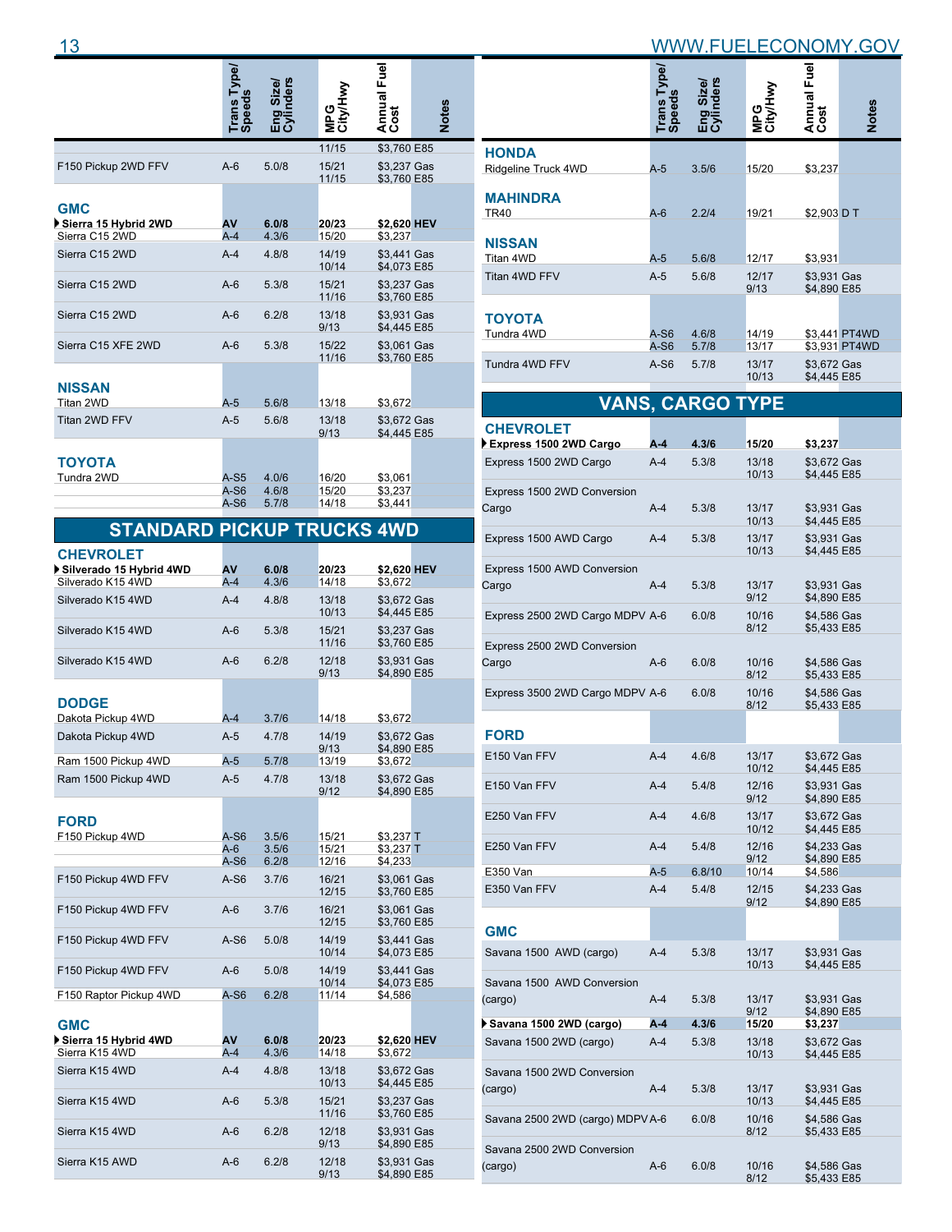| | Trans Type/ Speeds | Eng Size/ Cylinders | MPG City/Hwy | Annual Fuel Cost | Notes |
|---|---|---|---|---|---|
| | | | 11/15 | $3,760 | E85 |
| F150 Pickup 2WD FFV | A-6 | 5.0/8 | 15/21 | $3,237 | Gas |
| | | | 11/15 | $3,760 | E85 |
| **GMC** | | | | | |
| **Sierra 15 Hybrid 2WD** | **AV** | **6.0/8** | **20/23** | **$2,620** | **HEV** |
| Sierra C15 2WD | A-4 | 4.3/6 | 15/20 | $3,237 | |
| Sierra C15 2WD | A-4 | 4.8/8 | 14/19 | $3,441 | Gas |
| | | | 10/14 | $4,073 | E85 |
| Sierra C15 2WD | A-6 | 5.3/8 | 15/21 | $3,237 | Gas |
| | | | 11/16 | $3,760 | E85 |
| Sierra C15 2WD | A-6 | 6.2/8 | 13/18 | $3,931 | Gas |
| | | | 9/13 | $4,445 | E85 |
| Sierra C15 XFE 2WD | A-6 | 5.3/8 | 15/22 | $3,061 | Gas |
| | | | 11/16 | $3,760 | E85 |
| **NISSAN** | | | | | |
| Titan 2WD | A-5 | 5.6/8 | 13/18 | $3,672 | |
| Titan 2WD FFV | A-5 | 5.6/8 | 13/18 | $3,672 | Gas |
| | | | 9/13 | $4,445 | E85 |
| **TOYOTA** | | | | | |
| Tundra 2WD | A-S5 | 4.0/6 | 16/20 | $3,061 | |
| | A-S6 | 4.6/8 | 15/20 | $3,237 | |
| | A-S6 | 5.7/8 | 14/18 | $3,441 | |

## STANDARD PICKUP TRUCKS 4WD

| | Trans Type/ Speeds | Eng Size/ Cylinders | MPG City/Hwy | Annual Fuel Cost | Notes |
|---|---|---|---|---|---|
| **CHEVROLET** | | | | | |
| **Silverado 15 Hybrid 4WD** | **AV** | **6.0/8** | **20/23** | **$2,620** | **HEV** |
| Silverado K15 4WD | A-4 | 4.3/6 | 14/18 | $3,672 | |
| Silverado K15 4WD | A-4 | 4.8/8 | 13/18 | $3,672 | Gas |
| | | | 10/13 | $4,445 | E85 |
| Silverado K15 4WD | A-6 | 5.3/8 | 15/21 | $3,237 | Gas |
| | | | 11/16 | $3,760 | E85 |
| Silverado K15 4WD | A-6 | 6.2/8 | 12/18 | $3,931 | Gas |
| | | | 9/13 | $4,890 | E85 |
| **DODGE** | | | | | |
| Dakota Pickup 4WD | A-4 | 3.7/6 | 14/18 | $3,672 | |
| Dakota Pickup 4WD | A-5 | 4.7/8 | 14/19 | $3,672 | Gas |
| | | | 9/13 | $4,890 | E85 |
| Ram 1500 Pickup 4WD | A-5 | 5.7/8 | 13/19 | $3,672 | |
| Ram 1500 Pickup 4WD | A-5 | 4.7/8 | 13/18 | $3,672 | Gas |
| | | | 9/12 | $4,890 | E85 |
| **FORD** | | | | | |
| F150 Pickup 4WD | A-S6 | 3.5/6 | 15/21 | $3,237 | T |
| | A-6 | 3.5/6 | 15/21 | $3,237 | T |
| | A-S6 | 6.2/8 | 12/16 | $4,233 | |
| F150 Pickup 4WD FFV | A-S6 | 3.7/6 | 16/21 | $3,061 | Gas |
| | | | 12/15 | $3,760 | E85 |
| F150 Pickup 4WD FFV | A-6 | 3.7/6 | 16/21 | $3,061 | Gas |
| | | | 12/15 | $3,760 | E85 |
| F150 Pickup 4WD FFV | A-S6 | 5.0/8 | 14/19 | $3,441 | Gas |
| | | | 10/14 | $4,073 | E85 |
| F150 Pickup 4WD FFV | A-6 | 5.0/8 | 14/19 | $3,441 | Gas |
| | | | 10/14 | $4,073 | E85 |
| F150 Raptor Pickup 4WD | A-S6 | 6.2/8 | 11/14 | $4,586 | |
| **GMC** | | | | | |
| **Sierra 15 Hybrid 4WD** | **AV** | **6.0/8** | **20/23** | **$2,620** | **HEV** |
| Sierra K15 4WD | A-4 | 4.3/6 | 14/18 | $3,672 | |
| Sierra K15 4WD | A-4 | 4.8/8 | 13/18 | $3,672 | Gas |
| | | | 10/13 | $4,445 | E85 |
| Sierra K15 4WD | A-6 | 5.3/8 | 15/21 | $3,237 | Gas |
| | | | 11/16 | $3,760 | E85 |
| Sierra K15 4WD | A-6 | 6.2/8 | 12/18 | $3,931 | Gas |
| | | | 9/13 | $4,890 | E85 |
| Sierra K15 AWD | A-6 | 6.2/8 | 12/18 | $3,931 | Gas |
| | | | 9/13 | $4,890 | E85 |
| **HONDA** | | | | | |
| Ridgeline Truck 4WD | A-5 | 3.5/6 | 15/20 | $3,237 | |
| **MAHINDRA** | | | | | |
| TR40 | A-6 | 2.2/4 | 19/21 | $2,903 | D T |
| **NISSAN** | | | | | |
| Titan 4WD | A-5 | 5.6/8 | 12/17 | $3,931 | |
| Titan 4WD FFV | A-5 | 5.6/8 | 12/17 | $3,931 | Gas |
| | | | 9/13 | $4,890 | E85 |
| **TOYOTA** | | | | | |
| Tundra 4WD | A-S6 | 4.6/8 | 14/19 | $3,441 | PT4WD |
| | A-S6 | 5.7/8 | 13/17 | $3,931 | PT4WD |
| Tundra 4WD FFV | A-S6 | 5.7/8 | 13/17 | $3,672 | Gas |
| | | | 10/13 | $4,445 | E85 |

## VANS, CARGO TYPE

| | Trans Type/ Speeds | Eng Size/ Cylinders | MPG City/Hwy | Annual Fuel Cost | Notes |
|---|---|---|---|---|---|
| **CHEVROLET** | | | | | |
| **Express 1500 2WD Cargo** | **A-4** | **4.3/6** | **15/20** | **$3,237** | |
| Express 1500 2WD Cargo | A-4 | 5.3/8 | 13/18 | $3,672 | Gas |
| | | | 10/13 | $4,445 | E85 |
| Express 1500 2WD Conversion Cargo | A-4 | 5.3/8 | 13/17 | $3,931 | Gas |
| | | | 10/13 | $4,445 | E85 |
| Express 1500 AWD Cargo | A-4 | 5.3/8 | 13/17 | $3,931 | Gas |
| | | | 10/13 | $4,445 | E85 |
| Express 1500 AWD Conversion Cargo | A-4 | 5.3/8 | 13/17 | $3,931 | Gas |
| | | | 9/12 | $4,890 | E85 |
| Express 2500 2WD Cargo MDPV | A-6 | 6.0/8 | 10/16 | $4,586 | Gas |
| | | | 8/12 | $5,433 | E85 |
| Express 2500 2WD Conversion Cargo | A-6 | 6.0/8 | 10/16 | $4,586 | Gas |
| | | | 8/12 | $5,433 | E85 |
| Express 3500 2WD Cargo MDPV | A-6 | 6.0/8 | 10/16 | $4,586 | Gas |
| | | | 8/12 | $5,433 | E85 |
| **FORD** | | | | | |
| E150 Van FFV | A-4 | 4.6/8 | 13/17 | $3,672 | Gas |
| | | | 10/12 | $4,445 | E85 |
| E150 Van FFV | A-4 | 5.4/8 | 12/16 | $3,931 | Gas |
| | | | 9/12 | $4,890 | E85 |
| E250 Van FFV | A-4 | 4.6/8 | 13/17 | $3,672 | Gas |
| | | | 10/12 | $4,445 | E85 |
| E250 Van FFV | A-4 | 5.4/8 | 12/16 | $4,233 | Gas |
| | | | 9/12 | $4,890 | E85 |
| E350 Van | A-5 | 6.8/10 | 10/14 | $4,586 | |
| E350 Van FFV | A-4 | 5.4/8 | 12/15 | $4,233 | Gas |
| | | | 9/12 | $4,890 | E85 |
| **GMC** | | | | | |
| Savana 1500 AWD (cargo) | A-4 | 5.3/8 | 13/17 | $3,931 | Gas |
| | | | 10/13 | $4,445 | E85 |
| Savana 1500 AWD Conversion (cargo) | A-4 | 5.3/8 | 13/17 | $3,931 | Gas |
| | | | 9/12 | $4,890 | E85 |
| **Savana 1500 2WD (cargo)** | **A-4** | **4.3/6** | **15/20** | **$3,237** | |
| Savana 1500 2WD (cargo) | A-4 | 5.3/8 | 13/18 | $3,672 | Gas |
| | | | 10/13 | $4,445 | E85 |
| Savana 1500 2WD Conversion (cargo) | A-4 | 5.3/8 | 13/17 | $3,931 | Gas |
| | | | 10/13 | $4,445 | E85 |
| Savana 2500 2WD (cargo) MDPV | A-6 | 6.0/8 | 10/16 | $4,586 | Gas |
| | | | 8/12 | $5,433 | E85 |
| Savana 2500 2WD Conversion (cargo) | A-6 | 6.0/8 | 10/16 | $4,586 | Gas |
| | | | 8/12 | $5,433 | E85 |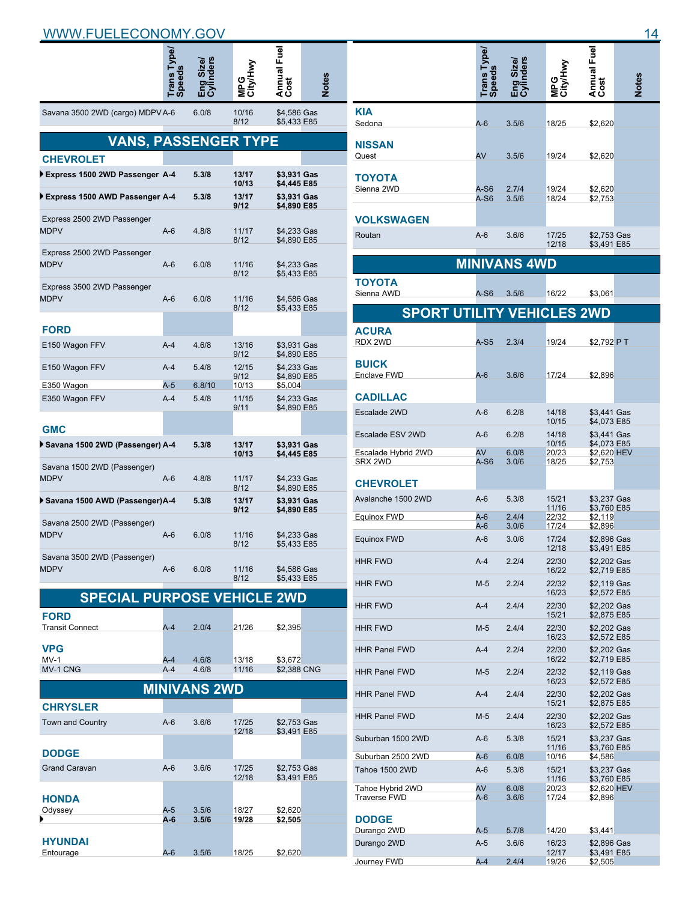| | Trans Type/ Speeds | Eng Size/ Cylinders | MPG City/Hwy | Annual Fuel Cost | Notes |
|---|---|---|---|---|---|
| Savana 3500 2WD (cargo) MDPV | A-6 | 6.0/8 | 10/16<br>8/12 | $4,586 Gas<br>$5,433 E85 | |

## VANS, PASSENGER TYPE

| | Trans Type/ Speeds | Eng Size/ Cylinders | MPG City/Hwy | Annual Fuel Cost | Notes |
|---|---|---|---|---|---|
| **CHEVROLET** | | | | | |
| **▸ Express 1500 2WD Passenger** | **A-4** | **5.3/8** | **13/17<br>10/13** | **$3,931 Gas<br>$4,445 E85** | |
| **▸ Express 1500 AWD Passenger** | **A-4** | **5.3/8** | **13/17<br>9/12** | **$3,931 Gas<br>$4,890 E85** | |
| Express 2500 2WD Passenger MDPV | A-6 | 4.8/8 | 11/17<br>8/12 | $4,233 Gas<br>$4,890 E85 | |
| Express 2500 2WD Passenger MDPV | A-6 | 6.0/8 | 11/16<br>8/12 | $4,233 Gas<br>$5,433 E85 | |
| Express 3500 2WD Passenger MDPV | A-6 | 6.0/8 | 11/16<br>8/12 | $4,586 Gas<br>$5,433 E85 | |
| **FORD** | | | | | |
| E150 Wagon FFV | A-4 | 4.6/8 | 13/16<br>9/12 | $3,931 Gas<br>$4,890 E85 | |
| E150 Wagon FFV | A-4 | 5.4/8 | 12/15<br>9/12 | $4,233 Gas<br>$4,890 E85 | |
| E350 Wagon | A-5 | 6.8/10 | 10/13 | $5,004 | |
| E350 Wagon FFV | A-4 | 5.4/8 | 11/15<br>9/11 | $4,233 Gas<br>$4,890 E85 | |
| **GMC** | | | | | |
| **▸ Savana 1500 2WD (Passenger)** | **A-4** | **5.3/8** | **13/17<br>10/13** | **$3,931 Gas<br>$4,445 E85** | |
| Savana 1500 2WD (Passenger) MDPV | A-6 | 4.8/8 | 11/17<br>8/12 | $4,233 Gas<br>$4,890 E85 | |
| **▸ Savana 1500 AWD (Passenger)** | **A-4** | **5.3/8** | **13/17<br>9/12** | **$3,931 Gas<br>$4,890 E85** | |
| Savana 2500 2WD (Passenger) MDPV | A-6 | 6.0/8 | 11/16<br>8/12 | $4,233 Gas<br>$5,433 E85 | |
| Savana 3500 2WD (Passenger) MDPV | A-6 | 6.0/8 | 11/16<br>8/12 | $4,586 Gas<br>$5,433 E85 | |

## SPECIAL PURPOSE VEHICLE 2WD

| | Trans Type/ Speeds | Eng Size/ Cylinders | MPG City/Hwy | Annual Fuel Cost | Notes |
|---|---|---|---|---|---|
| **FORD** | | | | | |
| Transit Connect | A-4 | 2.0/4 | 21/26 | $2,395 | |
| **VPG** | | | | | |
| MV-1 | A-4 | 4.6/8 | 13/18 | $3,672 | |
| MV-1 CNG | A-4 | 4.6/8 | 11/16 | $2,388 CNG | |

## MINIVANS 2WD

| | Trans Type/ Speeds | Eng Size/ Cylinders | MPG City/Hwy | Annual Fuel Cost | Notes |
|---|---|---|---|---|---|
| **CHRYSLER** | | | | | |
| Town and Country | A-6 | 3.6/6 | 17/25<br>12/18 | $2,753 Gas<br>$3,491 E85 | |
| **DODGE** | | | | | |
| Grand Caravan | A-6 | 3.6/6 | 17/25<br>12/18 | $2,753 Gas<br>$3,491 E85 | |
| **HONDA** | | | | | |
| Odyssey | A-5 | 3.5/6 | 18/27 | $2,620 | |
| **▸** | **A-6** | **3.5/6** | **19/28** | **$2,505** | |
| **HYUNDAI** | | | | | |
| Entourage | A-6 | 3.5/6 | 18/25 | $2,620 | |
| **KIA** | | | | | |
| Sedona | A-6 | 3.5/6 | 18/25 | $2,620 | |
| **NISSAN** | | | | | |
| Quest | AV | 3.5/6 | 19/24 | $2,620 | |
| **TOYOTA** | | | | | |
| Sienna 2WD | A-S6 | 2.7/4 | 19/24 | $2,620 | |
| | A-S6 | 3.5/6 | 18/24 | $2,753 | |
| **VOLKSWAGEN** | | | | | |
| Routan | A-6 | 3.6/6 | 17/25<br>12/18 | $2,753 Gas<br>$3,491 E85 | |

## MINIVANS 4WD

| | Trans Type/ Speeds | Eng Size/ Cylinders | MPG City/Hwy | Annual Fuel Cost | Notes |
|---|---|---|---|---|---|
| **TOYOTA** | | | | | |
| Sienna AWD | A-S6 | 3.5/6 | 16/22 | $3,061 | |

## SPORT UTILITY VEHICLES 2WD

| | Trans Type/ Speeds | Eng Size/ Cylinders | MPG City/Hwy | Annual Fuel Cost | Notes |
|---|---|---|---|---|---|
| **ACURA** | | | | | |
| RDX 2WD | A-S5 | 2.3/4 | 19/24 | $2,792 | P T |
| **BUICK** | | | | | |
| Enclave FWD | A-6 | 3.6/6 | 17/24 | $2,896 | |
| **CADILLAC** | | | | | |
| Escalade 2WD | A-6 | 6.2/8 | 14/18<br>10/15 | $3,441 Gas<br>$4,073 E85 | |
| Escalade ESV 2WD | A-6 | 6.2/8 | 14/18<br>10/15 | $3,441 Gas<br>$4,073 E85 | |
| Escalade Hybrid 2WD | AV | 6.0/8 | 20/23 | $2,620 | HEV |
| SRX 2WD | A-S6 | 3.0/6 | 18/25 | $2,753 | |
| **CHEVROLET** | | | | | |
| Avalanche 1500 2WD | A-6 | 5.3/8 | 15/21<br>11/16 | $3,237 Gas<br>$3,760 E85 | |
| Equinox FWD | A-6 | 2.4/4 | 22/32 | $2,119 | |
| | A-6 | 3.0/6 | 17/24 | $2,896 | |
| Equinox FWD | A-6 | 3.0/6 | 17/24<br>12/18 | $2,896 Gas<br>$3,491 E85 | |
| HHR FWD | A-4 | 2.2/4 | 22/30<br>16/22 | $2,202 Gas<br>$2,719 E85 | |
| HHR FWD | M-5 | 2.2/4 | 22/32<br>16/23 | $2,119 Gas<br>$2,572 E85 | |
| HHR FWD | A-4 | 2.4/4 | 22/30<br>15/21 | $2,202 Gas<br>$2,875 E85 | |
| HHR FWD | M-5 | 2.4/4 | 22/30<br>16/23 | $2,202 Gas<br>$2,572 E85 | |
| HHR Panel FWD | A-4 | 2.2/4 | 22/30<br>16/22 | $2,202 Gas<br>$2,719 E85 | |
| HHR Panel FWD | M-5 | 2.2/4 | 22/32<br>16/23 | $2,119 Gas<br>$2,572 E85 | |
| HHR Panel FWD | A-4 | 2.4/4 | 22/30<br>15/21 | $2,202 Gas<br>$2,875 E85 | |
| HHR Panel FWD | M-5 | 2.4/4 | 22/30<br>16/23 | $2,202 Gas<br>$2,572 E85 | |
| Suburban 1500 2WD | A-6 | 5.3/8 | 15/21<br>11/16 | $3,237 Gas<br>$3,760 E85 | |
| Suburban 2500 2WD | A-6 | 6.0/8 | 10/16 | $4,586 | |
| Tahoe 1500 2WD | A-6 | 5.3/8 | 15/21<br>11/16 | $3,237 Gas<br>$3,760 E85 | |
| Tahoe Hybrid 2WD | AV | 6.0/8 | 20/23 | $2,620 | HEV |
| Traverse FWD | A-6 | 3.6/6 | 17/24 | $2,896 | |
| **DODGE** | | | | | |
| Durango 2WD | A-5 | 5.7/8 | 14/20 | $3,441 | |
| Durango 2WD | A-5 | 3.6/6 | 16/23<br>12/17 | $2,896 Gas<br>$3,491 E85 | |
| Journey FWD | A-4 | 2.4/4 | 19/26 | $2,505 | |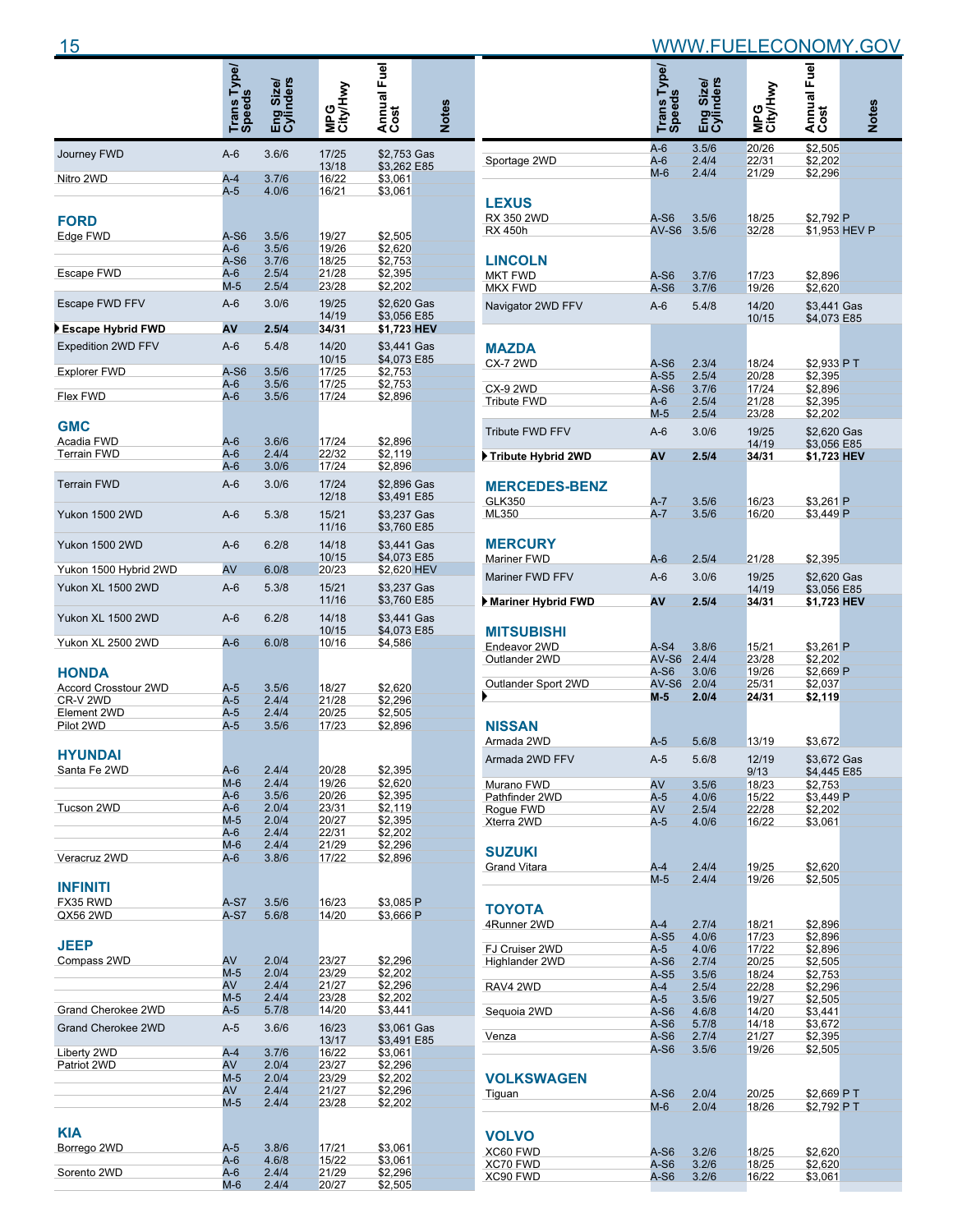| | Trans Type/ Speeds | Eng Size/ Cylinders | MPG City/Hwy | Annual Fuel Cost | Notes |
|---|---|---|---|---|---|
| Journey FWD | A-6 | 3.6/6 | 17/25 | $2,753 Gas | |
| | | | 13/18 | $3,262 E85 | |
| Nitro 2WD | A-4 | 3.7/6 | 16/22 | $3,061 | |
| | A-5 | 4.0/6 | 16/21 | $3,061 | |
| **FORD** | | | | | |
| Edge FWD | A-S6 | 3.5/6 | 19/27 | $2,505 | |
| | A-6 | 3.5/6 | 19/26 | $2,620 | |
| | A-S6 | 3.7/6 | 18/25 | $2,753 | |
| Escape FWD | A-6 | 2.5/4 | 21/28 | $2,395 | |
| | M-5 | 2.5/4 | 23/28 | $2,202 | |
| Escape FWD FFV | A-6 | 3.0/6 | 19/25 | $2,620 Gas | |
| | | | 14/19 | $3,056 E85 | |
| ▶ **Escape Hybrid FWD** | **AV** | **2.5/4** | **34/31** | **$1,723 HEV** | |
| Expedition 2WD FFV | A-6 | 5.4/8 | 14/20 | $3,441 Gas | |
| | | | 10/15 | $4,073 E85 | |
| Explorer FWD | A-S6 | 3.5/6 | 17/25 | $2,753 | |
| | A-6 | 3.5/6 | 17/25 | $2,753 | |
| Flex FWD | A-6 | 3.5/6 | 17/24 | $2,896 | |
| **GMC** | | | | | |
| Acadia FWD | A-6 | 3.6/6 | 17/24 | $2,896 | |
| Terrain FWD | A-6 | 2.4/4 | 22/32 | $2,119 | |
| | A-6 | 3.0/6 | 17/24 | $2,896 | |
| Terrain FWD | A-6 | 3.0/6 | 17/24 | $2,896 Gas | |
| | | | 12/18 | $3,491 E85 | |
| Yukon 1500 2WD | A-6 | 5.3/8 | 15/21 | $3,237 Gas | |
| | | | 11/16 | $3,760 E85 | |
| Yukon 1500 2WD | A-6 | 6.2/8 | 14/18 | $3,441 Gas | |
| | | | 10/15 | $4,073 E85 | |
| Yukon 1500 Hybrid 2WD | AV | 6.0/8 | 20/23 | $2,620 HEV | |
| Yukon XL 1500 2WD | A-6 | 5.3/8 | 15/21 | $3,237 Gas | |
| | | | 11/16 | $3,760 E85 | |
| Yukon XL 1500 2WD | A-6 | 6.2/8 | 14/18 | $3,441 Gas | |
| | | | 10/15 | $4,073 E85 | |
| Yukon XL 2500 2WD | A-6 | 6.0/8 | 10/16 | $4,586 | |
| **HONDA** | | | | | |
| Accord Crosstour 2WD | A-5 | 3.5/6 | 18/27 | $2,620 | |
| CR-V 2WD | A-5 | 2.4/4 | 21/28 | $2,296 | |
| Element 2WD | A-5 | 2.4/4 | 20/25 | $2,505 | |
| Pilot 2WD | A-5 | 3.5/6 | 17/23 | $2,896 | |
| **HYUNDAI** | | | | | |
| Santa Fe 2WD | A-6 | 2.4/4 | 20/28 | $2,395 | |
| | M-6 | 2.4/4 | 19/26 | $2,620 | |
| | A-6 | 3.5/6 | 20/26 | $2,395 | |
| Tucson 2WD | A-6 | 2.0/4 | 23/31 | $2,119 | |
| | M-5 | 2.0/4 | 20/27 | $2,395 | |
| | A-6 | 2.4/4 | 22/31 | $2,202 | |
| | M-6 | 2.4/4 | 21/29 | $2,296 | |
| Veracruz 2WD | A-6 | 3.8/6 | 17/22 | $2,896 | |
| **INFINITI** | | | | | |
| FX35 RWD | A-S7 | 3.5/6 | 16/23 | $3,085 | P |
| QX56 2WD | A-S7 | 5.6/8 | 14/20 | $3,666 | P |
| **JEEP** | | | | | |
| Compass 2WD | AV | 2.0/4 | 23/27 | $2,296 | |
| | M-5 | 2.0/4 | 23/29 | $2,202 | |
| | AV | 2.4/4 | 21/27 | $2,296 | |
| | M-5 | 2.4/4 | 23/28 | $2,202 | |
| Grand Cherokee 2WD | A-5 | 5.7/8 | 14/20 | $3,441 | |
| Grand Cherokee 2WD | A-5 | 3.6/6 | 16/23 | $3,061 Gas | |
| | | | 13/17 | $3,491 E85 | |
| Liberty 2WD | A-4 | 3.7/6 | 16/22 | $3,061 | |
| Patriot 2WD | AV | 2.0/4 | 23/27 | $2,296 | |
| | M-5 | 2.0/4 | 23/29 | $2,202 | |
| | AV | 2.4/4 | 21/27 | $2,296 | |
| | M-5 | 2.4/4 | 23/28 | $2,202 | |
| **KIA** | | | | | |
| Borrego 2WD | A-5 | 3.8/6 | 17/21 | $3,061 | |
| | A-6 | 4.6/8 | 15/22 | $3,061 | |
| Sorento 2WD | A-6 | 2.4/4 | 21/29 | $2,296 | |
| | M-6 | 2.4/4 | 20/27 | $2,505 | |
| | A-6 | 3.5/6 | 20/26 | $2,505 | |
| Sportage 2WD | A-6 | 2.4/4 | 22/31 | $2,202 | |
| | M-6 | 2.4/4 | 21/29 | $2,296 | |
| **LEXUS** | | | | | |
| RX 350 2WD | A-S6 | 3.5/6 | 18/25 | $2,792 | P |
| RX 450h | AV-S6 | 3.5/6 | 32/28 | $1,953 | HEV P |
| **LINCOLN** | | | | | |
| MKT FWD | A-S6 | 3.7/6 | 17/23 | $2,896 | |
| MKX FWD | A-S6 | 3.7/6 | 19/26 | $2,620 | |
| Navigator 2WD FFV | A-6 | 5.4/8 | 14/20 | $3,441 Gas | |
| | | | 10/15 | $4,073 E85 | |
| **MAZDA** | | | | | |
| CX-7 2WD | A-S6 | 2.3/4 | 18/24 | $2,933 | P T |
| | A-S5 | 2.5/4 | 20/28 | $2,395 | |
| CX-9 2WD | A-S6 | 3.7/6 | 17/24 | $2,896 | |
| Tribute FWD | A-6 | 2.5/4 | 21/28 | $2,395 | |
| | M-5 | 2.5/4 | 23/28 | $2,202 | |
| Tribute FWD FFV | A-6 | 3.0/6 | 19/25 | $2,620 Gas | |
| | | | 14/19 | $3,056 E85 | |
| ▶ **Tribute Hybrid 2WD** | **AV** | **2.5/4** | **34/31** | **$1,723 HEV** | |
| **MERCEDES-BENZ** | | | | | |
| GLK350 | A-7 | 3.5/6 | 16/23 | $3,261 | P |
| ML350 | A-7 | 3.5/6 | 16/20 | $3,449 | P |
| **MERCURY** | | | | | |
| Mariner FWD | A-6 | 2.5/4 | 21/28 | $2,395 | |
| Mariner FWD FFV | A-6 | 3.0/6 | 19/25 | $2,620 Gas | |
| | | | 14/19 | $3,056 E85 | |
| ▶ **Mariner Hybrid FWD** | **AV** | **2.5/4** | **34/31** | **$1,723 HEV** | |
| **MITSUBISHI** | | | | | |
| Endeavor 2WD | A-S4 | 3.8/6 | 15/21 | $3,261 | P |
| Outlander 2WD | AV-S6 | 2.4/4 | 23/28 | $2,202 | |
| | A-S6 | 3.0/6 | 19/26 | $2,669 | P |
| Outlander Sport 2WD | AV-S6 | 2.0/4 | 25/31 | $2,037 | |
| ▶ | **M-5** | **2.0/4** | **24/31** | **$2,119** | |
| **NISSAN** | | | | | |
| Armada 2WD | A-5 | 5.6/8 | 13/19 | $3,672 | |
| Armada 2WD FFV | A-5 | 5.6/8 | 12/19 | $3,672 Gas | |
| | | | 9/13 | $4,445 E85 | |
| Murano FWD | AV | 3.5/6 | 18/23 | $2,753 | |
| Pathfinder 2WD | A-5 | 4.0/6 | 15/22 | $3,449 | P |
| Rogue FWD | AV | 2.5/4 | 22/28 | $2,202 | |
| Xterra 2WD | A-5 | 4.0/6 | 16/22 | $3,061 | |
| **SUZUKI** | | | | | |
| Grand Vitara | A-4 | 2.4/4 | 19/25 | $2,620 | |
| | M-5 | 2.4/4 | 19/26 | $2,505 | |
| **TOYOTA** | | | | | |
| 4Runner 2WD | A-4 | 2.7/4 | 18/21 | $2,896 | |
| | A-S5 | 4.0/6 | 17/23 | $2,896 | |
| FJ Cruiser 2WD | A-5 | 4.0/6 | 17/22 | $2,896 | |
| Highlander 2WD | A-S6 | 2.7/4 | 20/25 | $2,505 | |
| | A-S5 | 3.5/6 | 18/24 | $2,753 | |
| RAV4 2WD | A-4 | 2.5/4 | 22/28 | $2,296 | |
| | A-5 | 3.5/6 | 19/27 | $2,505 | |
| Sequoia 2WD | A-S6 | 4.6/8 | 14/20 | $3,441 | |
| | A-S6 | 5.7/8 | 14/18 | $3,672 | |
| Venza | A-S6 | 2.7/4 | 21/27 | $2,395 | |
| | A-S6 | 3.5/6 | 19/26 | $2,505 | |
| **VOLKSWAGEN** | | | | | |
| Tiguan | A-S6 | 2.0/4 | 20/25 | $2,669 | P T |
| | M-6 | 2.0/4 | 18/26 | $2,792 | P T |
| **VOLVO** | | | | | |
| XC60 FWD | A-S6 | 3.2/6 | 18/25 | $2,620 | |
| XC70 FWD | A-S6 | 3.2/6 | 18/25 | $2,620 | |
| XC90 FWD | A-S6 | 3.2/6 | 16/22 | $3,061 | |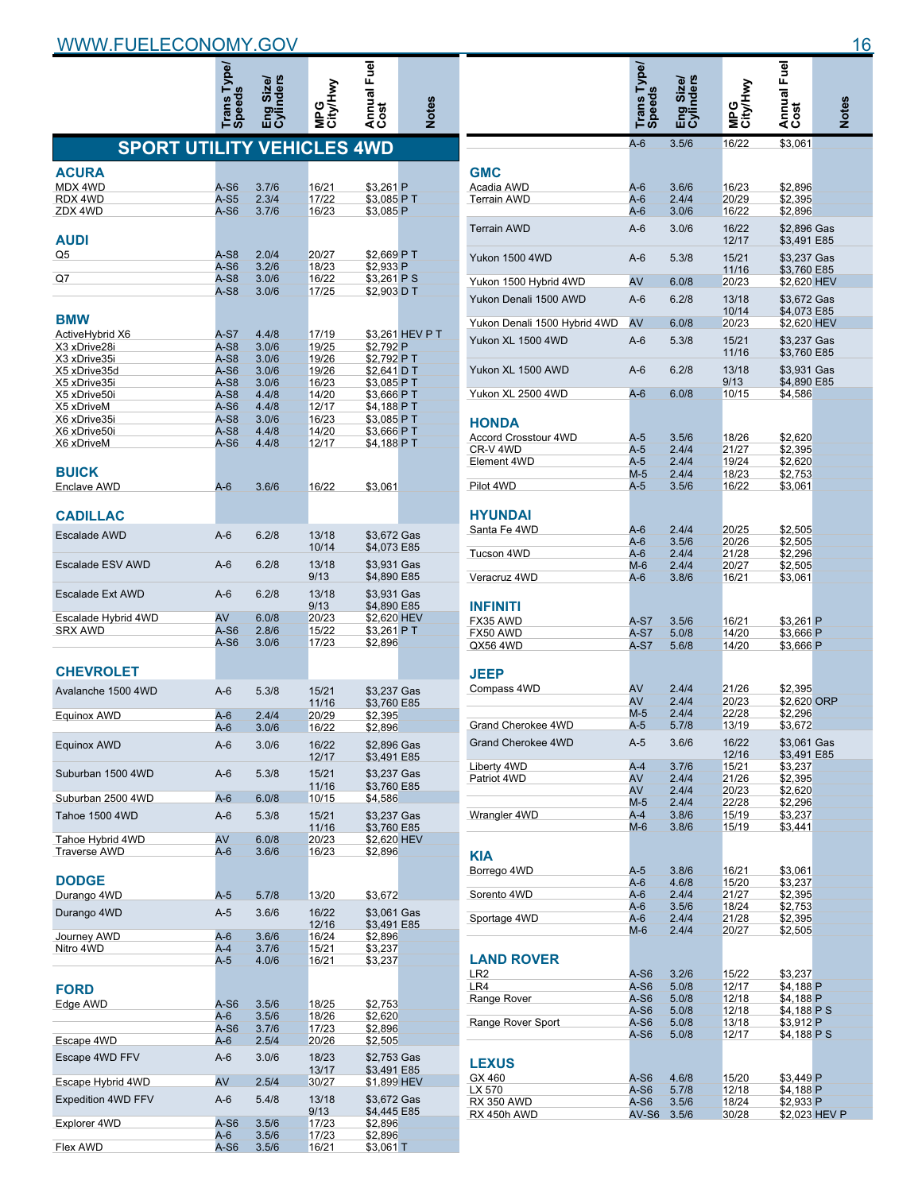## SPORT UTILITY VEHICLES 4WD

| | Trans Type/ Speeds | Eng Size/ Cylinders | MPG City/Hwy | Annual Fuel Cost | Notes |
|---|---|---|---|---|---|
| **ACURA** | | | | | |
| MDX 4WD | A-S6 | 3.7/6 | 16/21 | $3,261 | P |
| RDX 4WD | A-S5 | 2.3/4 | 17/22 | $3,085 | P T |
| ZDX 4WD | A-S6 | 3.7/6 | 16/23 | $3,085 | P |
| **AUDI** | | | | | |
| Q5 | A-S8 | 2.0/4 | 20/27 | $2,669 | P T |
| | A-S6 | 3.2/6 | 18/23 | $2,933 | P |
| Q7 | A-S8 | 3.0/6 | 16/22 | $3,261 | P S |
| | A-S8 | 3.0/6 | 17/25 | $2,903 | D T |
| **BMW** | | | | | |
| ActiveHybrid X6 | A-S7 | 4.4/8 | 17/19 | $3,261 | HEV P T |
| X3 xDrive28i | A-S8 | 3.0/6 | 19/25 | $2,792 | P |
| X3 xDrive35i | A-S8 | 3.0/6 | 19/26 | $2,792 | P T |
| X5 xDrive35d | A-S6 | 3.0/6 | 19/26 | $2,641 | D T |
| X5 xDrive35i | A-S8 | 3.0/6 | 16/23 | $3,085 | P T |
| X5 xDrive50i | A-S8 | 4.4/8 | 14/20 | $3,666 | P T |
| X5 xDriveM | A-S6 | 4.4/8 | 12/17 | $4,188 | P T |
| X6 xDrive35i | A-S8 | 3.0/6 | 16/23 | $3,085 | P T |
| X6 xDrive50i | A-S8 | 4.4/8 | 14/20 | $3,666 | P T |
| X6 xDriveM | A-S6 | 4.4/8 | 12/17 | $4,188 | P T |
| **BUICK** | | | | | |
| Enclave AWD | A-6 | 3.6/6 | 16/22 | $3,061 | |
| **CADILLAC** | | | | | |
| Escalade AWD | A-6 | 6.2/8 | 13/18 | $3,672 | Gas |
| | | | 10/14 | $4,073 | E85 |
| Escalade ESV AWD | A-6 | 6.2/8 | 13/18 | $3,931 | Gas |
| | | | 9/13 | $4,890 | E85 |
| Escalade Ext AWD | A-6 | 6.2/8 | 13/18 | $3,931 | Gas |
| | | | 9/13 | $4,890 | E85 |
| Escalade Hybrid 4WD | AV | 6.0/8 | 20/23 | $2,620 | HEV |
| SRX AWD | A-S6 | 2.8/6 | 15/22 | $3,261 | P T |
| | A-S6 | 3.0/6 | 17/23 | $2,896 | |
| **CHEVROLET** | | | | | |
| Avalanche 1500 4WD | A-6 | 5.3/8 | 15/21 | $3,237 | Gas |
| | | | 11/16 | $3,760 | E85 |
| Equinox AWD | A-6 | 2.4/4 | 20/29 | $2,395 | |
| | A-6 | 3.0/6 | 16/22 | $2,896 | |
| Equinox AWD | A-6 | 3.0/6 | 16/22 | $2,896 | Gas |
| | | | 12/17 | $3,491 | E85 |
| Suburban 1500 4WD | A-6 | 5.3/8 | 15/21 | $3,237 | Gas |
| | | | 11/16 | $3,760 | E85 |
| Suburban 2500 4WD | A-6 | 6.0/8 | 10/15 | $4,586 | |
| Tahoe 1500 4WD | A-6 | 5.3/8 | 15/21 | $3,237 | Gas |
| | | | 11/16 | $3,760 | E85 |
| Tahoe Hybrid 4WD | AV | 6.0/8 | 20/23 | $2,620 | HEV |
| Traverse AWD | A-6 | 3.6/6 | 16/23 | $2,896 | |
| **DODGE** | | | | | |
| Durango 4WD | A-5 | 5.7/8 | 13/20 | $3,672 | |
| Durango 4WD | A-5 | 3.6/6 | 16/22 | $3,061 | Gas |
| | | | 12/16 | $3,491 | E85 |
| Journey AWD | A-6 | 3.6/6 | 16/24 | $2,896 | |
| Nitro 4WD | A-4 | 3.7/6 | 15/21 | $3,237 | |
| | A-5 | 4.0/6 | 16/21 | $3,237 | |
| **FORD** | | | | | |
| Edge AWD | A-S6 | 3.5/6 | 18/25 | $2,753 | |
| | A-6 | 3.5/6 | 18/26 | $2,620 | |
| | A-S6 | 3.7/6 | 17/23 | $2,896 | |
| Escape 4WD | A-6 | 2.5/4 | 20/26 | $2,505 | |
| Escape 4WD FFV | A-6 | 3.0/6 | 18/23 | $2,753 | Gas |
| | | | 13/17 | $3,491 | E85 |
| Escape Hybrid 4WD | AV | 2.5/4 | 30/27 | $1,899 | HEV |
| Expedition 4WD FFV | A-6 | 5.4/8 | 13/18 | $3,672 | Gas |
| | | | 9/13 | $4,445 | E85 |
| Explorer 4WD | A-S6 | 3.5/6 | 17/23 | $2,896 | |
| | A-6 | 3.5/6 | 17/23 | $2,896 | |
| Flex AWD | A-S6 | 3.5/6 | 16/21 | $3,061 | T |
| | A-6 | 3.5/6 | 16/22 | $3,061 | |
| **GMC** | | | | | |
| Acadia AWD | A-6 | 3.6/6 | 16/23 | $2,896 | |
| Terrain AWD | A-6 | 2.4/4 | 20/29 | $2,395 | |
| | A-6 | 3.0/6 | 16/22 | $2,896 | |
| Terrain AWD | A-6 | 3.0/6 | 16/22 | $2,896 | Gas |
| | | | 12/17 | $3,491 | E85 |
| Yukon 1500 4WD | A-6 | 5.3/8 | 15/21 | $3,237 | Gas |
| | | | 11/16 | $3,760 | E85 |
| Yukon 1500 Hybrid 4WD | AV | 6.0/8 | 20/23 | $2,620 | HEV |
| Yukon Denali 1500 AWD | A-6 | 6.2/8 | 13/18 | $3,672 | Gas |
| | | | 10/14 | $4,073 | E85 |
| Yukon Denali 1500 Hybrid 4WD | AV | 6.0/8 | 20/23 | $2,620 | HEV |
| Yukon XL 1500 4WD | A-6 | 5.3/8 | 15/21 | $3,237 | Gas |
| | | | 11/16 | $3,760 | E85 |
| Yukon XL 1500 AWD | A-6 | 6.2/8 | 13/18 | $3,931 | Gas |
| | | | 9/13 | $4,890 | E85 |
| Yukon XL 2500 4WD | A-6 | 6.0/8 | 10/15 | $4,586 | |
| **HONDA** | | | | | |
| Accord Crosstour 4WD | A-5 | 3.5/6 | 18/26 | $2,620 | |
| CR-V 4WD | A-5 | 2.4/4 | 21/27 | $2,395 | |
| Element 4WD | A-5 | 2.4/4 | 19/24 | $2,620 | |
| | M-5 | 2.4/4 | 18/23 | $2,753 | |
| Pilot 4WD | A-5 | 3.5/6 | 16/22 | $3,061 | |
| **HYUNDAI** | | | | | |
| Santa Fe 4WD | A-6 | 2.4/4 | 20/25 | $2,505 | |
| | A-6 | 3.5/6 | 20/26 | $2,505 | |
| Tucson 4WD | A-6 | 2.4/4 | 21/28 | $2,296 | |
| | M-6 | 2.4/4 | 20/27 | $2,505 | |
| Veracruz 4WD | A-6 | 3.8/6 | 16/21 | $3,061 | |
| **INFINITI** | | | | | |
| FX35 AWD | A-S7 | 3.5/6 | 16/21 | $3,261 | P |
| FX50 AWD | A-S7 | 5.0/8 | 14/20 | $3,666 | P |
| QX56 4WD | A-S7 | 5.6/8 | 14/20 | $3,666 | P |
| **JEEP** | | | | | |
| Compass 4WD | AV | 2.4/4 | 21/26 | $2,395 | |
| | AV | 2.4/4 | 20/23 | $2,620 | ORP |
| | M-5 | 2.4/4 | 22/28 | $2,296 | |
| Grand Cherokee 4WD | A-5 | 5.7/8 | 13/19 | $3,672 | |
| Grand Cherokee 4WD | A-5 | 3.6/6 | 16/22 | $3,061 | Gas |
| | | | 12/16 | $3,491 | E85 |
| Liberty 4WD | A-4 | 3.7/6 | 15/21 | $3,237 | |
| Patriot 4WD | AV | 2.4/4 | 21/26 | $2,395 | |
| | AV | 2.4/4 | 20/23 | $2,620 | |
| | M-5 | 2.4/4 | 22/28 | $2,296 | |
| Wrangler 4WD | A-4 | 3.8/6 | 15/19 | $3,237 | |
| | M-6 | 3.8/6 | 15/19 | $3,441 | |
| **KIA** | | | | | |
| Borrego 4WD | A-5 | 3.8/6 | 16/21 | $3,061 | |
| | A-6 | 4.6/8 | 15/20 | $3,237 | |
| Sorento 4WD | A-6 | 2.4/4 | 21/27 | $2,395 | |
| | A-6 | 3.5/6 | 18/24 | $2,753 | |
| Sportage 4WD | A-6 | 2.4/4 | 21/28 | $2,395 | |
| | M-6 | 2.4/4 | 20/27 | $2,505 | |
| **LAND ROVER** | | | | | |
| LR2 | A-S6 | 3.2/6 | 15/22 | $3,237 | |
| LR4 | A-S6 | 5.0/8 | 12/17 | $4,188 | P |
| Range Rover | A-S6 | 5.0/8 | 12/18 | $4,188 | P |
| | A-S6 | 5.0/8 | 12/18 | $4,188 | P S |
| Range Rover Sport | A-S6 | 5.0/8 | 13/18 | $3,912 | P |
| | A-S6 | 5.0/8 | 12/17 | $4,188 | P S |
| **LEXUS** | | | | | |
| GX 460 | A-S6 | 4.6/8 | 15/20 | $3,449 | P |
| LX 570 | A-S6 | 5.7/8 | 12/18 | $4,188 | P |
| RX 350 AWD | A-S6 | 3.5/6 | 18/24 | $2,933 | P |
| RX 450h AWD | AV-S6 | 3.5/6 | 30/28 | $2,023 | HEV P |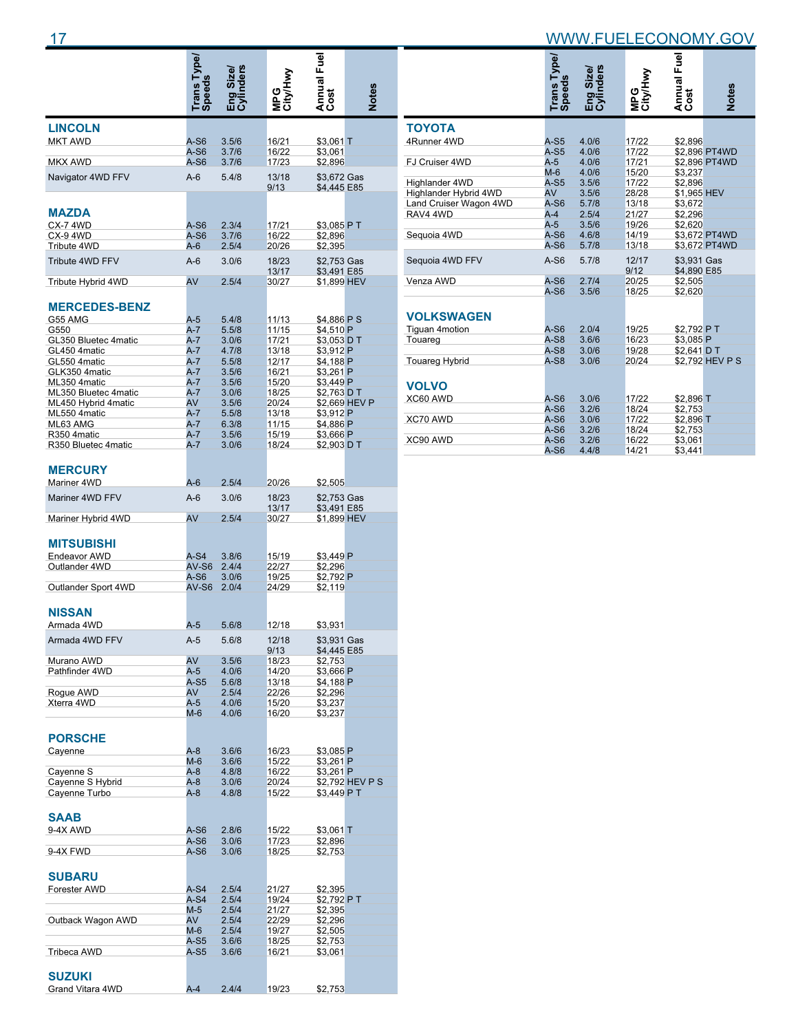| | Trans Type/ Speeds | Eng Size/ Cylinders | MPG City/Hwy | Annual Fuel Cost | Notes |
|---|---|---|---|---|---|
| **LINCOLN** | | | | | |
| MKT AWD | A-S6 | 3.5/6 | 16/21 | $3,061 | T |
| | A-S6 | 3.7/6 | 16/22 | $3,061 | |
| MKX AWD | A-S6 | 3.7/6 | 17/23 | $2,896 | |
| Navigator 4WD FFV | A-6 | 5.4/8 | 13/18 | $3,672 | Gas |
| | | | 9/13 | $4,445 | E85 |
| **MAZDA** | | | | | |
| CX-7 4WD | A-S6 | 2.3/4 | 17/21 | $3,085 | P T |
| CX-9 4WD | A-S6 | 3.7/6 | 16/22 | $2,896 | |
| Tribute 4WD | A-6 | 2.5/4 | 20/26 | $2,395 | |
| Tribute 4WD FFV | A-6 | 3.0/6 | 18/23 | $2,753 | Gas |
| | | | 13/17 | $3,491 | E85 |
| Tribute Hybrid 4WD | AV | 2.5/4 | 30/27 | $1,899 | HEV |
| **MERCEDES-BENZ** | | | | | |
| G55 AMG | A-5 | 5.4/8 | 11/13 | $4,886 | P S |
| G550 | A-7 | 5.5/8 | 11/15 | $4,510 | P |
| GL350 Bluetec 4matic | A-7 | 3.0/6 | 17/21 | $3,053 | D T |
| GL450 4matic | A-7 | 4.7/8 | 13/18 | $3,912 | P |
| GL550 4matic | A-7 | 5.5/8 | 12/17 | $4,188 | P |
| GLK350 4matic | A-7 | 3.5/6 | 16/21 | $3,261 | P |
| ML350 4matic | A-7 | 3.5/6 | 15/20 | $3,449 | P |
| ML350 Bluetec 4matic | A-7 | 3.0/6 | 18/25 | $2,763 | D T |
| ML450 Hybrid 4matic | AV | 3.5/6 | 20/24 | $2,669 | HEV P |
| ML550 4matic | A-7 | 5.5/8 | 13/18 | $3,912 | P |
| ML63 AMG | A-7 | 6.3/8 | 11/15 | $4,886 | P |
| R350 4matic | A-7 | 3.5/6 | 15/19 | $3,666 | P |
| R350 Bluetec 4matic | A-7 | 3.0/6 | 18/24 | $2,903 | D T |
| **MERCURY** | | | | | |
| Mariner 4WD | A-6 | 2.5/4 | 20/26 | $2,505 | |
| Mariner 4WD FFV | A-6 | 3.0/6 | 18/23 | $2,753 | Gas |
| | | | 13/17 | $3,491 | E85 |
| Mariner Hybrid 4WD | AV | 2.5/4 | 30/27 | $1,899 | HEV |
| **MITSUBISHI** | | | | | |
| Endeavor AWD | A-S4 | 3.8/6 | 15/19 | $3,449 | P |
| Outlander 4WD | AV-S6 | 2.4/4 | 22/27 | $2,296 | |
| | A-S6 | 3.0/6 | 19/25 | $2,792 | P |
| Outlander Sport 4WD | AV-S6 | 2.0/4 | 24/29 | $2,119 | |
| **NISSAN** | | | | | |
| Armada 4WD | A-5 | 5.6/8 | 12/18 | $3,931 | |
| Armada 4WD FFV | A-5 | 5.6/8 | 12/18 | $3,931 | Gas |
| | | | 9/13 | $4,445 | E85 |
| Murano AWD | AV | 3.5/6 | 18/23 | $2,753 | |
| Pathfinder 4WD | A-5 | 4.0/6 | 14/20 | $3,666 | P |
| | A-S5 | 5.6/8 | 13/18 | $4,188 | P |
| Rogue AWD | AV | 2.5/4 | 22/26 | $2,296 | |
| Xterra 4WD | A-5 | 4.0/6 | 15/20 | $3,237 | |
| | M-6 | 4.0/6 | 16/20 | $3,237 | |
| **PORSCHE** | | | | | |
| Cayenne | A-8 | 3.6/6 | 16/23 | $3,085 | P |
| | M-6 | 3.6/6 | 15/22 | $3,261 | P |
| Cayenne S | A-8 | 4.8/8 | 16/22 | $3,261 | P |
| Cayenne S Hybrid | A-8 | 3.0/6 | 20/24 | $2,792 | HEV P S |
| Cayenne Turbo | A-8 | 4.8/8 | 15/22 | $3,449 | P T |
| **SAAB** | | | | | |
| 9-4X AWD | A-S6 | 2.8/6 | 15/22 | $3,061 | T |
| | A-S6 | 3.0/6 | 17/23 | $2,896 | |
| 9-4X FWD | A-S6 | 3.0/6 | 18/25 | $2,753 | |
| **SUBARU** | | | | | |
| Forester AWD | A-S4 | 2.5/4 | 21/27 | $2,395 | |
| | A-S4 | 2.5/4 | 19/24 | $2,792 | P T |
| | M-5 | 2.5/4 | 21/27 | $2,395 | |
| Outback Wagon AWD | AV | 2.5/4 | 22/29 | $2,296 | |
| | M-6 | 2.5/4 | 19/27 | $2,505 | |
| | A-S5 | 3.6/6 | 18/25 | $2,753 | |
| Tribeca AWD | A-S5 | 3.6/6 | 16/21 | $3,061 | |
| **SUZUKI** | | | | | |
| Grand Vitara 4WD | A-4 | 2.4/4 | 19/23 | $2,753 | |
| **TOYOTA** | | | | | |
| 4Runner 4WD | A-S5 | 4.0/6 | 17/22 | $2,896 | |
| | A-S5 | 4.0/6 | 17/22 | $2,896 | PT4WD |
| FJ Cruiser 4WD | A-5 | 4.0/6 | 17/21 | $2,896 | PT4WD |
| | M-6 | 4.0/6 | 15/20 | $3,237 | |
| Highlander 4WD | A-S5 | 3.5/6 | 17/22 | $2,896 | |
| Highlander Hybrid 4WD | AV | 3.5/6 | 28/28 | $1,965 | HEV |
| Land Cruiser Wagon 4WD | A-S6 | 5.7/8 | 13/18 | $3,672 | |
| RAV4 4WD | A-4 | 2.5/4 | 21/27 | $2,296 | |
| | A-5 | 3.5/6 | 19/26 | $2,620 | |
| Sequoia 4WD | A-S6 | 4.6/8 | 14/19 | $3,672 | PT4WD |
| | A-S6 | 5.7/8 | 13/18 | $3,672 | PT4WD |
| Sequoia 4WD FFV | A-S6 | 5.7/8 | 12/17 | $3,931 | Gas |
| | | | 9/12 | $4,890 | E85 |
| Venza AWD | A-S6 | 2.7/4 | 20/25 | $2,505 | |
| | A-S6 | 3.5/6 | 18/25 | $2,620 | |
| **VOLKSWAGEN** | | | | | |
| Tiguan 4motion | A-S6 | 2.0/4 | 19/25 | $2,792 | P T |
| Touareg | A-S8 | 3.6/6 | 16/23 | $3,085 | P |
| | A-S8 | 3.0/6 | 19/28 | $2,641 | D T |
| Touareg Hybrid | A-S8 | 3.0/6 | 20/24 | $2,792 | HEV P S |
| **VOLVO** | | | | | |
| XC60 AWD | A-S6 | 3.0/6 | 17/22 | $2,896 | T |
| | A-S6 | 3.2/6 | 18/24 | $2,753 | |
| XC70 AWD | A-S6 | 3.0/6 | 17/22 | $2,896 | T |
| | A-S6 | 3.2/6 | 18/24 | $2,753 | |
| XC90 AWD | A-S6 | 3.2/6 | 16/22 | $3,061 | |
| | A-S6 | 4.4/8 | 14/21 | $3,441 | |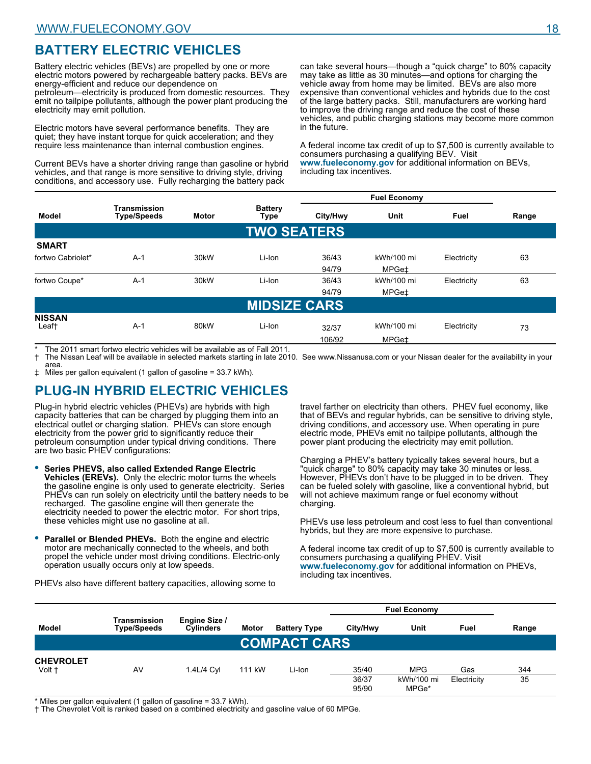## BATTERY ELECTRIC VEHICLES

Battery electric vehicles (BEVs) are propelled by one or more electric motors powered by rechargeable battery packs. BEVs are energy-efficient and reduce our dependence on petroleum—electricity is produced from domestic resources. They emit no tailpipe pollutants, although the power plant producing the electricity may emit pollution.

Electric motors have several performance benefits. They are quiet; they have instant torque for quick acceleration; and they require less maintenance than internal combustion engines.

Current BEVs have a shorter driving range than gasoline or hybrid vehicles, and that range is more sensitive to driving style, driving conditions, and accessory use. Fully recharging the battery pack can take several hours—though a "quick charge" to 80% capacity may take as little as 30 minutes—and options for charging the vehicle away from home may be limited. BEVs are also more expensive than conventional vehicles and hybrids due to the cost of the large battery packs. Still, manufacturers are working hard to improve the driving range and reduce the cost of these vehicles, and public charging stations may become more common in the future.

A federal income tax credit of up to $7,500 is currently available to consumers purchasing a qualifying BEV. Visit **www.fueleconomy.gov** for additional information on BEVs, including tax incentives.

| Model | Transmission Type/Speeds | Motor | Battery Type | Fuel Economy City/Hwy | Fuel Economy Unit | Fuel Economy Fuel | Range |
|---|---|---|---|---|---|---|---|
| **TWO SEATERS** | | | | | | | |
| **SMART** | | | | | | | |
| fortwo Cabriolet* | A-1 | 30kW | Li-Ion | 36/43 | kWh/100 mi | Electricity | 63 |
| | | | | 94/79 | MPGe‡ | | |
| fortwo Coupe* | A-1 | 30kW | Li-Ion | 36/43 | kWh/100 mi | Electricity | 63 |
| | | | | 94/79 | MPGe‡ | | |
| **MIDSIZE CARS** | | | | | | | |
| **NISSAN** | | | | | | | |
| Leaf† | A-1 | 80kW | Li-Ion | 32/37 | kWh/100 mi | Electricity | 73 |
| | | | | 106/92 | MPGe‡ | | |

\* The 2011 smart fortwo electric vehicles will be available as of Fall 2011.
† The Nissan Leaf will be available in selected markets starting in late 2010. See www.Nissanusa.com or your Nissan dealer for the availability in your area.
‡ Miles per gallon equivalent (1 gallon of gasoline = 33.7 kWh).

## PLUG-IN HYBRID ELECTRIC VEHICLES

Plug-in hybrid electric vehicles (PHEVs) are hybrids with high capacity batteries that can be charged by plugging them into an electrical outlet or charging station. PHEVs can store enough electricity from the power grid to significantly reduce their petroleum consumption under typical driving conditions. There are two basic PHEV configurations:

- **Series PHEVS, also called Extended Range Electric Vehicles (EREVs).** Only the electric motor turns the wheels the gasoline engine is only used to generate electricity. Series PHEVs can run solely on electricity until the battery needs to be recharged. The gasoline engine will then generate the electricity needed to power the electric motor. For short trips, these vehicles might use no gasoline at all.
- **Parallel or Blended PHEVs.** Both the engine and electric motor are mechanically connected to the wheels, and both propel the vehicle under most driving conditions. Electric-only operation usually occurs only at low speeds.

PHEVs also have different battery capacities, allowing some to travel farther on electricity than others. PHEV fuel economy, like that of BEVs and regular hybrids, can be sensitive to driving style, driving conditions, and accessory use. When operating in pure electric mode, PHEVs emit no tailpipe pollutants, although the power plant producing the electricity may emit pollution.

Charging a PHEV's battery typically takes several hours, but a "quick charge" to 80% capacity may take 30 minutes or less. However, PHEVs don't have to be plugged in to be driven. They can be fueled solely with gasoline, like a conventional hybrid, but will not achieve maximum range or fuel economy without charging.

PHEVs use less petroleum and cost less to fuel than conventional hybrids, but they are more expensive to purchase.

A federal income tax credit of up to $7,500 is currently available to consumers purchasing a qualifying PHEV. Visit **www.fueleconomy.gov** for additional information on PHEVs, including tax incentives.

| Model | Transmission Type/Speeds | Engine Size / Cylinders | Motor | Battery Type | Fuel Economy City/Hwy | Fuel Economy Unit | Fuel Economy Fuel | Range |
|---|---|---|---|---|---|---|---|---|
| **COMPACT CARS** | | | | | | | | |
| **CHEVROLET** | | | | | | | | |
| Volt † | AV | 1.4L/4 Cyl | 111 kW | Li-Ion | 35/40 | MPG | Gas | 344 |
| | | | | | 36/37 | kWh/100 mi | Electricity | 35 |
| | | | | | 95/90 | MPGe* | | |

\* Miles per gallon equivalent (1 gallon of gasoline = 33.7 kWh).
† The Chevrolet Volt is ranked based on a combined electricity and gasoline value of 60 MPGe.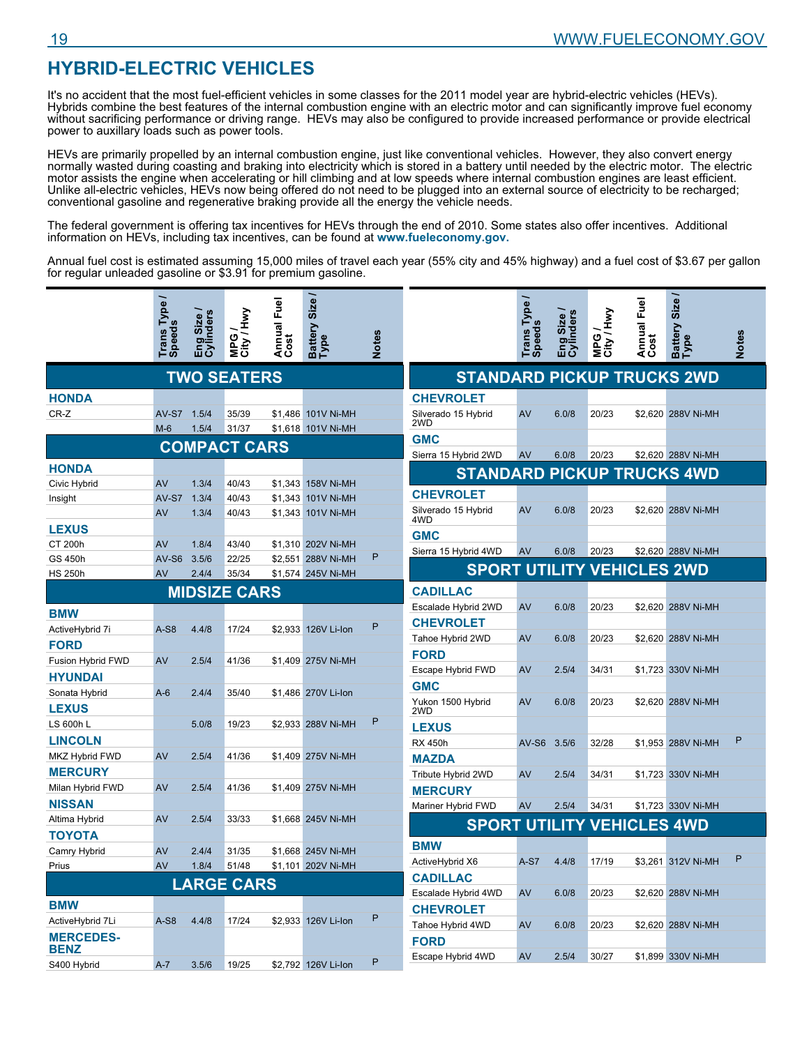# HYBRID-ELECTRIC VEHICLES

It's no accident that the most fuel-efficient vehicles in some classes for the 2011 model year are hybrid-electric vehicles (HEVs). Hybrids combine the best features of the internal combustion engine with an electric motor and can significantly improve fuel economy without sacrificing performance or driving range. HEVs may also be configured to provide increased performance or provide electrical power to auxillary loads such as power tools.

HEVs are primarily propelled by an internal combustion engine, just like conventional vehicles. However, they also convert energy normally wasted during coasting and braking into electricity which is stored in a battery until needed by the electric motor. The electric motor assists the engine when accelerating or hill climbing and at low speeds where internal combustion engines are least efficient. Unlike all-electric vehicles, HEVs now being offered do not need to be plugged into an external source of electricity to be recharged; conventional gasoline and regenerative braking provide all the energy the vehicle needs.

The federal government is offering tax incentives for HEVs through the end of 2010. Some states also offer incentives. Additional information on HEVs, including tax incentives, can be found at **www.fueleconomy.gov.**

Annual fuel cost is estimated assuming 15,000 miles of travel each year (55% city and 45% highway) and a fuel cost of $3.67 per gallon for regular unleaded gasoline or $3.91 for premium gasoline.

| | Trans Type / Speeds | Eng Size / Cylinders | MPG / City / Hwy | Annual Fuel Cost | Battery Size / Type | Notes |
|---|---|---|---|---|---|---|
| **TWO SEATERS** | | | | | | |
| **HONDA** | | | | | | |
| CR-Z | AV-S7 | 1.5/4 | 35/39 | $1,486 | 101V Ni-MH | |
| | M-6 | 1.5/4 | 31/37 | $1,618 | 101V Ni-MH | |
| **COMPACT CARS** | | | | | | |
| **HONDA** | | | | | | |
| Civic Hybrid | AV | 1.3/4 | 40/43 | $1,343 | 158V Ni-MH | |
| Insight | AV-S7 | 1.3/4 | 40/43 | $1,343 | 101V Ni-MH | |
| | AV | 1.3/4 | 40/43 | $1,343 | 101V Ni-MH | |
| **LEXUS** | | | | | | |
| CT 200h | AV | 1.8/4 | 43/40 | $1,310 | 202V Ni-MH | |
| GS 450h | AV-S6 | 3.5/6 | 22/25 | $2,551 | 288V Ni-MH | P |
| HS 250h | AV | 2.4/4 | 35/34 | $1,574 | 245V Ni-MH | |
| **MIDSIZE CARS** | | | | | | |
| **BMW** | | | | | | |
| ActiveHybrid 7i | A-S8 | 4.4/8 | 17/24 | $2,933 | 126V Li-Ion | P |
| **FORD** | | | | | | |
| Fusion Hybrid FWD | AV | 2.5/4 | 41/36 | $1,409 | 275V Ni-MH | |
| **HYUNDAI** | | | | | | |
| Sonata Hybrid | A-6 | 2.4/4 | 35/40 | $1,486 | 270V Li-Ion | |
| **LEXUS** | | | | | | |
| LS 600h L | | 5.0/8 | 19/23 | $2,933 | 288V Ni-MH | P |
| **LINCOLN** | | | | | | |
| MKZ Hybrid FWD | AV | 2.5/4 | 41/36 | $1,409 | 275V Ni-MH | |
| **MERCURY** | | | | | | |
| Milan Hybrid FWD | AV | 2.5/4 | 41/36 | $1,409 | 275V Ni-MH | |
| **NISSAN** | | | | | | |
| Altima Hybrid | AV | 2.5/4 | 33/33 | $1,668 | 245V Ni-MH | |
| **TOYOTA** | | | | | | |
| Camry Hybrid | AV | 2.4/4 | 31/35 | $1,668 | 245V Ni-MH | |
| Prius | AV | 1.8/4 | 51/48 | $1,101 | 202V Ni-MH | |
| **LARGE CARS** | | | | | | |
| **BMW** | | | | | | |
| ActiveHybrid 7Li | A-S8 | 4.4/8 | 17/24 | $2,933 | 126V Li-Ion | P |
| **MERCEDES-BENZ** | | | | | | |
| S400 Hybrid | A-7 | 3.5/6 | 19/25 | $2,792 | 126V Li-Ion | P |
| **STANDARD PICKUP TRUCKS 2WD** | | | | | | |
| **CHEVROLET** | | | | | | |
| Silverado 15 Hybrid 2WD | AV | 6.0/8 | 20/23 | $2,620 | 288V Ni-MH | |
| **GMC** | | | | | | |
| Sierra 15 Hybrid 2WD | AV | 6.0/8 | 20/23 | $2,620 | 288V Ni-MH | |
| **STANDARD PICKUP TRUCKS 4WD** | | | | | | |
| **CHEVROLET** | | | | | | |
| Silverado 15 Hybrid 4WD | AV | 6.0/8 | 20/23 | $2,620 | 288V Ni-MH | |
| **GMC** | | | | | | |
| Sierra 15 Hybrid 4WD | AV | 6.0/8 | 20/23 | $2,620 | 288V Ni-MH | |
| **SPORT UTILITY VEHICLES 2WD** | | | | | | |
| **CADILLAC** | | | | | | |
| Escalade Hybrid 2WD | AV | 6.0/8 | 20/23 | $2,620 | 288V Ni-MH | |
| **CHEVROLET** | | | | | | |
| Tahoe Hybrid 2WD | AV | 6.0/8 | 20/23 | $2,620 | 288V Ni-MH | |
| **FORD** | | | | | | |
| Escape Hybrid FWD | AV | 2.5/4 | 34/31 | $1,723 | 330V Ni-MH | |
| **GMC** | | | | | | |
| Yukon 1500 Hybrid 2WD | AV | 6.0/8 | 20/23 | $2,620 | 288V Ni-MH | |
| **LEXUS** | | | | | | |
| RX 450h | AV-S6 | 3.5/6 | 32/28 | $1,953 | 288V Ni-MH | P |
| **MAZDA** | | | | | | |
| Tribute Hybrid 2WD | AV | 2.5/4 | 34/31 | $1,723 | 330V Ni-MH | |
| **MERCURY** | | | | | | |
| Mariner Hybrid FWD | AV | 2.5/4 | 34/31 | $1,723 | 330V Ni-MH | |
| **SPORT UTILITY VEHICLES 4WD** | | | | | | |
| **BMW** | | | | | | |
| ActiveHybrid X6 | A-S7 | 4.4/8 | 17/19 | $3,261 | 312V Ni-MH | P |
| **CADILLAC** | | | | | | |
| Escalade Hybrid 4WD | AV | 6.0/8 | 20/23 | $2,620 | 288V Ni-MH | |
| **CHEVROLET** | | | | | | |
| Tahoe Hybrid 4WD | AV | 6.0/8 | 20/23 | $2,620 | 288V Ni-MH | |
| **FORD** | | | | | | |
| Escape Hybrid 4WD | AV | 2.5/4 | 30/27 | $1,899 | 330V Ni-MH | |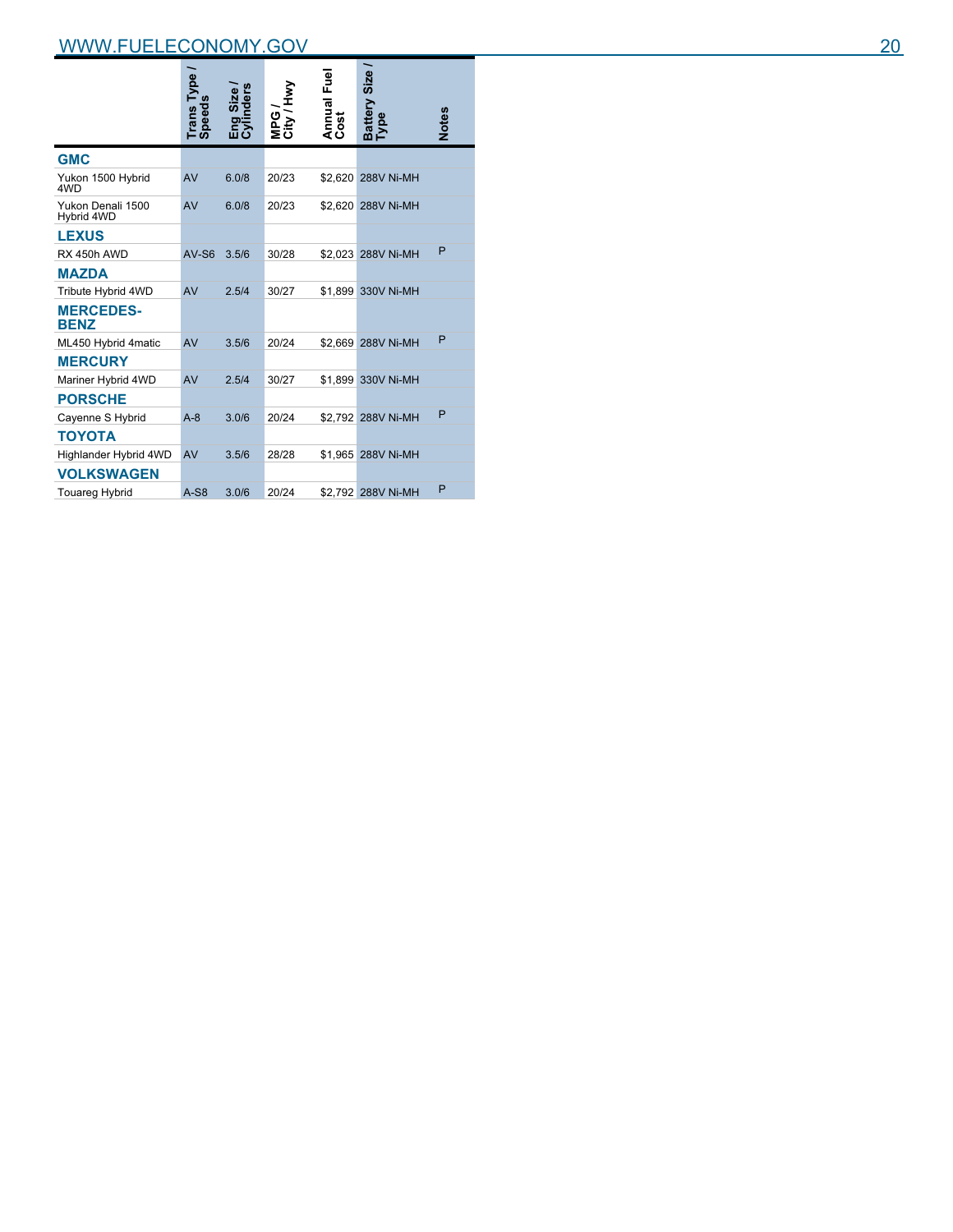| | Trans Type / Speeds | Eng Size / Cylinders | MPG / City / Hwy | Annual Fuel Cost | Battery Size / Type | Notes |
|---|---|---|---|---|---|---|
| **GMC** | | | | | | |
| Yukon 1500 Hybrid 4WD | AV | 6.0/8 | 20/23 | $2,620 | 288V Ni-MH | |
| Yukon Denali 1500 Hybrid 4WD | AV | 6.0/8 | 20/23 | $2,620 | 288V Ni-MH | |
| **LEXUS** | | | | | | |
| RX 450h AWD | AV-S6 | 3.5/6 | 30/28 | $2,023 | 288V Ni-MH | P |
| **MAZDA** | | | | | | |
| Tribute Hybrid 4WD | AV | 2.5/4 | 30/27 | $1,899 | 330V Ni-MH | |
| **MERCEDES-BENZ** | | | | | | |
| ML450 Hybrid 4matic | AV | 3.5/6 | 20/24 | $2,669 | 288V Ni-MH | P |
| **MERCURY** | | | | | | |
| Mariner Hybrid 4WD | AV | 2.5/4 | 30/27 | $1,899 | 330V Ni-MH | |
| **PORSCHE** | | | | | | |
| Cayenne S Hybrid | A-8 | 3.0/6 | 20/24 | $2,792 | 288V Ni-MH | P |
| **TOYOTA** | | | | | | |
| Highlander Hybrid 4WD | AV | 3.5/6 | 28/28 | $1,965 | 288V Ni-MH | |
| **VOLKSWAGEN** | | | | | | |
| Touareg Hybrid | A-S8 | 3.0/6 | 20/24 | $2,792 | 288V Ni-MH | P |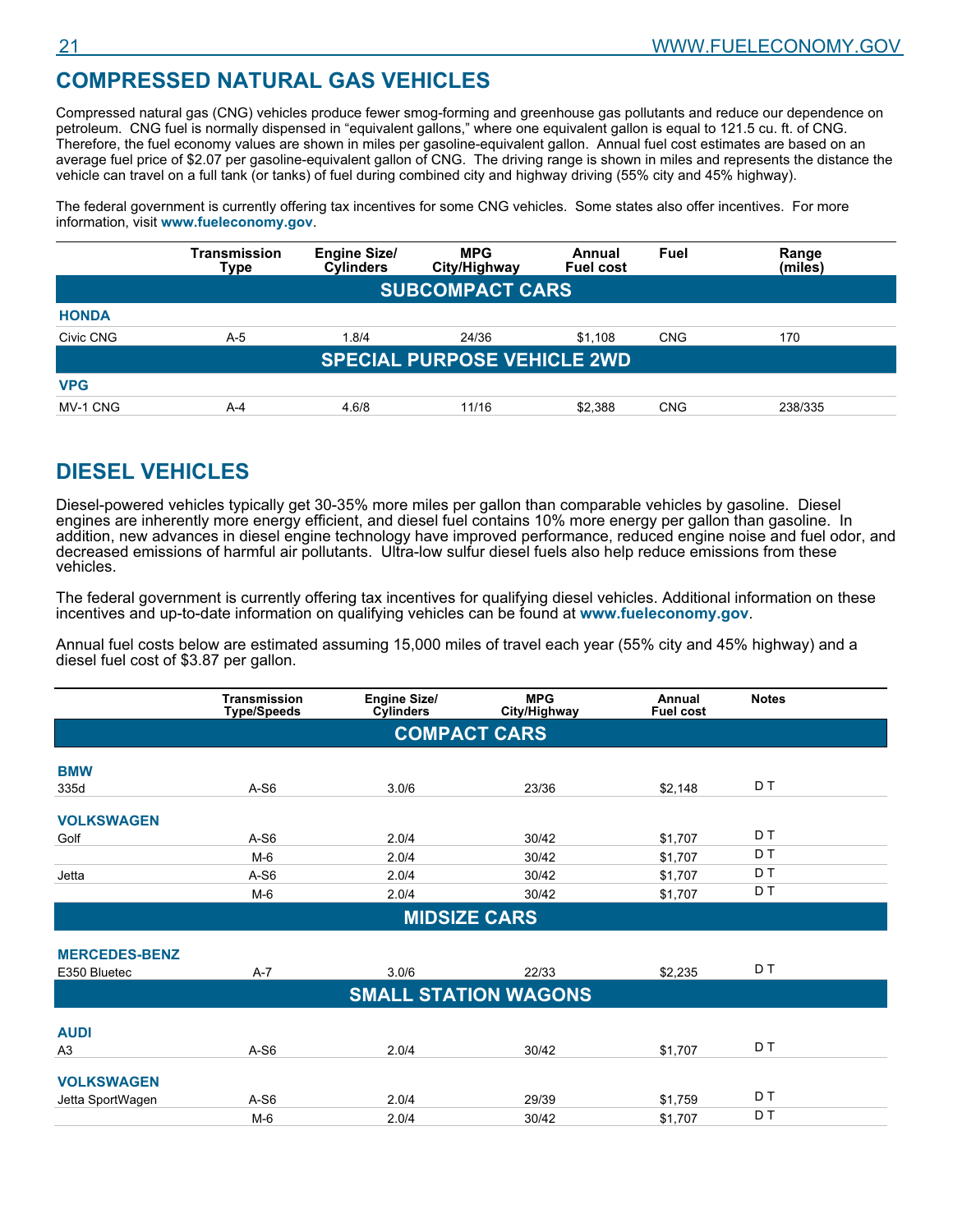## COMPRESSED NATURAL GAS VEHICLES

Compressed natural gas (CNG) vehicles produce fewer smog-forming and greenhouse gas pollutants and reduce our dependence on petroleum. CNG fuel is normally dispensed in "equivalent gallons," where one equivalent gallon is equal to 121.5 cu. ft. of CNG. Therefore, the fuel economy values are shown in miles per gasoline-equivalent gallon. Annual fuel cost estimates are based on an average fuel price of $2.07 per gasoline-equivalent gallon of CNG. The driving range is shown in miles and represents the distance the vehicle can travel on a full tank (or tanks) of fuel during combined city and highway driving (55% city and 45% highway).

The federal government is currently offering tax incentives for some CNG vehicles. Some states also offer incentives. For more information, visit **www.fueleconomy.gov**.

| | Transmission Type | Engine Size/ Cylinders | MPG City/Highway | Annual Fuel cost | Fuel | Range (miles) |
|---|---|---|---|---|---|---|
| **SUBCOMPACT CARS** | | | | | | |
| **HONDA** | | | | | | |
| Civic CNG | A-5 | 1.8/4 | 24/36 | $1,108 | CNG | 170 |
| **SPECIAL PURPOSE VEHICLE 2WD** | | | | | | |
| **VPG** | | | | | | |
| MV-1 CNG | A-4 | 4.6/8 | 11/16 | $2,388 | CNG | 238/335 |

## DIESEL VEHICLES

Diesel-powered vehicles typically get 30-35% more miles per gallon than comparable vehicles by gasoline. Diesel engines are inherently more energy efficient, and diesel fuel contains 10% more energy per gallon than gasoline. In addition, new advances in diesel engine technology have improved performance, reduced engine noise and fuel odor, and decreased emissions of harmful air pollutants. Ultra-low sulfur diesel fuels also help reduce emissions from these vehicles.

The federal government is currently offering tax incentives for qualifying diesel vehicles. Additional information on these incentives and up-to-date information on qualifying vehicles can be found at **www.fueleconomy.gov**.

Annual fuel costs below are estimated assuming 15,000 miles of travel each year (55% city and 45% highway) and a diesel fuel cost of $3.87 per gallon.

| | Transmission Type/Speeds | Engine Size/ Cylinders | MPG City/Highway | Annual Fuel cost | Notes |
|---|---|---|---|---|---|
| **COMPACT CARS** | | | | | |
| **BMW** | | | | | |
| 335d | A-S6 | 3.0/6 | 23/36 | $2,148 | D T |
| **VOLKSWAGEN** | | | | | |
| Golf | A-S6 | 2.0/4 | 30/42 | $1,707 | D T |
| | M-6 | 2.0/4 | 30/42 | $1,707 | D T |
| Jetta | A-S6 | 2.0/4 | 30/42 | $1,707 | D T |
| | M-6 | 2.0/4 | 30/42 | $1,707 | D T |
| **MIDSIZE CARS** | | | | | |
| **MERCEDES-BENZ** | | | | | |
| E350 Bluetec | A-7 | 3.0/6 | 22/33 | $2,235 | D T |
| **SMALL STATION WAGONS** | | | | | |
| **AUDI** | | | | | |
| A3 | A-S6 | 2.0/4 | 30/42 | $1,707 | D T |
| **VOLKSWAGEN** | | | | | |
| Jetta SportWagen | A-S6 | 2.0/4 | 29/39 | $1,759 | D T |
| | M-6 | 2.0/4 | 30/42 | $1,707 | D T |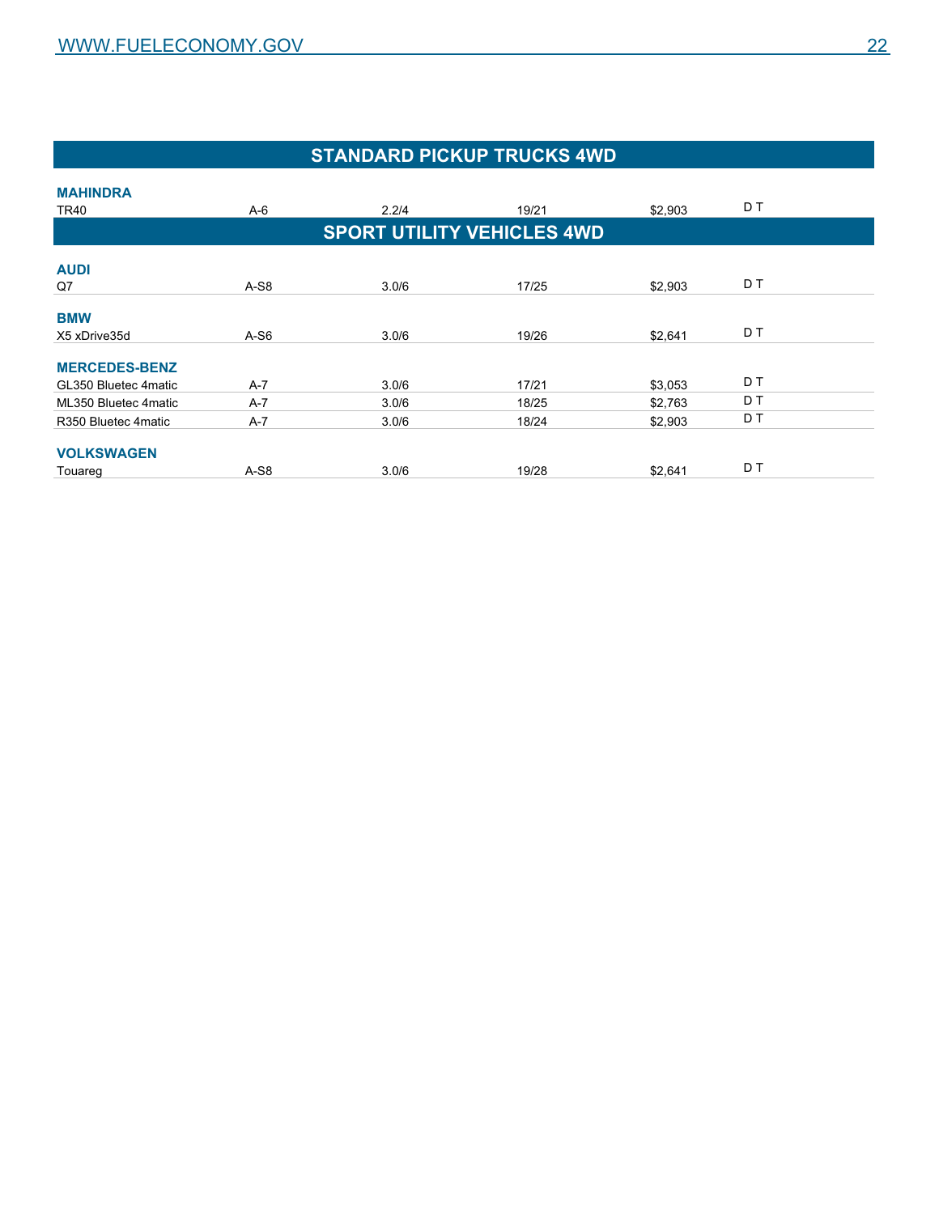## STANDARD PICKUP TRUCKS 4WD

| | | | | | |
|---|---|---|---|---|---|
| **MAHINDRA** | | | | | |
| TR40 | A-6 | 2.2/4 | 19/21 | $2,903 | D T |

## SPORT UTILITY VEHICLES 4WD

| | | | | | |
|---|---|---|---|---|---|
| **AUDI** | | | | | |
| Q7 | A-S8 | 3.0/6 | 17/25 | $2,903 | D T |
| **BMW** | | | | | |
| X5 xDrive35d | A-S6 | 3.0/6 | 19/26 | $2,641 | D T |
| **MERCEDES-BENZ** | | | | | |
| GL350 Bluetec 4matic | A-7 | 3.0/6 | 17/21 | $3,053 | D T |
| ML350 Bluetec 4matic | A-7 | 3.0/6 | 18/25 | $2,763 | D T |
| R350 Bluetec 4matic | A-7 | 3.0/6 | 18/24 | $2,903 | D T |
| **VOLKSWAGEN** | | | | | |
| Touareg | A-S8 | 3.0/6 | 19/28 | $2,641 | D T |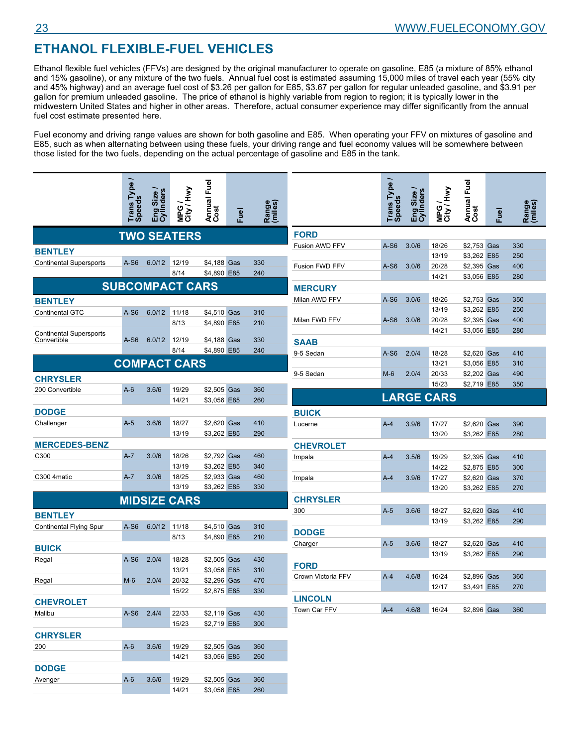# ETHANOL FLEXIBLE-FUEL VEHICLES

Ethanol flexible fuel vehicles (FFVs) are designed by the original manufacturer to operate on gasoline, E85 (a mixture of 85% ethanol and 15% gasoline), or any mixture of the two fuels. Annual fuel cost is estimated assuming 15,000 miles of travel each year (55% city and 45% highway) and an average fuel cost of $3.26 per gallon for E85, $3.67 per gallon for regular unleaded gasoline, and $3.91 per gallon for premium unleaded gasoline. The price of ethanol is highly variable from region to region; it is typically lower in the midwestern United States and higher in other areas. Therefore, actual consumer experience may differ significantly from the annual fuel cost estimate presented here.

Fuel economy and driving range values are shown for both gasoline and E85. When operating your FFV on mixtures of gasoline and E85, such as when alternating between using these fuels, your driving range and fuel economy values will be somewhere between those listed for the two fuels, depending on the actual percentage of gasoline and E85 in the tank.

| | Trans Type / Speeds | Eng Size / Cylinders | MPG / City / Hwy | Annual Fuel Cost | Fuel | Range (miles) |
|---|---|---|---|---|---|---|
| **TWO SEATERS** | | | | | | |
| **BENTLEY** | | | | | | |
| Continental Supersports | A-S6 | 6.0/12 | 12/19 | $4,188 | Gas | 330 |
| | | | 8/14 | $4,890 | E85 | 240 |
| **SUBCOMPACT CARS** | | | | | | |
| **BENTLEY** | | | | | | |
| Continental GTC | A-S6 | 6.0/12 | 11/18 | $4,510 | Gas | 310 |
| | | | 8/13 | $4,890 | E85 | 210 |
| Continental Supersports Convertible | A-S6 | 6.0/12 | 12/19 | $4,188 | Gas | 330 |
| | | | 8/14 | $4,890 | E85 | 240 |
| **COMPACT CARS** | | | | | | |
| **CHRYSLER** | | | | | | |
| 200 Convertible | A-6 | 3.6/6 | 19/29 | $2,505 | Gas | 360 |
| | | | 14/21 | $3,056 | E85 | 260 |
| **DODGE** | | | | | | |
| Challenger | A-5 | 3.6/6 | 18/27 | $2,620 | Gas | 410 |
| | | | 13/19 | $3,262 | E85 | 290 |
| **MERCEDES-BENZ** | | | | | | |
| C300 | A-7 | 3.0/6 | 18/26 | $2,792 | Gas | 460 |
| | | | 13/19 | $3,262 | E85 | 340 |
| C300 4matic | A-7 | 3.0/6 | 18/25 | $2,933 | Gas | 460 |
| | | | 13/19 | $3,262 | E85 | 330 |
| **MIDSIZE CARS** | | | | | | |
| **BENTLEY** | | | | | | |
| Continental Flying Spur | A-S6 | 6.0/12 | 11/18 | $4,510 | Gas | 310 |
| | | | 8/13 | $4,890 | E85 | 210 |
| **BUICK** | | | | | | |
| Regal | A-S6 | 2.0/4 | 18/28 | $2,505 | Gas | 430 |
| | | | 13/21 | $3,056 | E85 | 310 |
| Regal | M-6 | 2.0/4 | 20/32 | $2,296 | Gas | 470 |
| | | | 15/22 | $2,875 | E85 | 330 |
| **CHEVROLET** | | | | | | |
| Malibu | A-S6 | 2.4/4 | 22/33 | $2,119 | Gas | 430 |
| | | | 15/23 | $2,719 | E85 | 300 |
| **CHRYSLER** | | | | | | |
| 200 | A-6 | 3.6/6 | 19/29 | $2,505 | Gas | 360 |
| | | | 14/21 | $3,056 | E85 | 260 |
| **DODGE** | | | | | | |
| Avenger | A-6 | 3.6/6 | 19/29 | $2,505 | Gas | 360 |
| | | | 14/21 | $3,056 | E85 | 260 |
| **FORD** | | | | | | |
| Fusion AWD FFV | A-S6 | 3.0/6 | 18/26 | $2,753 | Gas | 330 |
| | | | 13/19 | $3,262 | E85 | 250 |
| Fusion FWD FFV | A-S6 | 3.0/6 | 20/28 | $2,395 | Gas | 400 |
| | | | 14/21 | $3,056 | E85 | 280 |
| **MERCURY** | | | | | | |
| Milan AWD FFV | A-S6 | 3.0/6 | 18/26 | $2,753 | Gas | 350 |
| | | | 13/19 | $3,262 | E85 | 250 |
| Milan FWD FFV | A-S6 | 3.0/6 | 20/28 | $2,395 | Gas | 400 |
| | | | 14/21 | $3,056 | E85 | 280 |
| **SAAB** | | | | | | |
| 9-5 Sedan | A-S6 | 2.0/4 | 18/28 | $2,620 | Gas | 410 |
| | | | 13/21 | $3,056 | E85 | 310 |
| 9-5 Sedan | M-6 | 2.0/4 | 20/33 | $2,202 | Gas | 490 |
| | | | 15/23 | $2,719 | E85 | 350 |
| **LARGE CARS** | | | | | | |
| **BUICK** | | | | | | |
| Lucerne | A-4 | 3.9/6 | 17/27 | $2,620 | Gas | 390 |
| | | | 13/20 | $3,262 | E85 | 280 |
| **CHEVROLET** | | | | | | |
| Impala | A-4 | 3.5/6 | 19/29 | $2,395 | Gas | 410 |
| | | | 14/22 | $2,875 | E85 | 300 |
| Impala | A-4 | 3.9/6 | 17/27 | $2,620 | Gas | 370 |
| | | | 13/20 | $3,262 | E85 | 270 |
| **CHRYSLER** | | | | | | |
| 300 | A-5 | 3.6/6 | 18/27 | $2,620 | Gas | 410 |
| | | | 13/19 | $3,262 | E85 | 290 |
| **DODGE** | | | | | | |
| Charger | A-5 | 3.6/6 | 18/27 | $2,620 | Gas | 410 |
| | | | 13/19 | $3,262 | E85 | 290 |
| **FORD** | | | | | | |
| Crown Victoria FFV | A-4 | 4.6/8 | 16/24 | $2,896 | Gas | 360 |
| | | | 12/17 | $3,491 | E85 | 270 |
| **LINCOLN** | | | | | | |
| Town Car FFV | A-4 | 4.6/8 | 16/24 | $2,896 | Gas | 360 |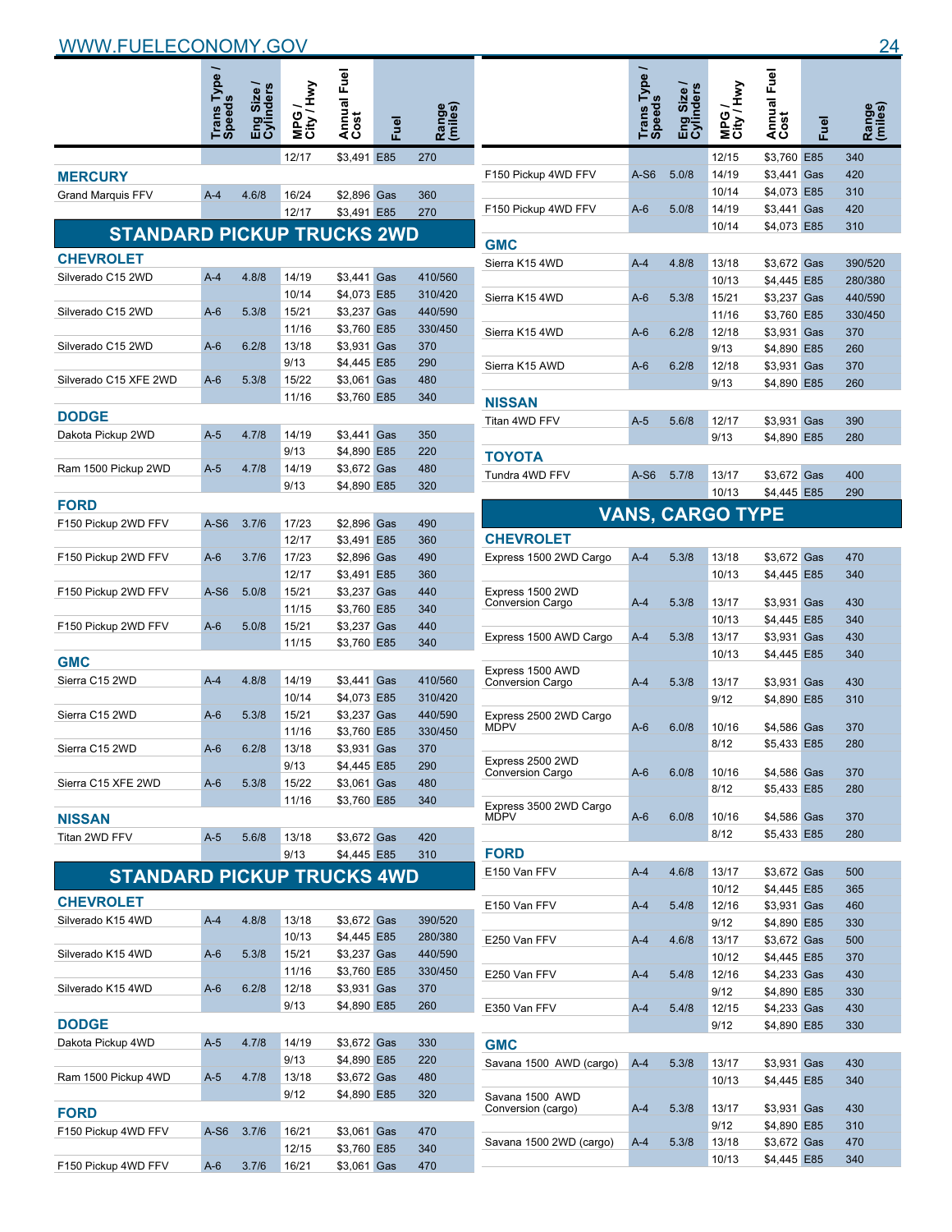| | Trans Type / Speeds | Eng Size / Cylinders | MPG / City / Hwy | Annual Fuel Cost | Fuel | Range (miles) |
|---|---|---|---|---|---|---|
| | | | 12/17 | $3,491 | E85 | 270 |
| **MERCURY** | | | | | | |
| Grand Marquis FFV | A-4 | 4.6/8 | 16/24 | $2,896 | Gas | 360 |
| | | | 12/17 | $3,491 | E85 | 270 |

## STANDARD PICKUP TRUCKS 2WD

| | Trans Type / Speeds | Eng Size / Cylinders | MPG / City / Hwy | Annual Fuel Cost | Fuel | Range (miles) |
|---|---|---|---|---|---|---|
| **CHEVROLET** | | | | | | |
| Silverado C15 2WD | A-4 | 4.8/8 | 14/19 | $3,441 | Gas | 410/560 |
| | | | 10/14 | $4,073 | E85 | 310/420 |
| Silverado C15 2WD | A-6 | 5.3/8 | 15/21 | $3,237 | Gas | 440/590 |
| | | | 11/16 | $3,760 | E85 | 330/450 |
| Silverado C15 2WD | A-6 | 6.2/8 | 13/18 | $3,931 | Gas | 370 |
| | | | 9/13 | $4,445 | E85 | 290 |
| Silverado C15 XFE 2WD | A-6 | 5.3/8 | 15/22 | $3,061 | Gas | 480 |
| | | | 11/16 | $3,760 | E85 | 340 |
| **DODGE** | | | | | | |
| Dakota Pickup 2WD | A-5 | 4.7/8 | 14/19 | $3,441 | Gas | 350 |
| | | | 9/13 | $4,890 | E85 | 220 |
| Ram 1500 Pickup 2WD | A-5 | 4.7/8 | 14/19 | $3,672 | Gas | 480 |
| | | | 9/13 | $4,890 | E85 | 320 |
| **FORD** | | | | | | |
| F150 Pickup 2WD FFV | A-S6 | 3.7/6 | 17/23 | $2,896 | Gas | 490 |
| | | | 12/17 | $3,491 | E85 | 360 |
| F150 Pickup 2WD FFV | A-6 | 3.7/6 | 17/23 | $2,896 | Gas | 490 |
| | | | 12/17 | $3,491 | E85 | 360 |
| F150 Pickup 2WD FFV | A-S6 | 5.0/8 | 15/21 | $3,237 | Gas | 440 |
| | | | 11/15 | $3,760 | E85 | 340 |
| F150 Pickup 2WD FFV | A-6 | 5.0/8 | 15/21 | $3,237 | Gas | 440 |
| | | | 11/15 | $3,760 | E85 | 340 |
| **GMC** | | | | | | |
| Sierra C15 2WD | A-4 | 4.8/8 | 14/19 | $3,441 | Gas | 410/560 |
| | | | 10/14 | $4,073 | E85 | 310/420 |
| Sierra C15 2WD | A-6 | 5.3/8 | 15/21 | $3,237 | Gas | 440/590 |
| | | | 11/16 | $3,760 | E85 | 330/450 |
| Sierra C15 2WD | A-6 | 6.2/8 | 13/18 | $3,931 | Gas | 370 |
| | | | 9/13 | $4,445 | E85 | 290 |
| Sierra C15 XFE 2WD | A-6 | 5.3/8 | 15/22 | $3,061 | Gas | 480 |
| | | | 11/16 | $3,760 | E85 | 340 |
| **NISSAN** | | | | | | |
| Titan 2WD FFV | A-5 | 5.6/8 | 13/18 | $3,672 | Gas | 420 |
| | | | 9/13 | $4,445 | E85 | 310 |

## STANDARD PICKUP TRUCKS 4WD

| | Trans Type / Speeds | Eng Size / Cylinders | MPG / City / Hwy | Annual Fuel Cost | Fuel | Range (miles) |
|---|---|---|---|---|---|---|
| **CHEVROLET** | | | | | | |
| Silverado K15 4WD | A-4 | 4.8/8 | 13/18 | $3,672 | Gas | 390/520 |
| | | | 10/13 | $4,445 | E85 | 280/380 |
| Silverado K15 4WD | A-6 | 5.3/8 | 15/21 | $3,237 | Gas | 440/590 |
| | | | 11/16 | $3,760 | E85 | 330/450 |
| Silverado K15 4WD | A-6 | 6.2/8 | 12/18 | $3,931 | Gas | 370 |
| | | | 9/13 | $4,890 | E85 | 260 |
| **DODGE** | | | | | | |
| Dakota Pickup 4WD | A-5 | 4.7/8 | 14/19 | $3,672 | Gas | 330 |
| | | | 9/13 | $4,890 | E85 | 220 |
| Ram 1500 Pickup 4WD | A-5 | 4.7/8 | 13/18 | $3,672 | Gas | 480 |
| | | | 9/12 | $4,890 | E85 | 320 |
| **FORD** | | | | | | |
| F150 Pickup 4WD FFV | A-S6 | 3.7/6 | 16/21 | $3,061 | Gas | 470 |
| | | | 12/15 | $3,760 | E85 | 340 |
| F150 Pickup 4WD FFV | A-6 | 3.7/6 | 16/21 | $3,061 | Gas | 470 |
| | | | 12/15 | $3,760 | E85 | 340 |
| F150 Pickup 4WD FFV | A-S6 | 5.0/8 | 14/19 | $3,441 | Gas | 420 |
| | | | 10/14 | $4,073 | E85 | 310 |
| F150 Pickup 4WD FFV | A-6 | 5.0/8 | 14/19 | $3,441 | Gas | 420 |
| | | | 10/14 | $4,073 | E85 | 310 |
| **GMC** | | | | | | |
| Sierra K15 4WD | A-4 | 4.8/8 | 13/18 | $3,672 | Gas | 390/520 |
| | | | 10/13 | $4,445 | E85 | 280/380 |
| Sierra K15 4WD | A-6 | 5.3/8 | 15/21 | $3,237 | Gas | 440/590 |
| | | | 11/16 | $3,760 | E85 | 330/450 |
| Sierra K15 4WD | A-6 | 6.2/8 | 12/18 | $3,931 | Gas | 370 |
| | | | 9/13 | $4,890 | E85 | 260 |
| Sierra K15 AWD | A-6 | 6.2/8 | 12/18 | $3,931 | Gas | 370 |
| | | | 9/13 | $4,890 | E85 | 260 |
| **NISSAN** | | | | | | |
| Titan 4WD FFV | A-5 | 5.6/8 | 12/17 | $3,931 | Gas | 390 |
| | | | 9/13 | $4,890 | E85 | 280 |
| **TOYOTA** | | | | | | |
| Tundra 4WD FFV | A-S6 | 5.7/8 | 13/17 | $3,672 | Gas | 400 |
| | | | 10/13 | $4,445 | E85 | 290 |

## VANS, CARGO TYPE

| | Trans Type / Speeds | Eng Size / Cylinders | MPG / City / Hwy | Annual Fuel Cost | Fuel | Range (miles) |
|---|---|---|---|---|---|---|
| **CHEVROLET** | | | | | | |
| Express 1500 2WD Cargo | A-4 | 5.3/8 | 13/18 | $3,672 | Gas | 470 |
| | | | 10/13 | $4,445 | E85 | 340 |
| Express 1500 2WD Conversion Cargo | A-4 | 5.3/8 | 13/17 | $3,931 | Gas | 430 |
| | | | 10/13 | $4,445 | E85 | 340 |
| Express 1500 AWD Cargo | A-4 | 5.3/8 | 13/17 | $3,931 | Gas | 430 |
| | | | 10/13 | $4,445 | E85 | 340 |
| Express 1500 AWD Conversion Cargo | A-4 | 5.3/8 | 13/17 | $3,931 | Gas | 430 |
| | | | 9/12 | $4,890 | E85 | 310 |
| Express 2500 2WD Cargo MDPV | A-6 | 6.0/8 | 10/16 | $4,586 | Gas | 370 |
| | | | 8/12 | $5,433 | E85 | 280 |
| Express 2500 2WD Conversion Cargo | A-6 | 6.0/8 | 10/16 | $4,586 | Gas | 370 |
| | | | 8/12 | $5,433 | E85 | 280 |
| Express 3500 2WD Cargo MDPV | A-6 | 6.0/8 | 10/16 | $4,586 | Gas | 370 |
| | | | 8/12 | $5,433 | E85 | 280 |
| **FORD** | | | | | | |
| E150 Van FFV | A-4 | 4.6/8 | 13/17 | $3,672 | Gas | 500 |
| | | | 10/12 | $4,445 | E85 | 365 |
| E150 Van FFV | A-4 | 5.4/8 | 12/16 | $3,931 | Gas | 460 |
| | | | 9/12 | $4,890 | E85 | 330 |
| E250 Van FFV | A-4 | 4.6/8 | 13/17 | $3,672 | Gas | 500 |
| | | | 10/12 | $4,445 | E85 | 370 |
| E250 Van FFV | A-4 | 5.4/8 | 12/16 | $4,233 | Gas | 430 |
| | | | 9/12 | $4,890 | E85 | 330 |
| E350 Van FFV | A-4 | 5.4/8 | 12/15 | $4,233 | Gas | 430 |
| | | | 9/12 | $4,890 | E85 | 330 |
| **GMC** | | | | | | |
| Savana 1500 AWD (cargo) | A-4 | 5.3/8 | 13/17 | $3,931 | Gas | 430 |
| | | | 10/13 | $4,445 | E85 | 340 |
| Savana 1500 AWD Conversion (cargo) | A-4 | 5.3/8 | 13/17 | $3,931 | Gas | 430 |
| | | | 9/12 | $4,890 | E85 | 310 |
| Savana 1500 2WD (cargo) | A-4 | 5.3/8 | 13/18 | $3,672 | Gas | 470 |
| | | | 10/13 | $4,445 | E85 | 340 |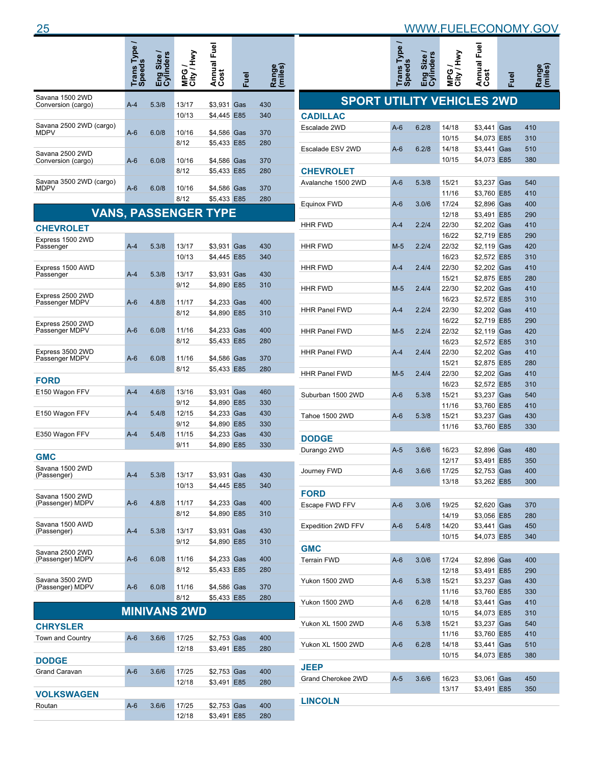| | Trans Type / Speeds | Eng Size / Cylinders | MPG / City / Hwy | Annual Fuel Cost | Fuel | Range (miles) |
|---|---|---|---|---|---|---|
| Savana 1500 2WD Conversion (cargo) | A-4 | 5.3/8 | 13/17 | $3,931 | Gas | 430 |
| | | | 10/13 | $4,445 | E85 | 340 |
| Savana 2500 2WD (cargo) MDPV | A-6 | 6.0/8 | 10/16 | $4,586 | Gas | 370 |
| | | | 8/12 | $5,433 | E85 | 280 |
| Savana 2500 2WD Conversion (cargo) | A-6 | 6.0/8 | 10/16 | $4,586 | Gas | 370 |
| | | | 8/12 | $5,433 | E85 | 280 |
| Savana 3500 2WD (cargo) MDPV | A-6 | 6.0/8 | 10/16 | $4,586 | Gas | 370 |
| | | | 8/12 | $5,433 | E85 | 280 |

## VANS, PASSENGER TYPE

| | Trans Type / Speeds | Eng Size / Cylinders | MPG / City / Hwy | Annual Fuel Cost | Fuel | Range (miles) |
|---|---|---|---|---|---|---|
| **CHEVROLET** | | | | | | |
| Express 1500 2WD Passenger | A-4 | 5.3/8 | 13/17 | $3,931 | Gas | 430 |
| | | | 10/13 | $4,445 | E85 | 340 |
| Express 1500 AWD Passenger | A-4 | 5.3/8 | 13/17 | $3,931 | Gas | 430 |
| | | | 9/12 | $4,890 | E85 | 310 |
| Express 2500 2WD Passenger MDPV | A-6 | 4.8/8 | 11/17 | $4,233 | Gas | 400 |
| | | | 8/12 | $4,890 | E85 | 310 |
| Express 2500 2WD Passenger MDPV | A-6 | 6.0/8 | 11/16 | $4,233 | Gas | 400 |
| | | | 8/12 | $5,433 | E85 | 280 |
| Express 3500 2WD Passenger MDPV | A-6 | 6.0/8 | 11/16 | $4,586 | Gas | 370 |
| | | | 8/12 | $5,433 | E85 | 280 |
| **FORD** | | | | | | |
| E150 Wagon FFV | A-4 | 4.6/8 | 13/16 | $3,931 | Gas | 460 |
| | | | 9/12 | $4,890 | E85 | 330 |
| E150 Wagon FFV | A-4 | 5.4/8 | 12/15 | $4,233 | Gas | 430 |
| | | | 9/12 | $4,890 | E85 | 330 |
| E350 Wagon FFV | A-4 | 5.4/8 | 11/15 | $4,233 | Gas | 430 |
| | | | 9/11 | $4,890 | E85 | 330 |
| **GMC** | | | | | | |
| Savana 1500 2WD (Passenger) | A-4 | 5.3/8 | 13/17 | $3,931 | Gas | 430 |
| | | | 10/13 | $4,445 | E85 | 340 |
| Savana 1500 2WD (Passenger) MDPV | A-6 | 4.8/8 | 11/17 | $4,233 | Gas | 400 |
| | | | 8/12 | $4,890 | E85 | 310 |
| Savana 1500 AWD (Passenger) | A-4 | 5.3/8 | 13/17 | $3,931 | Gas | 430 |
| | | | 9/12 | $4,890 | E85 | 310 |
| Savana 2500 2WD (Passenger) MDPV | A-6 | 6.0/8 | 11/16 | $4,233 | Gas | 400 |
| | | | 8/12 | $5,433 | E85 | 280 |
| Savana 3500 2WD (Passenger) MDPV | A-6 | 6.0/8 | 11/16 | $4,586 | Gas | 370 |
| | | | 8/12 | $5,433 | E85 | 280 |

## MINIVANS 2WD

| | Trans Type / Speeds | Eng Size / Cylinders | MPG / City / Hwy | Annual Fuel Cost | Fuel | Range (miles) |
|---|---|---|---|---|---|---|
| **CHRYSLER** | | | | | | |
| Town and Country | A-6 | 3.6/6 | 17/25 | $2,753 | Gas | 400 |
| | | | 12/18 | $3,491 | E85 | 280 |
| **DODGE** | | | | | | |
| Grand Caravan | A-6 | 3.6/6 | 17/25 | $2,753 | Gas | 400 |
| | | | 12/18 | $3,491 | E85 | 280 |
| **VOLKSWAGEN** | | | | | | |
| Routan | A-6 | 3.6/6 | 17/25 | $2,753 | Gas | 400 |
| | | | 12/18 | $3,491 | E85 | 280 |

## SPORT UTILITY VEHICLES 2WD

| | Trans Type / Speeds | Eng Size / Cylinders | MPG / City / Hwy | Annual Fuel Cost | Fuel | Range (miles) |
|---|---|---|---|---|---|---|
| **CADILLAC** | | | | | | |
| Escalade 2WD | A-6 | 6.2/8 | 14/18 | $3,441 | Gas | 410 |
| | | | 10/15 | $4,073 | E85 | 310 |
| Escalade ESV 2WD | A-6 | 6.2/8 | 14/18 | $3,441 | Gas | 510 |
| | | | 10/15 | $4,073 | E85 | 380 |
| **CHEVROLET** | | | | | | |
| Avalanche 1500 2WD | A-6 | 5.3/8 | 15/21 | $3,237 | Gas | 540 |
| | | | 11/16 | $3,760 | E85 | 410 |
| Equinox FWD | A-6 | 3.0/6 | 17/24 | $2,896 | Gas | 400 |
| | | | 12/18 | $3,491 | E85 | 290 |
| HHR FWD | A-4 | 2.2/4 | 22/30 | $2,202 | Gas | 410 |
| | | | 16/22 | $2,719 | E85 | 290 |
| HHR FWD | M-5 | 2.2/4 | 22/32 | $2,119 | Gas | 420 |
| | | | 16/23 | $2,572 | E85 | 310 |
| HHR FWD | A-4 | 2.4/4 | 22/30 | $2,202 | Gas | 410 |
| | | | 15/21 | $2,875 | E85 | 280 |
| HHR FWD | M-5 | 2.4/4 | 22/30 | $2,202 | Gas | 410 |
| | | | 16/23 | $2,572 | E85 | 310 |
| HHR Panel FWD | A-4 | 2.2/4 | 22/30 | $2,202 | Gas | 410 |
| | | | 16/22 | $2,719 | E85 | 290 |
| HHR Panel FWD | M-5 | 2.2/4 | 22/32 | $2,119 | Gas | 420 |
| | | | 16/23 | $2,572 | E85 | 310 |
| HHR Panel FWD | A-4 | 2.4/4 | 22/30 | $2,202 | Gas | 410 |
| | | | 15/21 | $2,875 | E85 | 280 |
| HHR Panel FWD | M-5 | 2.4/4 | 22/30 | $2,202 | Gas | 410 |
| | | | 16/23 | $2,572 | E85 | 310 |
| Suburban 1500 2WD | A-6 | 5.3/8 | 15/21 | $3,237 | Gas | 540 |
| | | | 11/16 | $3,760 | E85 | 410 |
| Tahoe 1500 2WD | A-6 | 5.3/8 | 15/21 | $3,237 | Gas | 430 |
| | | | 11/16 | $3,760 | E85 | 330 |
| **DODGE** | | | | | | |
| Durango 2WD | A-5 | 3.6/6 | 16/23 | $2,896 | Gas | 480 |
| | | | 12/17 | $3,491 | E85 | 350 |
| Journey FWD | A-6 | 3.6/6 | 17/25 | $2,753 | Gas | 400 |
| | | | 13/18 | $3,262 | E85 | 300 |
| **FORD** | | | | | | |
| Escape FWD FFV | A-6 | 3.0/6 | 19/25 | $2,620 | Gas | 370 |
| | | | 14/19 | $3,056 | E85 | 280 |
| Expedition 2WD FFV | A-6 | 5.4/8 | 14/20 | $3,441 | Gas | 450 |
| | | | 10/15 | $4,073 | E85 | 340 |
| **GMC** | | | | | | |
| Terrain FWD | A-6 | 3.0/6 | 17/24 | $2,896 | Gas | 400 |
| | | | 12/18 | $3,491 | E85 | 290 |
| Yukon 1500 2WD | A-6 | 5.3/8 | 15/21 | $3,237 | Gas | 430 |
| | | | 11/16 | $3,760 | E85 | 330 |
| Yukon 1500 2WD | A-6 | 6.2/8 | 14/18 | $3,441 | Gas | 410 |
| | | | 10/15 | $4,073 | E85 | 310 |
| Yukon XL 1500 2WD | A-6 | 5.3/8 | 15/21 | $3,237 | Gas | 540 |
| | | | 11/16 | $3,760 | E85 | 410 |
| Yukon XL 1500 2WD | A-6 | 6.2/8 | 14/18 | $3,441 | Gas | 510 |
| | | | 10/15 | $4,073 | E85 | 380 |
| **JEEP** | | | | | | |
| Grand Cherokee 2WD | A-5 | 3.6/6 | 16/23 | $3,061 | Gas | 450 |
| | | | 13/17 | $3,491 | E85 | 350 |
| **LINCOLN** | | | | | | |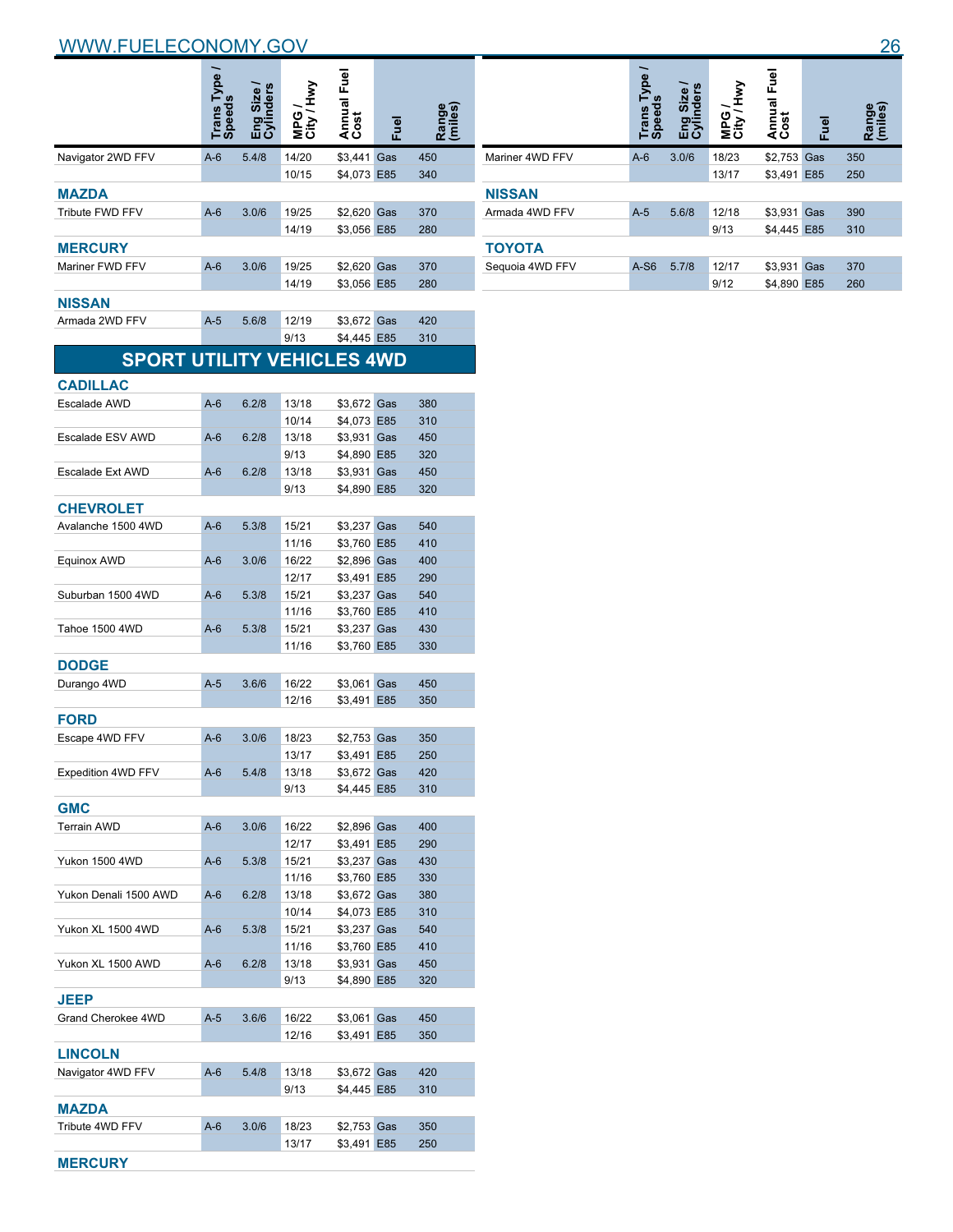| | Trans Type / Speeds | Eng Size / Cylinders | MPG / City / Hwy | Annual Fuel Cost | Fuel | Range (miles) |
|---|---|---|---|---|---|---|
| Navigator 2WD FFV | A-6 | 5.4/8 | 14/20 | $3,441 | Gas | 450 |
| | | | 10/15 | $4,073 | E85 | 340 |
| **MAZDA** | | | | | | |
| Tribute FWD FFV | A-6 | 3.0/6 | 19/25 | $2,620 | Gas | 370 |
| | | | 14/19 | $3,056 | E85 | 280 |
| **MERCURY** | | | | | | |
| Mariner FWD FFV | A-6 | 3.0/6 | 19/25 | $2,620 | Gas | 370 |
| | | | 14/19 | $3,056 | E85 | 280 |
| **NISSAN** | | | | | | |
| Armada 2WD FFV | A-5 | 5.6/8 | 12/19 | $3,672 | Gas | 420 |
| | | | 9/13 | $4,445 | E85 | 310 |

## SPORT UTILITY VEHICLES 4WD

| | Trans Type / Speeds | Eng Size / Cylinders | MPG / City / Hwy | Annual Fuel Cost | Fuel | Range (miles) |
|---|---|---|---|---|---|---|
| **CADILLAC** | | | | | | |
| Escalade AWD | A-6 | 6.2/8 | 13/18 | $3,672 | Gas | 380 |
| | | | 10/14 | $4,073 | E85 | 310 |
| Escalade ESV AWD | A-6 | 6.2/8 | 13/18 | $3,931 | Gas | 450 |
| | | | 9/13 | $4,890 | E85 | 320 |
| Escalade Ext AWD | A-6 | 6.2/8 | 13/18 | $3,931 | Gas | 450 |
| | | | 9/13 | $4,890 | E85 | 320 |
| **CHEVROLET** | | | | | | |
| Avalanche 1500 4WD | A-6 | 5.3/8 | 15/21 | $3,237 | Gas | 540 |
| | | | 11/16 | $3,760 | E85 | 410 |
| Equinox AWD | A-6 | 3.0/6 | 16/22 | $2,896 | Gas | 400 |
| | | | 12/17 | $3,491 | E85 | 290 |
| Suburban 1500 4WD | A-6 | 5.3/8 | 15/21 | $3,237 | Gas | 540 |
| | | | 11/16 | $3,760 | E85 | 410 |
| Tahoe 1500 4WD | A-6 | 5.3/8 | 15/21 | $3,237 | Gas | 430 |
| | | | 11/16 | $3,760 | E85 | 330 |
| **DODGE** | | | | | | |
| Durango 4WD | A-5 | 3.6/6 | 16/22 | $3,061 | Gas | 450 |
| | | | 12/16 | $3,491 | E85 | 350 |
| **FORD** | | | | | | |
| Escape 4WD FFV | A-6 | 3.0/6 | 18/23 | $2,753 | Gas | 350 |
| | | | 13/17 | $3,491 | E85 | 250 |
| Expedition 4WD FFV | A-6 | 5.4/8 | 13/18 | $3,672 | Gas | 420 |
| | | | 9/13 | $4,445 | E85 | 310 |
| **GMC** | | | | | | |
| Terrain AWD | A-6 | 3.0/6 | 16/22 | $2,896 | Gas | 400 |
| | | | 12/17 | $3,491 | E85 | 290 |
| Yukon 1500 4WD | A-6 | 5.3/8 | 15/21 | $3,237 | Gas | 430 |
| | | | 11/16 | $3,760 | E85 | 330 |
| Yukon Denali 1500 AWD | A-6 | 6.2/8 | 13/18 | $3,672 | Gas | 380 |
| | | | 10/14 | $4,073 | E85 | 310 |
| Yukon XL 1500 4WD | A-6 | 5.3/8 | 15/21 | $3,237 | Gas | 540 |
| | | | 11/16 | $3,760 | E85 | 410 |
| Yukon XL 1500 AWD | A-6 | 6.2/8 | 13/18 | $3,931 | Gas | 450 |
| | | | 9/13 | $4,890 | E85 | 320 |
| **JEEP** | | | | | | |
| Grand Cherokee 4WD | A-5 | 3.6/6 | 16/22 | $3,061 | Gas | 450 |
| | | | 12/16 | $3,491 | E85 | 350 |
| **LINCOLN** | | | | | | |
| Navigator 4WD FFV | A-6 | 5.4/8 | 13/18 | $3,672 | Gas | 420 |
| | | | 9/13 | $4,445 | E85 | 310 |
| **MAZDA** | | | | | | |
| Tribute 4WD FFV | A-6 | 3.0/6 | 18/23 | $2,753 | Gas | 350 |
| | | | 13/17 | $3,491 | E85 | 250 |
| **MERCURY** | | | | | | |
| Mariner 4WD FFV | A-6 | 3.0/6 | 18/23 | $2,753 | Gas | 350 |
| | | | 13/17 | $3,491 | E85 | 250 |
| **NISSAN** | | | | | | |
| Armada 4WD FFV | A-5 | 5.6/8 | 12/18 | $3,931 | Gas | 390 |
| | | | 9/13 | $4,445 | E85 | 310 |
| **TOYOTA** | | | | | | |
| Sequoia 4WD FFV | A-S6 | 5.7/8 | 12/17 | $3,931 | Gas | 370 |
| | | | 9/12 | $4,890 | E85 | 260 |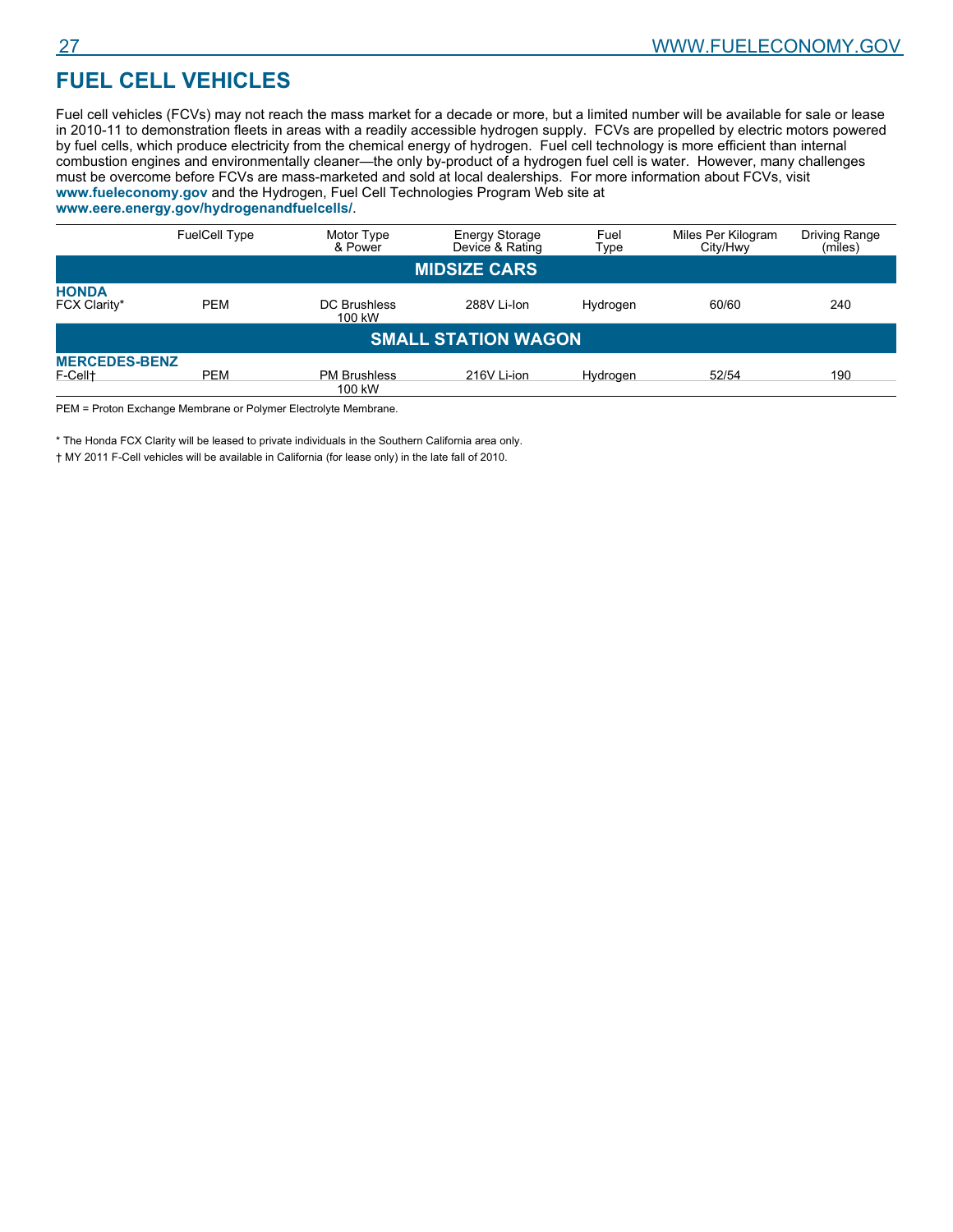# FUEL CELL VEHICLES

Fuel cell vehicles (FCVs) may not reach the mass market for a decade or more, but a limited number will be available for sale or lease in 2010-11 to demonstration fleets in areas with a readily accessible hydrogen supply. FCVs are propelled by electric motors powered by fuel cells, which produce electricity from the chemical energy of hydrogen. Fuel cell technology is more efficient than internal combustion engines and environmentally cleaner—the only by-product of a hydrogen fuel cell is water. However, many challenges must be overcome before FCVs are mass-marketed and sold at local dealerships. For more information about FCVs, visit **www.fueleconomy.gov** and the Hydrogen, Fuel Cell Technologies Program Web site at **www.eere.energy.gov/hydrogenandfuelcells/**.

| | FuelCell Type | Motor Type & Power | Energy Storage Device & Rating | Fuel Type | Miles Per Kilogram City/Hwy | Driving Range (miles) |
|---|---|---|---|---|---|---|
| **MIDSIZE CARS** | | | | | | |
| **HONDA** FCX Clarity* | PEM | DC Brushless 100 kW | 288V Li-Ion | Hydrogen | 60/60 | 240 |
| **SMALL STATION WAGON** | | | | | | |
| **MERCEDES-BENZ** F-Cell† | PEM | PM Brushless 100 kW | 216V Li-ion | Hydrogen | 52/54 | 190 |

PEM = Proton Exchange Membrane or Polymer Electrolyte Membrane.

* The Honda FCX Clarity will be leased to private individuals in the Southern California area only.

† MY 2011 F-Cell vehicles will be available in California (for lease only) in the late fall of 2010.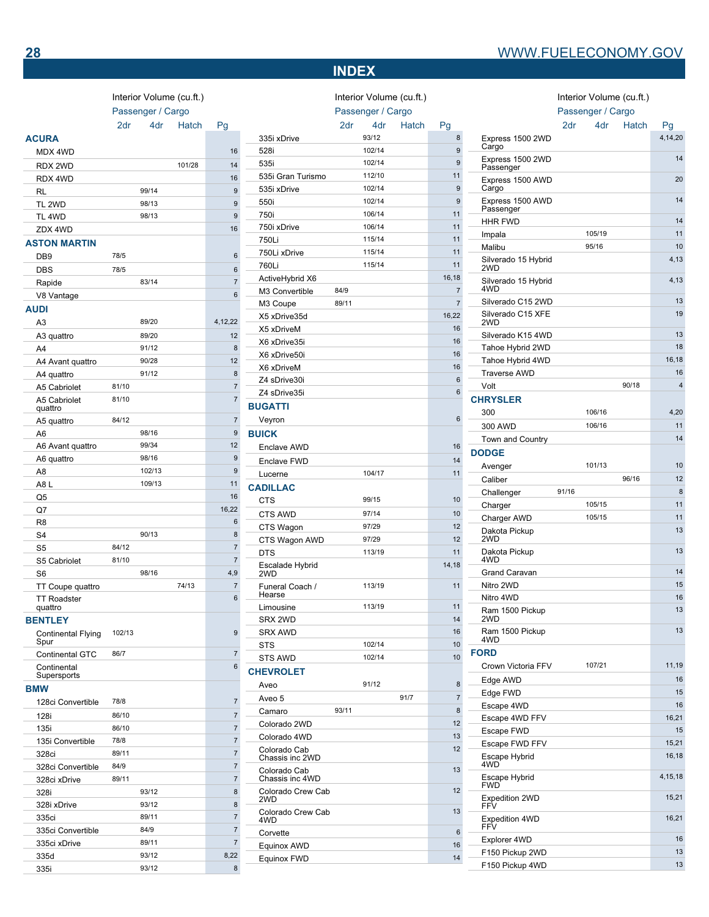# INDEX

| | Interior Volume (cu.ft.) Passenger / Cargo | | | |
|---|---|---|---|---|
| | 2dr | 4dr | Hatch | Pg |
| **ACURA** | | | | |
| MDX 4WD | | | | 16 |
| RDX 2WD | | | 101/28 | 14 |
| RDX 4WD | | | | 16 |
| RL | | 99/14 | | 9 |
| TL 2WD | | 98/13 | | 9 |
| TL 4WD | | 98/13 | | 9 |
| ZDX 4WD | | | | 16 |
| **ASTON MARTIN** | | | | |
| DB9 | 78/5 | | | 6 |
| DBS | 78/5 | | | 6 |
| Rapide | | 83/14 | | 7 |
| V8 Vantage | | | | 6 |
| **AUDI** | | | | |
| A3 | | 89/20 | | 4,12,22 |
| A3 quattro | | 89/20 | | 12 |
| A4 | | 91/12 | | 8 |
| A4 Avant quattro | | 90/28 | | 12 |
| A4 quattro | | 91/12 | | 8 |
| A5 Cabriolet | 81/10 | | | 7 |
| A5 Cabriolet quattro | 81/10 | | | 7 |
| A5 quattro | 84/12 | | | 7 |
| A6 | | 98/16 | | 9 |
| A6 Avant quattro | | 99/34 | | 12 |
| A6 quattro | | 98/16 | | 9 |
| A8 | | 102/13 | | 9 |
| A8 L | | 109/13 | | 11 |
| Q5 | | | | 16 |
| Q7 | | | | 16,22 |
| R8 | | | | 6 |
| S4 | | 90/13 | | 8 |
| S5 | 84/12 | | | 7 |
| S5 Cabriolet | 81/10 | | | 7 |
| S6 | | 98/16 | | 4,9 |
| TT Coupe quattro | | | 74/13 | 7 |
| TT Roadster quattro | | | | 6 |
| **BENTLEY** | | | | |
| Continental Flying Spur | 102/13 | | | 9 |
| Continental GTC | 86/7 | | | 7 |
| Continental Supersports | | | | 6 |
| **BMW** | | | | |
| 128ci Convertible | 78/8 | | | 7 |
| 128i | 86/10 | | | 7 |
| 135i | 86/10 | | | 7 |
| 135i Convertible | 78/8 | | | 7 |
| 328ci | 89/11 | | | 7 |
| 328ci Convertible | 84/9 | | | 7 |
| 328ci xDrive | 89/11 | | | 7 |
| 328i | | 93/12 | | 8 |
| 328i xDrive | | 93/12 | | 8 |
| 335ci | | 89/11 | | 7 |
| 335ci Convertible | | 84/9 | | 7 |
| 335ci xDrive | | 89/11 | | 7 |
| 335d | | 93/12 | | 8,22 |
| 335i | | 93/12 | | 8 |
| 335i xDrive | | 93/12 | | 8 |
| 528i | | 102/14 | | 9 |
| 535i | | 102/14 | | 9 |
| 535i Gran Turismo | | 112/10 | | 11 |
| 535i xDrive | | 102/14 | | 9 |
| 550i | | 102/14 | | 9 |
| 750i | | 106/14 | | 11 |
| 750i xDrive | | 106/14 | | 11 |
| 750Li | | 115/14 | | 11 |
| 750Li xDrive | | 115/14 | | 11 |
| 760Li | | 115/14 | | 11 |
| ActiveHybrid X6 | | | | 16,18 |
| M3 Convertible | 84/9 | | | 7 |
| M3 Coupe | 89/11 | | | 7 |
| X5 xDrive35d | | | | 16,22 |
| X5 xDriveM | | | | 16 |
| X6 xDrive35i | | | | 16 |
| X6 xDrive50i | | | | 16 |
| X6 xDriveM | | | | 16 |
| Z4 sDrive30i | | | | 6 |
| Z4 sDrive35i | | | | 6 |
| **BUGATTI** | | | | |
| Veyron | | | | 6 |
| **BUICK** | | | | |
| Enclave AWD | | | | 16 |
| Enclave FWD | | | | 14 |
| Lucerne | | 104/17 | | 11 |
| **CADILLAC** | | | | |
| CTS | | 99/15 | | 10 |
| CTS AWD | | 97/14 | | 10 |
| CTS Wagon | | 97/29 | | 12 |
| CTS Wagon AWD | | 97/29 | | 12 |
| DTS | | 113/19 | | 11 |
| Escalade Hybrid 2WD | | | | 14,18 |
| Funeral Coach / Hearse | | 113/19 | | 11 |
| Limousine | | 113/19 | | 11 |
| SRX 2WD | | | | 14 |
| SRX AWD | | | | 16 |
| STS | | 102/14 | | 10 |
| STS AWD | | 102/14 | | 10 |
| **CHEVROLET** | | | | |
| Aveo | | 91/12 | | 8 |
| Aveo 5 | | | 91/7 | 7 |
| Camaro | 93/11 | | | 8 |
| Colorado 2WD | | | | 12 |
| Colorado 4WD | | | | 13 |
| Colorado Cab Chassis inc 2WD | | | | 12 |
| Colorado Cab Chassis inc 4WD | | | | 13 |
| Colorado Crew Cab 2WD | | | | 12 |
| Colorado Crew Cab 4WD | | | | 13 |
| Corvette | | | | 6 |
| Equinox AWD | | | | 16 |
| Equinox FWD | | | | 14 |
| Express 1500 2WD Cargo | | | | 4,14,20 |
| Express 1500 2WD Passenger | | | | 14 |
| Express 1500 AWD Cargo | | | | 20 |
| Express 1500 AWD Passenger | | | | 14 |
| HHR FWD | | | | 14 |
| Impala | | 105/19 | | 11 |
| Malibu | | 95/16 | | 10 |
| Silverado 15 Hybrid 2WD | | | | 4,13 |
| Silverado 15 Hybrid 4WD | | | | 4,13 |
| Silverado C15 2WD | | | | 13 |
| Silverado C15 XFE 2WD | | | | 19 |
| Silverado K15 4WD | | | | 13 |
| Tahoe Hybrid 2WD | | | | 18 |
| Tahoe Hybrid 4WD | | | | 16,18 |
| Traverse AWD | | | | 16 |
| Volt | | | 90/18 | 4 |
| **CHRYSLER** | | | | |
| 300 | | 106/16 | | 4,20 |
| 300 AWD | | 106/16 | | 11 |
| Town and Country | | | | 14 |
| **DODGE** | | | | |
| Avenger | | 101/13 | | 10 |
| Caliber | | | 96/16 | 12 |
| Challenger | 91/16 | | | 8 |
| Charger | | 105/15 | | 11 |
| Charger AWD | | 105/15 | | 11 |
| Dakota Pickup 2WD | | | | 13 |
| Dakota Pickup 4WD | | | | 13 |
| Grand Caravan | | | | 14 |
| Nitro 2WD | | | | 15 |
| Nitro 4WD | | | | 16 |
| Ram 1500 Pickup 2WD | | | | 13 |
| Ram 1500 Pickup 4WD | | | | 13 |
| **FORD** | | | | |
| Crown Victoria FFV | | 107/21 | | 11,19 |
| Edge AWD | | | | 16 |
| Edge FWD | | | | 15 |
| Escape 4WD | | | | 16 |
| Escape 4WD FFV | | | | 16,21 |
| Escape FWD | | | | 15 |
| Escape FWD FFV | | | | 15,21 |
| Escape Hybrid 4WD | | | | 16,18 |
| Escape Hybrid FWD | | | | 4,15,18 |
| Expedition 2WD FFV | | | | 15,21 |
| Expedition 4WD FFV | | | | 16,21 |
| Explorer 4WD | | | | 16 |
| F150 Pickup 2WD | | | | 13 |
| F150 Pickup 4WD | | | | 13 |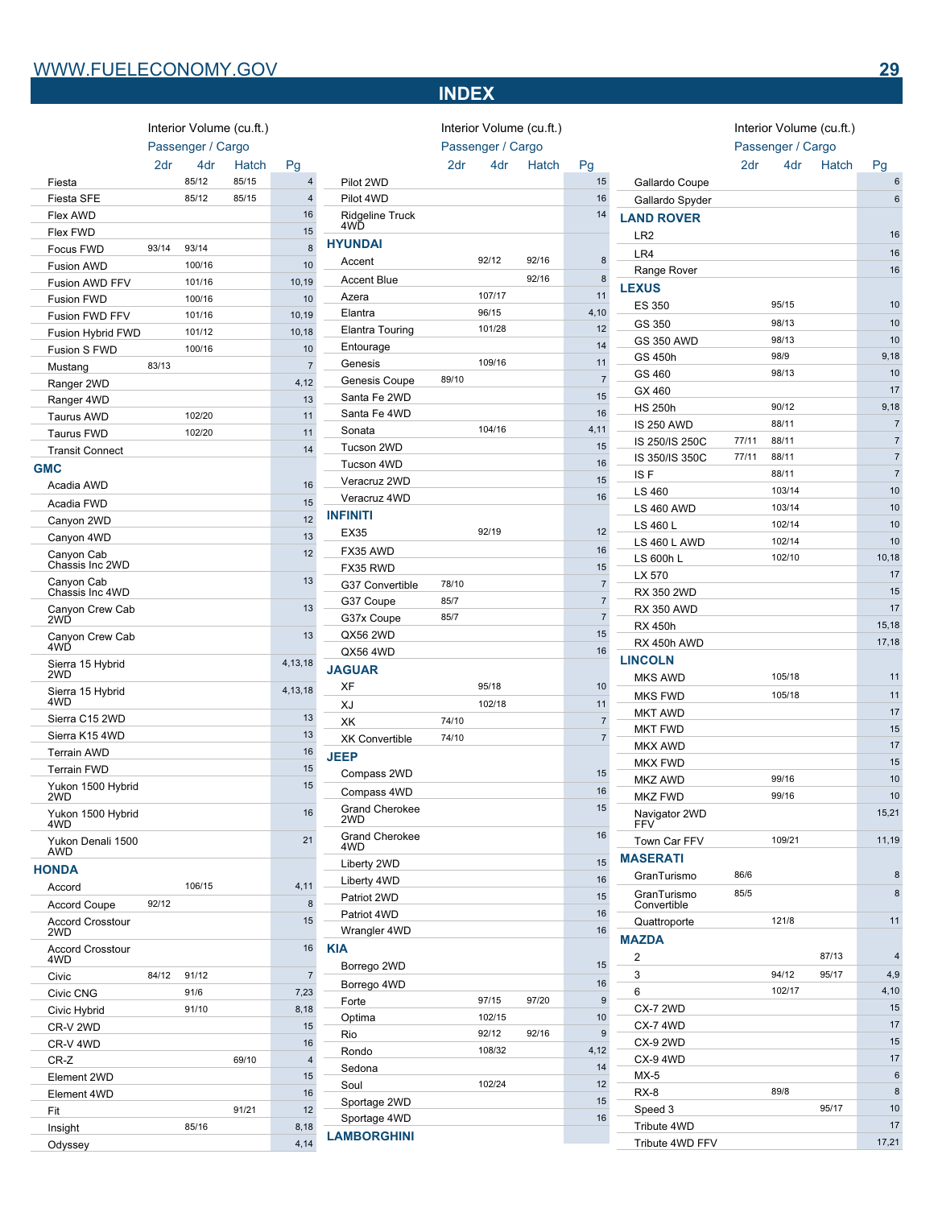## INDEX

| | Interior Volume (cu.ft.) Passenger / Cargo | | | |
|---|---|---|---|---|
| | 2dr | 4dr | Hatch | Pg |
| Fiesta | | 85/12 | 85/15 | 4 |
| Fiesta SFE | | 85/12 | 85/15 | 4 |
| Flex AWD | | | | 16 |
| Flex FWD | | | | 15 |
| Focus FWD | 93/14 | 93/14 | | 8 |
| Fusion AWD | | 100/16 | | 10 |
| Fusion AWD FFV | | 101/16 | | 10,19 |
| Fusion FWD | | 100/16 | | 10 |
| Fusion FWD FFV | | 101/16 | | 10,19 |
| Fusion Hybrid FWD | | 101/12 | | 10,18 |
| Fusion S FWD | | 100/16 | | 10 |
| Mustang | 83/13 | | | 7 |
| Ranger 2WD | | | | 4,12 |
| Ranger 4WD | | | | 13 |
| Taurus AWD | | 102/20 | | 11 |
| Taurus FWD | | 102/20 | | 11 |
| Transit Connect | | | | 14 |
| **GMC** | | | | |
| Acadia AWD | | | | 16 |
| Acadia FWD | | | | 15 |
| Canyon 2WD | | | | 12 |
| Canyon 4WD | | | | 13 |
| Canyon Cab Chassis Inc 2WD | | | | 12 |
| Canyon Cab Chassis Inc 4WD | | | | 13 |
| Canyon Crew Cab 2WD | | | | 13 |
| Canyon Crew Cab 4WD | | | | 13 |
| Sierra 15 Hybrid 2WD | | | | 4,13,18 |
| Sierra 15 Hybrid 4WD | | | | 4,13,18 |
| Sierra C15 2WD | | | | 13 |
| Sierra K15 4WD | | | | 13 |
| Terrain AWD | | | | 16 |
| Terrain FWD | | | | 15 |
| Yukon 1500 Hybrid 2WD | | | | 15 |
| Yukon 1500 Hybrid 4WD | | | | 16 |
| Yukon Denali 1500 AWD | | | | 21 |
| **HONDA** | | | | |
| Accord | | 106/15 | | 4,11 |
| Accord Coupe | 92/12 | | | 8 |
| Accord Crosstour 2WD | | | | 15 |
| Accord Crosstour 4WD | | | | 16 |
| Civic | 84/12 | 91/12 | | 7 |
| Civic CNG | | 91/6 | | 7,23 |
| Civic Hybrid | | 91/10 | | 8,18 |
| CR-V 2WD | | | | 15 |
| CR-V 4WD | | | | 16 |
| CR-Z | | | 69/10 | 4 |
| Element 2WD | | | | 15 |
| Element 4WD | | | | 16 |
| Fit | | | 91/21 | 12 |
| Insight | | 85/16 | | 8,18 |
| Odyssey | | | | 4,14 |
| Pilot 2WD | | | | 15 |
| Pilot 4WD | | | | 16 |
| Ridgeline Truck 4WD | | | | 14 |
| **HYUNDAI** | | | | |
| Accent | | 92/12 | 92/16 | 8 |
| Accent Blue | | | 92/16 | 8 |
| Azera | | 107/17 | | 11 |
| Elantra | | 96/15 | | 4,10 |
| Elantra Touring | | 101/28 | | 12 |
| Entourage | | | | 14 |
| Genesis | | 109/16 | | 11 |
| Genesis Coupe | 89/10 | | | 7 |
| Santa Fe 2WD | | | | 15 |
| Santa Fe 4WD | | | | 16 |
| Sonata | | 104/16 | | 4,11 |
| Tucson 2WD | | | | 15 |
| Tucson 4WD | | | | 16 |
| Veracruz 2WD | | | | 15 |
| Veracruz 4WD | | | | 16 |
| **INFINITI** | | | | |
| EX35 | | 92/19 | | 12 |
| FX35 AWD | | | | 16 |
| FX35 RWD | | | | 15 |
| G37 Convertible | 78/10 | | | 7 |
| G37 Coupe | 85/7 | | | 7 |
| G37x Coupe | 85/7 | | | 7 |
| QX56 2WD | | | | 15 |
| QX56 4WD | | | | 16 |
| **JAGUAR** | | | | |
| XF | | 95/18 | | 10 |
| XJ | | 102/18 | | 11 |
| XK | 74/10 | | | 7 |
| XK Convertible | 74/10 | | | 7 |
| **JEEP** | | | | |
| Compass 2WD | | | | 15 |
| Compass 4WD | | | | 16 |
| Grand Cherokee 2WD | | | | 15 |
| Grand Cherokee 4WD | | | | 16 |
| Liberty 2WD | | | | 15 |
| Liberty 4WD | | | | 16 |
| Patriot 2WD | | | | 15 |
| Patriot 4WD | | | | 16 |
| Wrangler 4WD | | | | 16 |
| **KIA** | | | | |
| Borrego 2WD | | | | 15 |
| Borrego 4WD | | | | 16 |
| Forte | | 97/15 | 97/20 | 9 |
| Optima | | 102/15 | | 10 |
| Rio | | 92/12 | 92/16 | 9 |
| Rondo | | 108/32 | | 4,12 |
| Sedona | | | | 14 |
| Soul | | 102/24 | | 12 |
| Sportage 2WD | | | | 15 |
| Sportage 4WD | | | | 16 |
| **LAMBORGHINI** | | | | |
| Gallardo Coupe | | | | 6 |
| Gallardo Spyder | | | | 6 |
| **LAND ROVER** | | | | |
| LR2 | | | | 16 |
| LR4 | | | | 16 |
| Range Rover | | | | 16 |
| **LEXUS** | | | | |
| ES 350 | | 95/15 | | 10 |
| GS 350 | | 98/13 | | 10 |
| GS 350 AWD | | 98/13 | | 10 |
| GS 450h | | 98/9 | | 9,18 |
| GS 460 | | 98/13 | | 10 |
| GX 460 | | | | 17 |
| HS 250h | | 90/12 | | 9,18 |
| IS 250 AWD | | 88/11 | | 7 |
| IS 250/IS 250C | 77/11 | 88/11 | | 7 |
| IS 350/IS 350C | 77/11 | 88/11 | | 7 |
| IS F | | 88/11 | | 7 |
| LS 460 | | 103/14 | | 10 |
| LS 460 AWD | | 103/14 | | 10 |
| LS 460 L | | 102/14 | | 10 |
| LS 460 L AWD | | 102/14 | | 10 |
| LS 600h L | | 102/10 | | 10,18 |
| LX 570 | | | | 17 |
| RX 350 2WD | | | | 15 |
| RX 350 AWD | | | | 17 |
| RX 450h | | | | 15,18 |
| RX 450h AWD | | | | 17,18 |
| **LINCOLN** | | | | |
| MKS AWD | | 105/18 | | 11 |
| MKS FWD | | 105/18 | | 11 |
| MKT AWD | | | | 17 |
| MKT FWD | | | | 15 |
| MKX AWD | | | | 17 |
| MKX FWD | | | | 15 |
| MKZ AWD | | 99/16 | | 10 |
| MKZ FWD | | 99/16 | | 10 |
| Navigator 2WD FFV | | | | 15,21 |
| Town Car FFV | | 109/21 | | 11,19 |
| **MASERATI** | | | | |
| GranTurismo | 86/6 | | | 8 |
| GranTurismo Convertible | 85/5 | | | 8 |
| Quattroporte | | 121/8 | | 11 |
| **MAZDA** | | | | |
| 2 | | | 87/13 | 4 |
| 3 | | 94/12 | 95/17 | 4,9 |
| 6 | | 102/17 | | 4,10 |
| CX-7 2WD | | | | 15 |
| CX-7 4WD | | | | 17 |
| CX-9 2WD | | | | 15 |
| CX-9 4WD | | | | 17 |
| MX-5 | | | | 6 |
| RX-8 | | 89/8 | | 8 |
| Speed 3 | | | 95/17 | 10 |
| Tribute 4WD | | | | 17 |
| Tribute 4WD FFV | | | | 17,21 |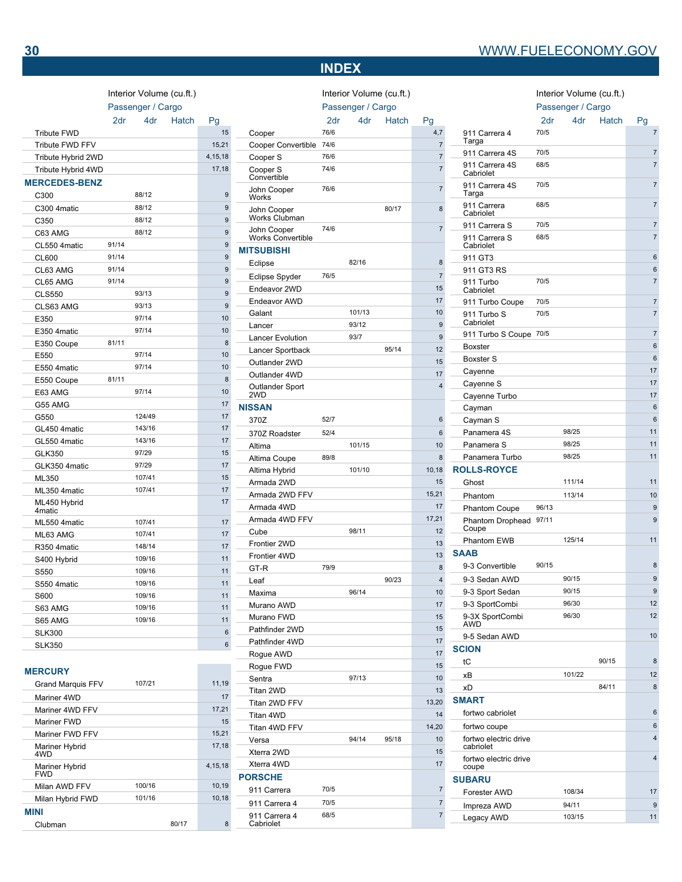# INDEX

| | Interior Volume (cu.ft.) Passenger / Cargo 2dr | 4dr | Hatch | Pg |
|---|---|---|---|---|
| Tribute FWD | | | | 15 |
| Tribute FWD FFV | | | | 15,21 |
| Tribute Hybrid 2WD | | | | 4,15,18 |
| Tribute Hybrid 4WD | | | | 17,18 |
| **MERCEDES-BENZ** | | | | |
| C300 | | 88/12 | | 9 |
| C300 4matic | | 88/12 | | 9 |
| C350 | | 88/12 | | 9 |
| C63 AMG | | 88/12 | | 9 |
| CL550 4matic | 91/14 | | | 9 |
| CL600 | 91/14 | | | 9 |
| CL63 AMG | 91/14 | | | 9 |
| CL65 AMG | 91/14 | | | 9 |
| CLS550 | | 93/13 | | 9 |
| CLS63 AMG | | 93/13 | | 9 |
| E350 | | 97/14 | | 10 |
| E350 4matic | | 97/14 | | 10 |
| E350 Coupe | 81/11 | | | 8 |
| E550 | | 97/14 | | 10 |
| E550 4matic | | 97/14 | | 10 |
| E550 Coupe | 81/11 | | | 8 |
| E63 AMG | | 97/14 | | 10 |
| G55 AMG | | | | 17 |
| G550 | | 124/49 | | 17 |
| GL450 4matic | | 143/16 | | 17 |
| GL550 4matic | | 143/16 | | 17 |
| GLK350 | | 97/29 | | 15 |
| GLK350 4matic | | 97/29 | | 17 |
| ML350 | | 107/41 | | 15 |
| ML350 4matic | | 107/41 | | 17 |
| ML450 Hybrid 4matic | | | | 17 |
| ML550 4matic | | 107/41 | | 17 |
| ML63 AMG | | 107/41 | | 17 |
| R350 4matic | | 148/14 | | 17 |
| S400 Hybrid | | 109/16 | | 11 |
| S550 | | 109/16 | | 11 |
| S550 4matic | | 109/16 | | 11 |
| S600 | | 109/16 | | 11 |
| S63 AMG | | 109/16 | | 11 |
| S65 AMG | | 109/16 | | 11 |
| SLK300 | | | | 6 |
| SLK350 | | | | 6 |
| **MERCURY** | | | | |
| Grand Marquis FFV | | 107/21 | | 11,19 |
| Mariner 4WD | | | | 17 |
| Mariner 4WD FFV | | | | 17,21 |
| Mariner FWD | | | | 15 |
| Mariner FWD FFV | | | | 15,21 |
| Mariner Hybrid 4WD | | | | 17,18 |
| Mariner Hybrid FWD | | | | 4,15,18 |
| Milan AWD FFV | | 100/16 | | 10,19 |
| Milan Hybrid FWD | | 101/16 | | 10,18 |
| **MINI** | | | | |
| Clubman | | | 80/17 | 8 |
| Cooper | 76/6 | | | 4,7 |
| Cooper Convertible | 74/6 | | | 7 |
| Cooper S | 76/6 | | | 7 |
| Cooper S Convertible | 74/6 | | | 7 |
| John Cooper Works | 76/6 | | | 7 |
| John Cooper Works Clubman | | | 80/17 | 8 |
| John Cooper Works Convertible | 74/6 | | | 7 |
| **MITSUBISHI** | | | | |
| Eclipse | | | 82/16 | 8 |
| Eclipse Spyder | 76/5 | | | 7 |
| Endeavor 2WD | | | | 15 |
| Endeavor AWD | | | | 17 |
| Galant | | 101/13 | | 10 |
| Lancer | | 93/12 | | 9 |
| Lancer Evolution | | 93/7 | | 9 |
| Lancer Sportback | | | 95/14 | 12 |
| Outlander 2WD | | | | 15 |
| Outlander 4WD | | | | 17 |
| Outlander Sport 2WD | | | | 4 |
| **NISSAN** | | | | |
| 370Z | 52/7 | | | 6 |
| 370Z Roadster | 52/4 | | | 6 |
| Altima | | 101/15 | | 10 |
| Altima Coupe | 89/8 | | | 8 |
| Altima Hybrid | | 101/10 | | 10,18 |
| Armada 2WD | | | | 15 |
| Armada 2WD FFV | | | | 15,21 |
| Armada 4WD | | | | 17 |
| Armada 4WD FFV | | | | 17,21 |
| Cube | | 98/11 | | 12 |
| Frontier 2WD | | | | 13 |
| Frontier 4WD | | | | 13 |
| GT-R | 79/9 | | | 8 |
| Leaf | | | 90/23 | 4 |
| Maxima | | 96/14 | | 10 |
| Murano AWD | | | | 17 |
| Murano FWD | | | | 15 |
| Pathfinder 2WD | | | | 15 |
| Pathfinder 4WD | | | | 17 |
| Rogue AWD | | | | 17 |
| Rogue FWD | | | | 15 |
| Sentra | | 97/13 | | 10 |
| Titan 2WD | | | | 13 |
| Titan 2WD FFV | | | | 13,20 |
| Titan 4WD | | | | 14 |
| Titan 4WD FFV | | | | 14,20 |
| Versa | | 94/14 | 95/18 | 10 |
| Xterra 2WD | | | | 15 |
| Xterra 4WD | | | | 17 |
| **PORSCHE** | | | | |
| 911 Carrera | 70/5 | | | 7 |
| 911 Carrera 4 | 70/5 | | | 7 |
| 911 Carrera 4 Cabriolet | 68/5 | | | 7 |
| 911 Carrera 4 Targa | 70/5 | | | 7 |
| 911 Carrera 4S | 70/5 | | | 7 |
| 911 Carrera 4S Cabriolet | 68/5 | | | 7 |
| 911 Carrera 4S Targa | 70/5 | | | 7 |
| 911 Carrera Cabriolet | 68/5 | | | 7 |
| 911 Carrera S | 70/5 | | | 7 |
| 911 Carrera S Cabriolet | 68/5 | | | 7 |
| 911 GT3 | | | | 6 |
| 911 GT3 RS | | | | 6 |
| 911 Turbo Cabriolet | 70/5 | | | 7 |
| 911 Turbo Coupe | 70/5 | | | 7 |
| 911 Turbo S Cabriolet | 70/5 | | | 7 |
| 911 Turbo S Coupe | 70/5 | | | 7 |
| Boxster | | | | 6 |
| Boxster S | | | | 6 |
| Cayenne | | | | 17 |
| Cayenne S | | | | 17 |
| Cayenne Turbo | | | | 17 |
| Cayman | | | | 6 |
| Cayman S | | | | 6 |
| Panamera 4S | | 98/25 | | 11 |
| Panamera S | | 98/25 | | 11 |
| Panamera Turbo | | 98/25 | | 11 |
| **ROLLS-ROYCE** | | | | |
| Ghost | | 111/14 | | 11 |
| Phantom | | 113/14 | | 10 |
| Phantom Coupe | 96/13 | | | 9 |
| Phantom Drophead Coupe | 97/11 | | | 9 |
| Phantom EWB | | 125/14 | | 11 |
| **SAAB** | | | | |
| 9-3 Convertible | 90/15 | | | 8 |
| 9-3 Sedan AWD | | 90/15 | | 9 |
| 9-3 Sport Sedan | | 90/15 | | 9 |
| 9-3 SportCombi | | 96/30 | | 12 |
| 9-3X SportCombi AWD | | 96/30 | | 12 |
| 9-5 Sedan AWD | | | | 10 |
| **SCION** | | | | |
| tC | | | 90/15 | 8 |
| xB | | 101/22 | | 12 |
| xD | | | 84/11 | 8 |
| **SMART** | | | | |
| fortwo cabriolet | | | | 6 |
| fortwo coupe | | | | 6 |
| fortwo electric drive cabriolet | | | | 4 |
| fortwo electric drive coupe | | | | 4 |
| **SUBARU** | | | | |
| Forester AWD | | 108/34 | | 17 |
| Impreza AWD | | 94/11 | | 9 |
| Legacy AWD | | 103/15 | | 11 |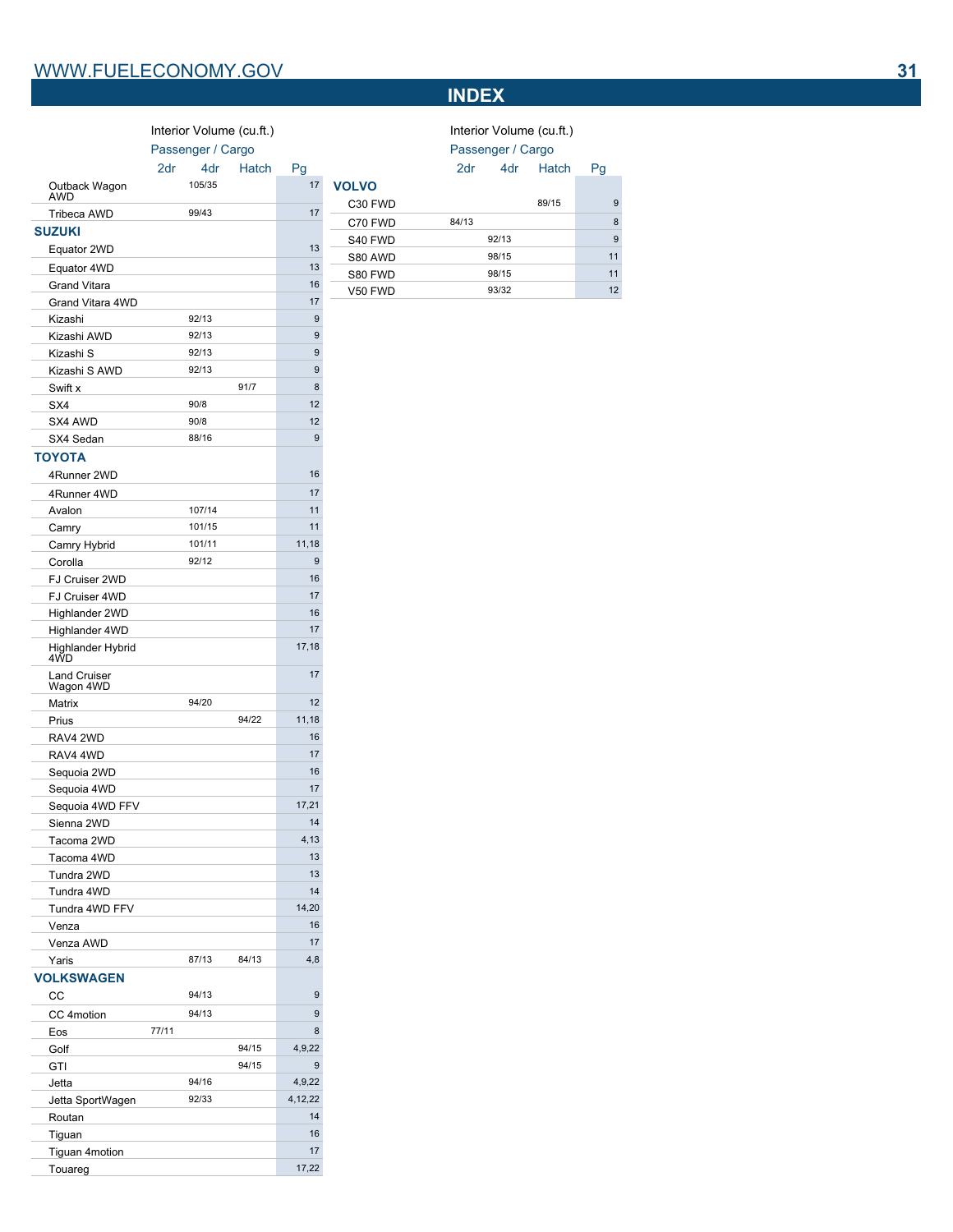# INDEX

| | Interior Volume (cu.ft.) Passenger / Cargo | | | |
|---|---|---|---|---|
| | 2dr | 4dr | Hatch | Pg |
| Outback Wagon AWD | | 105/35 | | 17 |
| Tribeca AWD | | 99/43 | | 17 |
| **SUZUKI** | | | | |
| Equator 2WD | | | | 13 |
| Equator 4WD | | | | 13 |
| Grand Vitara | | | | 16 |
| Grand Vitara 4WD | | | | 17 |
| Kizashi | | 92/13 | | 9 |
| Kizashi AWD | | 92/13 | | 9 |
| Kizashi S | | 92/13 | | 9 |
| Kizashi S AWD | | 92/13 | | 9 |
| Swift x | | | 91/7 | 8 |
| SX4 | | 90/8 | | 12 |
| SX4 AWD | | 90/8 | | 12 |
| SX4 Sedan | | 88/16 | | 9 |
| **TOYOTA** | | | | |
| 4Runner 2WD | | | | 16 |
| 4Runner 4WD | | | | 17 |
| Avalon | | 107/14 | | 11 |
| Camry | | 101/15 | | 11 |
| Camry Hybrid | | 101/11 | | 11,18 |
| Corolla | | 92/12 | | 9 |
| FJ Cruiser 2WD | | | | 16 |
| FJ Cruiser 4WD | | | | 17 |
| Highlander 2WD | | | | 16 |
| Highlander 4WD | | | | 17 |
| Highlander Hybrid 4WD | | | | 17,18 |
| Land Cruiser Wagon 4WD | | | | 17 |
| Matrix | | 94/20 | | 12 |
| Prius | | | 94/22 | 11,18 |
| RAV4 2WD | | | | 16 |
| RAV4 4WD | | | | 17 |
| Sequoia 2WD | | | | 16 |
| Sequoia 4WD | | | | 17 |
| Sequoia 4WD FFV | | | | 17,21 |
| Sienna 2WD | | | | 14 |
| Tacoma 2WD | | | | 4,13 |
| Tacoma 4WD | | | | 13 |
| Tundra 2WD | | | | 13 |
| Tundra 4WD | | | | 14 |
| Tundra 4WD FFV | | | | 14,20 |
| Venza | | | | 16 |
| Venza AWD | | | | 17 |
| Yaris | | 87/13 | 84/13 | 4,8 |
| **VOLKSWAGEN** | | | | |
| CC | | 94/13 | | 9 |
| CC 4motion | | 94/13 | | 9 |
| Eos | 77/11 | | | 8 |
| Golf | | | 94/15 | 4,9,22 |
| GTI | | | 94/15 | 9 |
| Jetta | | 94/16 | | 4,9,22 |
| Jetta SportWagen | | 92/33 | | 4,12,22 |
| Routan | | | | 14 |
| Tiguan | | | | 16 |
| Tiguan 4motion | | | | 17 |
| Touareg | | | | 17,22 |

| | Interior Volume (cu.ft.) Passenger / Cargo | | | |
|---|---|---|---|---|
| | 2dr | 4dr | Hatch | Pg |
| **VOLVO** | | | | |
| C30 FWD | | | 89/15 | 9 |
| C70 FWD | 84/13 | | | 8 |
| S40 FWD | | 92/13 | | 9 |
| S80 AWD | | 98/15 | | 11 |
| S80 FWD | | 98/15 | | 11 |
| V50 FWD | | 93/32 | | 12 |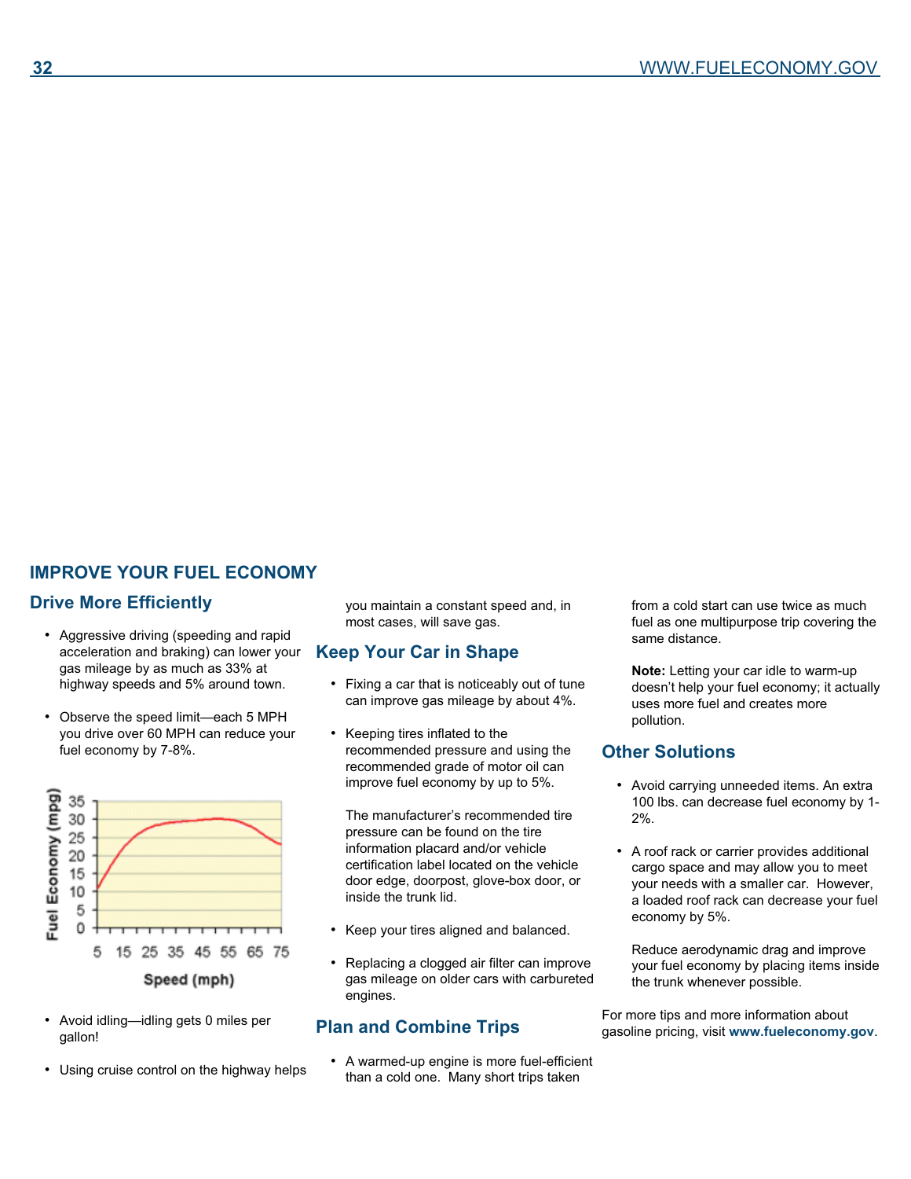# IMPROVE YOUR FUEL ECONOMY

## Drive More Efficiently

- Aggressive driving (speeding and rapid acceleration and braking) can lower your gas mileage by as much as 33% at highway speeds and 5% around town.

- Observe the speed limit—each 5 MPH you drive over 60 MPH can reduce your fuel economy by 7-8%.

Fuel Economy (mpg)
35
30
25
20
15
10
5
0
5 15 25 35 45 55 65 75
Speed (mph)

- Avoid idling—idling gets 0 miles per gallon!

- Using cruise control on the highway helps you maintain a constant speed and, in most cases, will save gas.

## Keep Your Car in Shape

- Fixing a car that is noticeably out of tune can improve gas mileage by about 4%.

- Keeping tires inflated to the recommended pressure and using the recommended grade of motor oil can improve fuel economy by up to 5%.

  The manufacturer's recommended tire pressure can be found on the tire information placard and/or vehicle certification label located on the vehicle door edge, doorpost, glove-box door, or inside the trunk lid.

- Keep your tires aligned and balanced.

- Replacing a clogged air filter can improve gas mileage on older cars with carbureted engines.

## Plan and Combine Trips

- A warmed-up engine is more fuel-efficient than a cold one. Many short trips taken from a cold start can use twice as much fuel as one multipurpose trip covering the same distance.

  **Note:** Letting your car idle to warm-up doesn't help your fuel economy; it actually uses more fuel and creates more pollution.

## Other Solutions

- Avoid carrying unneeded items. An extra 100 lbs. can decrease fuel economy by 1-2%.

- A roof rack or carrier provides additional cargo space and may allow you to meet your needs with a smaller car. However, a loaded roof rack can decrease your fuel economy by 5%.

  Reduce aerodynamic drag and improve your fuel economy by placing items inside the trunk whenever possible.

For more tips and more information about gasoline pricing, visit **www.fueleconomy.gov**.